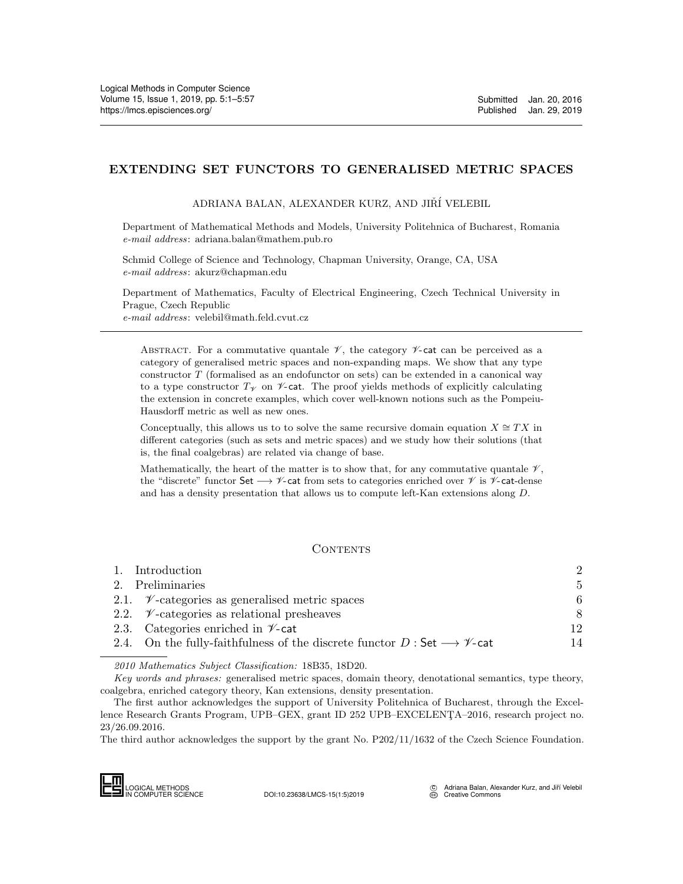Submitted Jan. 20, 2016
Published Jan. 29, 2019

# EXTENDING SET FUNCTORS TO GENERALISED METRIC SPACES

ADRIANA BALAN, ALEXANDER KURZ, AND JIŘÍ VELEBIL

Department of Mathematical Methods and Models, University Politehnica of Bucharest, Romania
*e-mail address*: adriana.balan@mathem.pub.ro

Schmid College of Science and Technology, Chapman University, Orange, CA, USA
*e-mail address*: akurz@chapman.edu

Department of Mathematics, Faculty of Electrical Engineering, Czech Technical University in Prague, Czech Republic
*e-mail address*: velebil@math.feld.cvut.cz

ABSTRACT. For a commutative quantale $\mathscr{V}$, the category $\mathscr{V}$-$\mathsf{cat}$ can be perceived as a category of generalised metric spaces and non-expanding maps. We show that any type constructor $T$ (formalised as an endofunctor on sets) can be extended in a canonical way to a type constructor $T_{\mathscr{V}}$ on $\mathscr{V}$-$\mathsf{cat}$. The proof yields methods of explicitly calculating the extension in concrete examples, which cover well-known notions such as the Pompeiu-Hausdorff metric as well as new ones.

Conceptually, this allows us to to solve the same recursive domain equation $X \cong TX$ in different categories (such as sets and metric spaces) and we study how their solutions (that is, the final coalgebras) are related via change of base.

Mathematically, the heart of the matter is to show that, for any commutative quantale $\mathscr{V}$, the "discrete" functor $\mathsf{Set} \longrightarrow \mathscr{V}$-$\mathsf{cat}$ from sets to categories enriched over $\mathscr{V}$ is $\mathscr{V}$-$\mathsf{cat}$-dense and has a density presentation that allows us to compute left-Kan extensions along $D$.

## CONTENTS

| | |
|---|---|
| 1. Introduction | 2 |
| 2. Preliminaries | 5 |
| 2.1. $\mathscr{V}$-categories as generalised metric spaces | 6 |
| 2.2. $\mathscr{V}$-categories as relational presheaves | 8 |
| 2.3. Categories enriched in $\mathscr{V}$-$\mathsf{cat}$ | 12 |
| 2.4. On the fully-faithfulness of the discrete functor $D : \mathsf{Set} \longrightarrow \mathscr{V}$-$\mathsf{cat}$ | 14 |

*2010 Mathematics Subject Classification:* 18B35, 18D20.

*Key words and phrases:* generalised metric spaces, domain theory, denotational semantics, type theory, coalgebra, enriched category theory, Kan extensions, density presentation.

The first author acknowledges the support of University Politehnica of Bucharest, through the Excellence Research Grants Program, UPB–GEX, grant ID 252 UPB–EXCELENŢA–2016, research project no. 23/26.09.2016.

The third author acknowledges the support by the grant No. P202/11/1632 of the Czech Science Foundation.

DOI:10.23638/LMCS-15(1:5)2019

© Adriana Balan, Alexander Kurz, and Jiří Velebil
Creative Commons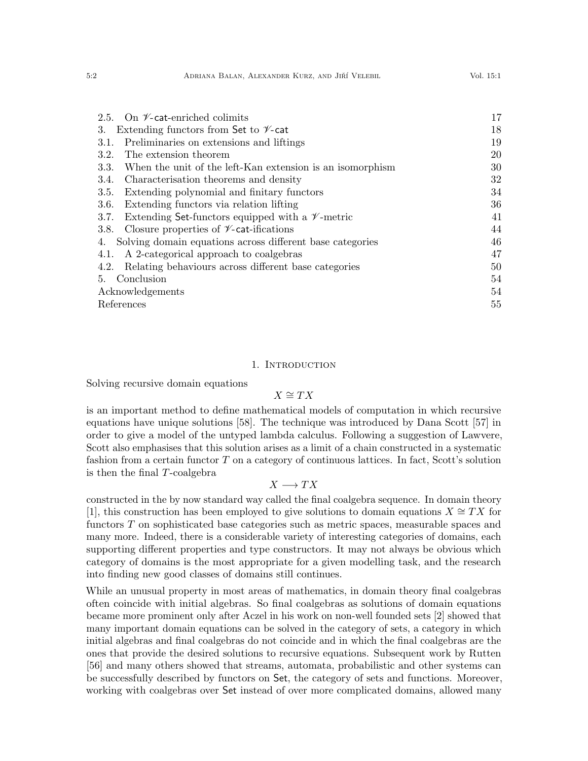2.5. On $\mathscr{V}$-cat-enriched colimits 17
3. Extending functors from Set to $\mathscr{V}$-cat 18
3.1. Preliminaries on extensions and liftings 19
3.2. The extension theorem 20
3.3. When the unit of the left-Kan extension is an isomorphism 30
3.4. Characterisation theorems and density 32
3.5. Extending polynomial and finitary functors 34
3.6. Extending functors via relation lifting 36
3.7. Extending Set-functors equipped with a $\mathscr{V}$-metric 41
3.8. Closure properties of $\mathscr{V}$-cat-ifications 44
4. Solving domain equations across different base categories 46
4.1. A 2-categorical approach to coalgebras 47
4.2. Relating behaviours across different base categories 50
5. Conclusion 54
Acknowledgements 54
References 55

## 1. Introduction

Solving recursive domain equations

$$X \cong TX$$

is an important method to define mathematical models of computation in which recursive equations have unique solutions [58]. The technique was introduced by Dana Scott [57] in order to give a model of the untyped lambda calculus. Following a suggestion of Lawvere, Scott also emphasises that this solution arises as a limit of a chain constructed in a systematic fashion from a certain functor $T$ on a category of continuous lattices. In fact, Scott's solution is then the final $T$-coalgebra

$$X \longrightarrow TX$$

constructed in the by now standard way called the final coalgebra sequence. In domain theory [1], this construction has been employed to give solutions to domain equations $X \cong TX$ for functors $T$ on sophisticated base categories such as metric spaces, measurable spaces and many more. Indeed, there is a considerable variety of interesting categories of domains, each supporting different properties and type constructors. It may not always be obvious which category of domains is the most appropriate for a given modelling task, and the research into finding new good classes of domains still continues.

While an unusual property in most areas of mathematics, in domain theory final coalgebras often coincide with initial algebras. So final coalgebras as solutions of domain equations became more prominent only after Aczel in his work on non-well founded sets [2] showed that many important domain equations can be solved in the category of sets, a category in which initial algebras and final coalgebras do not coincide and in which the final coalgebras are the ones that provide the desired solutions to recursive equations. Subsequent work by Rutten [56] and many others showed that streams, automata, probabilistic and other systems can be successfully described by functors on Set, the category of sets and functions. Moreover, working with coalgebras over Set instead of over more complicated domains, allowed many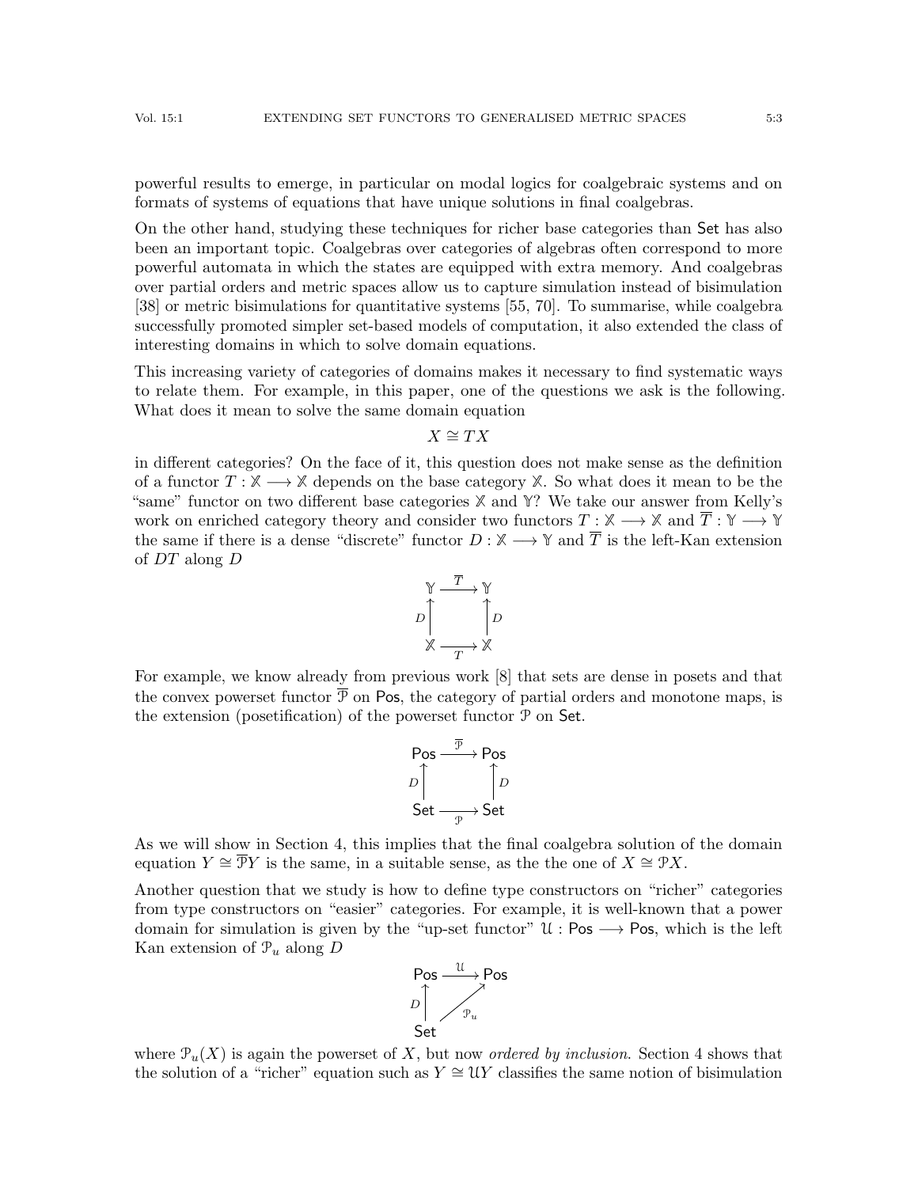powerful results to emerge, in particular on modal logics for coalgebraic systems and on formats of systems of equations that have unique solutions in final coalgebras.

On the other hand, studying these techniques for richer base categories than $\mathsf{Set}$ has also been an important topic. Coalgebras over categories of algebras often correspond to more powerful automata in which the states are equipped with extra memory. And coalgebras over partial orders and metric spaces allow us to capture simulation instead of bisimulation [38] or metric bisimulations for quantitative systems [55, 70]. To summarise, while coalgebra successfully promoted simpler set-based models of computation, it also extended the class of interesting domains in which to solve domain equations.

This increasing variety of categories of domains makes it necessary to find systematic ways to relate them. For example, in this paper, one of the questions we ask is the following. What does it mean to solve the same domain equation

$$X \cong TX$$

in different categories? On the face of it, this question does not make sense as the definition of a functor $T : \mathbb{X} \longrightarrow \mathbb{X}$ depends on the base category $\mathbb{X}$. So what does it mean to be the "same" functor on two different base categories $\mathbb{X}$ and $\mathbb{Y}$? We take our answer from Kelly's work on enriched category theory and consider two functors $T : \mathbb{X} \longrightarrow \mathbb{X}$ and $\overline{T} : \mathbb{Y} \longrightarrow \mathbb{Y}$ the same if there is a dense "discrete" functor $D : \mathbb{X} \longrightarrow \mathbb{Y}$ and $\overline{T}$ is the left-Kan extension of $DT$ along $D$

$$\begin{array}{ccc} \mathbb{Y} & \xrightarrow{\overline{T}} & \mathbb{Y} \\ {\scriptstyle D}\uparrow & & \uparrow{\scriptstyle D} \\ \mathbb{X} & \xrightarrow[T]{} & \mathbb{X} \end{array}$$

For example, we know already from previous work [8] that sets are dense in posets and that the convex powerset functor $\overline{\mathcal{P}}$ on $\mathsf{Pos}$, the category of partial orders and monotone maps, is the extension (posetification) of the powerset functor $\mathcal{P}$ on $\mathsf{Set}$.

$$\begin{array}{ccc} \mathsf{Pos} & \xrightarrow{\overline{\mathcal{P}}} & \mathsf{Pos} \\ {\scriptstyle D}\uparrow & & \uparrow{\scriptstyle D} \\ \mathsf{Set} & \xrightarrow[\mathcal{P}]{} & \mathsf{Set} \end{array}$$

As we will show in Section 4, this implies that the final coalgebra solution of the domain equation $Y \cong \overline{\mathcal{P}}Y$ is the same, in a suitable sense, as the the one of $X \cong \mathcal{P}X$.

Another question that we study is how to define type constructors on "richer" categories from type constructors on "easier" categories. For example, it is well-known that a power domain for simulation is given by the "up-set functor" $\mathcal{U} : \mathsf{Pos} \longrightarrow \mathsf{Pos}$, which is the left Kan extension of $\mathcal{P}_u$ along $D$

$$\begin{array}{ccc} \mathsf{Pos} & \xrightarrow{\mathcal{U}} & \mathsf{Pos} \\ {\scriptstyle D}\uparrow & \nearrow_{\mathcal{P}_u} & \\ \mathsf{Set} & & \end{array}$$

where $\mathcal{P}_u(X)$ is again the powerset of $X$, but now *ordered by inclusion*. Section 4 shows that the solution of a "richer" equation such as $Y \cong \mathcal{U}Y$ classifies the same notion of bisimulation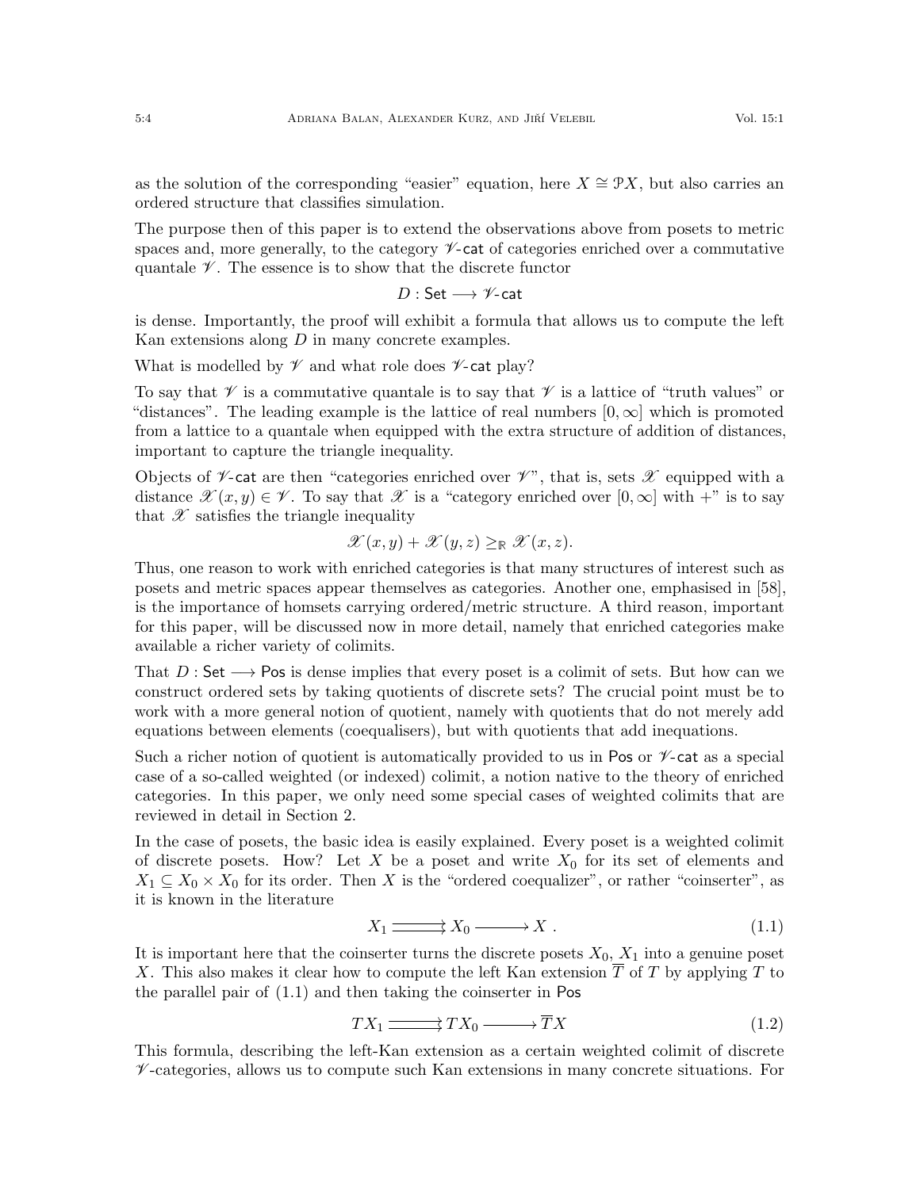as the solution of the corresponding "easier" equation, here $X \cong \mathcal{P}X$, but also carries an ordered structure that classifies simulation.

The purpose then of this paper is to extend the observations above from posets to metric spaces and, more generally, to the category $\mathscr{V}$-$\mathsf{cat}$ of categories enriched over a commutative quantale $\mathscr{V}$. The essence is to show that the discrete functor

$$D : \mathsf{Set} \longrightarrow \mathscr{V}\text{-}\mathsf{cat}$$

is dense. Importantly, the proof will exhibit a formula that allows us to compute the left Kan extensions along $D$ in many concrete examples.

What is modelled by $\mathscr{V}$ and what role does $\mathscr{V}$-$\mathsf{cat}$ play?

To say that $\mathscr{V}$ is a commutative quantale is to say that $\mathscr{V}$ is a lattice of "truth values" or "distances". The leading example is the lattice of real numbers $[0, \infty]$ which is promoted from a lattice to a quantale when equipped with the extra structure of addition of distances, important to capture the triangle inequality.

Objects of $\mathscr{V}$-$\mathsf{cat}$ are then "categories enriched over $\mathscr{V}$", that is, sets $\mathscr{X}$ equipped with a distance $\mathscr{X}(x, y) \in \mathscr{V}$. To say that $\mathscr{X}$ is a "category enriched over $[0, \infty]$ with $+$" is to say that $\mathscr{X}$ satisfies the triangle inequality

$$\mathscr{X}(x, y) + \mathscr{X}(y, z) \geq_{\mathbb{R}} \mathscr{X}(x, z).$$

Thus, one reason to work with enriched categories is that many structures of interest such as posets and metric spaces appear themselves as categories. Another one, emphasised in [58], is the importance of homsets carrying ordered/metric structure. A third reason, important for this paper, will be discussed now in more detail, namely that enriched categories make available a richer variety of colimits.

That $D : \mathsf{Set} \longrightarrow \mathsf{Pos}$ is dense implies that every poset is a colimit of sets. But how can we construct ordered sets by taking quotients of discrete sets? The crucial point must be to work with a more general notion of quotient, namely with quotients that do not merely add equations between elements (coequalisers), but with quotients that add inequations.

Such a richer notion of quotient is automatically provided to us in $\mathsf{Pos}$ or $\mathscr{V}$-$\mathsf{cat}$ as a special case of a so-called weighted (or indexed) colimit, a notion native to the theory of enriched categories. In this paper, we only need some special cases of weighted colimits that are reviewed in detail in Section 2.

In the case of posets, the basic idea is easily explained. Every poset is a weighted colimit of discrete posets. How? Let $X$ be a poset and write $X_0$ for its set of elements and $X_1 \subseteq X_0 \times X_0$ for its order. Then $X$ is the "ordered coequalizer", or rather "coinserter", as it is known in the literature

$$X_1 \rightrightarrows X_0 \longrightarrow X \ . \tag{1.1}$$

It is important here that the coinserter turns the discrete posets $X_0$, $X_1$ into a genuine poset $X$. This also makes it clear how to compute the left Kan extension $\overline{T}$ of $T$ by applying $T$ to the parallel pair of (1.1) and then taking the coinserter in $\mathsf{Pos}$

$$TX_1 \rightrightarrows TX_0 \longrightarrow \overline{T}X \tag{1.2}$$

This formula, describing the left-Kan extension as a certain weighted colimit of discrete $\mathscr{V}$-categories, allows us to compute such Kan extensions in many concrete situations. For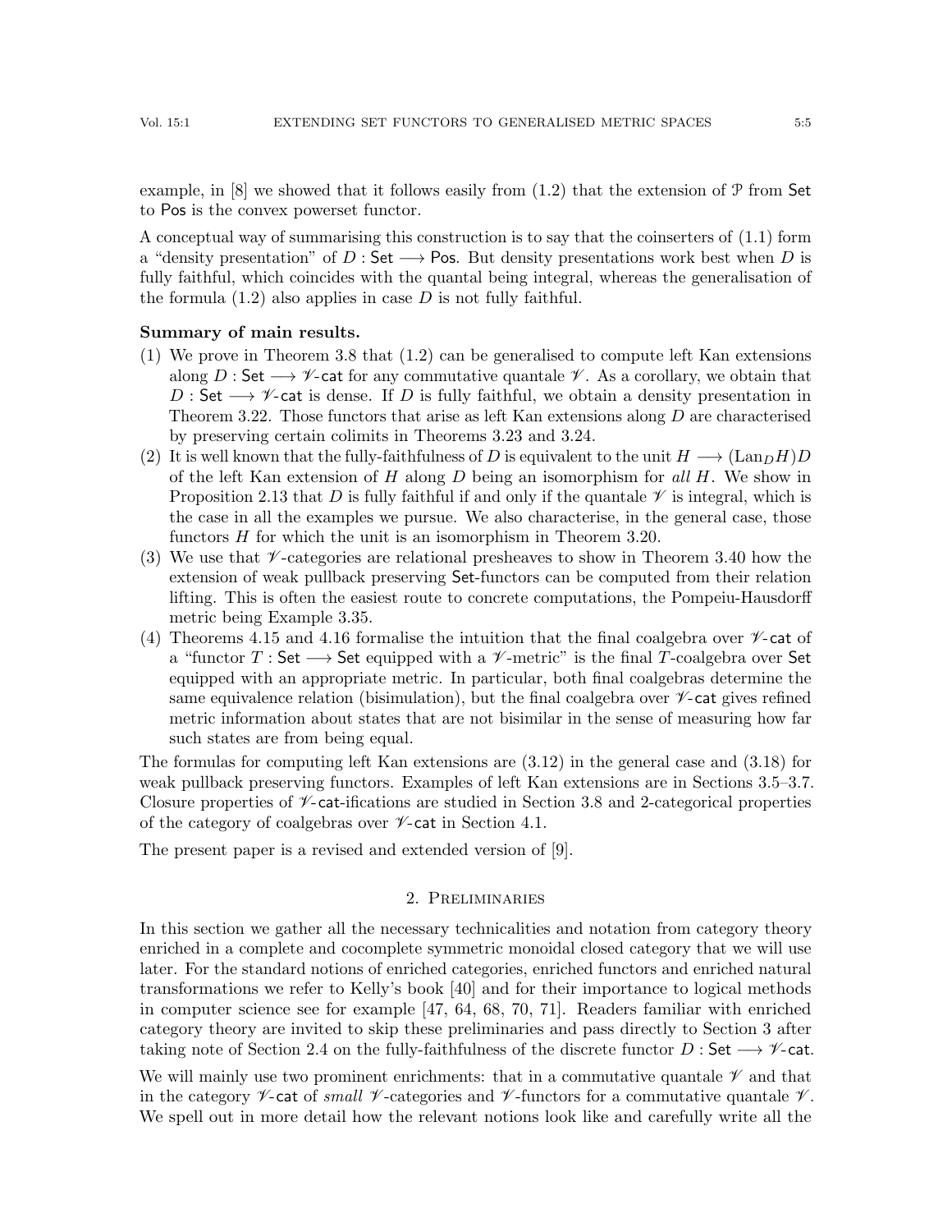example, in [8] we showed that it follows easily from (1.2) that the extension of $\mathcal{P}$ from $\mathsf{Set}$ to $\mathsf{Pos}$ is the convex powerset functor.

A conceptual way of summarising this construction is to say that the coinserters of (1.1) form a "density presentation" of $D : \mathsf{Set} \longrightarrow \mathsf{Pos}$. But density presentations work best when $D$ is fully faithful, which coincides with the quantal being integral, whereas the generalisation of the formula (1.2) also applies in case $D$ is not fully faithful.

**Summary of main results.**

(1) We prove in Theorem 3.8 that (1.2) can be generalised to compute left Kan extensions along $D : \mathsf{Set} \longrightarrow \mathscr{V}\text{-}\mathsf{cat}$ for any commutative quantale $\mathscr{V}$. As a corollary, we obtain that $D : \mathsf{Set} \longrightarrow \mathscr{V}\text{-}\mathsf{cat}$ is dense. If $D$ is fully faithful, we obtain a density presentation in Theorem 3.22. Those functors that arise as left Kan extensions along $D$ are characterised by preserving certain colimits in Theorems 3.23 and 3.24.

(2) It is well known that the fully-faithfulness of $D$ is equivalent to the unit $H \longrightarrow (\mathrm{Lan}_D H)D$ of the left Kan extension of $H$ along $D$ being an isomorphism for *all* $H$. We show in Proposition 2.13 that $D$ is fully faithful if and only if the quantale $\mathscr{V}$ is integral, which is the case in all the examples we pursue. We also characterise, in the general case, those functors $H$ for which the unit is an isomorphism in Theorem 3.20.

(3) We use that $\mathscr{V}$-categories are relational presheaves to show in Theorem 3.40 how the extension of weak pullback preserving $\mathsf{Set}$-functors can be computed from their relation lifting. This is often the easiest route to concrete computations, the Pompeiu-Hausdorff metric being Example 3.35.

(4) Theorems 4.15 and 4.16 formalise the intuition that the final coalgebra over $\mathscr{V}\text{-}\mathsf{cat}$ of a "functor $T : \mathsf{Set} \longrightarrow \mathsf{Set}$ equipped with a $\mathscr{V}$-metric" is the final $T$-coalgebra over $\mathsf{Set}$ equipped with an appropriate metric. In particular, both final coalgebras determine the same equivalence relation (bisimulation), but the final coalgebra over $\mathscr{V}\text{-}\mathsf{cat}$ gives refined metric information about states that are not bisimilar in the sense of measuring how far such states are from being equal.

The formulas for computing left Kan extensions are (3.12) in the general case and (3.18) for weak pullback preserving functors. Examples of left Kan extensions are in Sections 3.5–3.7. Closure properties of $\mathscr{V}$-$\mathsf{cat}$-ifications are studied in Section 3.8 and 2-categorical properties of the category of coalgebras over $\mathscr{V}\text{-}\mathsf{cat}$ in Section 4.1.

The present paper is a revised and extended version of [9].

## 2. Preliminaries

In this section we gather all the necessary technicalities and notation from category theory enriched in a complete and cocomplete symmetric monoidal closed category that we will use later. For the standard notions of enriched categories, enriched functors and enriched natural transformations we refer to Kelly's book [40] and for their importance to logical methods in computer science see for example [47, 64, 68, 70, 71]. Readers familiar with enriched category theory are invited to skip these preliminaries and pass directly to Section 3 after taking note of Section 2.4 on the fully-faithfulness of the discrete functor $D : \mathsf{Set} \longrightarrow \mathscr{V}\text{-}\mathsf{cat}$.

We will mainly use two prominent enrichments: that in a commutative quantale $\mathscr{V}$ and that in the category $\mathscr{V}\text{-}\mathsf{cat}$ of *small* $\mathscr{V}$-categories and $\mathscr{V}$-functors for a commutative quantale $\mathscr{V}$. We spell out in more detail how the relevant notions look like and carefully write all the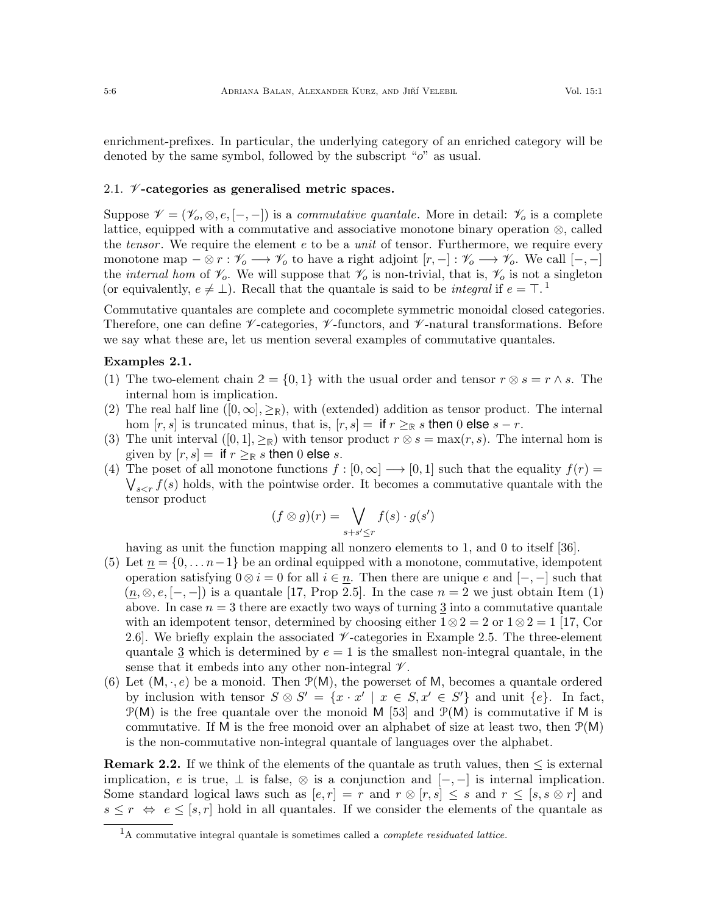enrichment-prefixes. In particular, the underlying category of an enriched category will be denoted by the same symbol, followed by the subscript "$o$" as usual.

### 2.1. $\mathscr{V}$-categories as generalised metric spaces.

Suppose $\mathscr{V} = (\mathscr{V}_o, \otimes, e, [-,-])$ is a *commutative quantale*. More in detail: $\mathscr{V}_o$ is a complete lattice, equipped with a commutative and associative monotone binary operation $\otimes$, called the *tensor*. We require the element $e$ to be a *unit* of tensor. Furthermore, we require every monotone map $- \otimes r : \mathscr{V}_o \longrightarrow \mathscr{V}_o$ to have a right adjoint $[r,-] : \mathscr{V}_o \longrightarrow \mathscr{V}_o$. We call $[-,-]$ the *internal hom* of $\mathscr{V}_o$. We will suppose that $\mathscr{V}_o$ is non-trivial, that is, $\mathscr{V}_o$ is not a singleton (or equivalently, $e \neq \bot$). Recall that the quantale is said to be *integral* if $e = \top$. [1]

Commutative quantales are complete and cocomplete symmetric monoidal closed categories. Therefore, one can define $\mathscr{V}$-categories, $\mathscr{V}$-functors, and $\mathscr{V}$-natural transformations. Before we say what these are, let us mention several examples of commutative quantales.

**Examples 2.1.**

(1) The two-element chain $\mathbb{2} = \{0, 1\}$ with the usual order and tensor $r \otimes s = r \wedge s$. The internal hom is implication.

(2) The real half line $([0,\infty], \geq_{\mathbb{R}})$, with (extended) addition as tensor product. The internal hom $[r,s]$ is truncated minus, that is, $[r,s] =$ if $r \geq_{\mathbb{R}} s$ then $0$ else $s - r$.

(3) The unit interval $([0,1], \geq_{\mathbb{R}})$ with tensor product $r \otimes s = \max(r,s)$. The internal hom is given by $[r,s] =$ if $r \geq_{\mathbb{R}} s$ then $0$ else $s$.

(4) The poset of all monotone functions $f : [0,\infty] \longrightarrow [0,1]$ such that the equality $f(r) = \bigvee_{s<r} f(s)$ holds, with the pointwise order. It becomes a commutative quantale with the tensor product
$$(f \otimes g)(r) = \bigvee_{s+s' \leq r} f(s) \cdot g(s')$$
having as unit the function mapping all nonzero elements to 1, and 0 to itself [36].

(5) Let $\underline{n} = \{0, \ldots n-1\}$ be an ordinal equipped with a monotone, commutative, idempotent operation satisfying $0 \otimes i = 0$ for all $i \in \underline{n}$. Then there are unique $e$ and $[-,-]$ such that $(\underline{n}, \otimes, e, [-,-])$ is a quantale [17, Prop 2.5]. In the case $n = 2$ we just obtain Item (1) above. In case $n = 3$ there are exactly two ways of turning $\underline{3}$ into a commutative quantale with an idempotent tensor, determined by choosing either $1 \otimes 2 = 2$ or $1 \otimes 2 = 1$ [17, Cor 2.6]. We briefly explain the associated $\mathscr{V}$-categories in Example 2.5. The three-element quantale $\underline{3}$ which is determined by $e = 1$ is the smallest non-integral quantale, in the sense that it embeds into any other non-integral $\mathscr{V}$.

(6) Let $(\mathsf{M}, \cdot, e)$ be a monoid. Then $\mathcal{P}(\mathsf{M})$, the powerset of $\mathsf{M}$, becomes a quantale ordered by inclusion with tensor $S \otimes S' = \{x \cdot x' \mid x \in S, x' \in S'\}$ and unit $\{e\}$. In fact, $\mathcal{P}(\mathsf{M})$ is the free quantale over the monoid $\mathsf{M}$ [53] and $\mathcal{P}(\mathsf{M})$ is commutative if $\mathsf{M}$ is commutative. If $\mathsf{M}$ is the free monoid over an alphabet of size at least two, then $\mathcal{P}(\mathsf{M})$ is the non-commutative non-integral quantale of languages over the alphabet.

**Remark 2.2.** If we think of the elements of the quantale as truth values, then $\leq$ is external implication, $e$ is true, $\bot$ is false, $\otimes$ is a conjunction and $[-,-]$ is internal implication. Some standard logical laws such as $[e,r] = r$ and $r \otimes [r,s] \leq s$ and $r \leq [s, s \otimes r]$ and $s \leq r \;\Leftrightarrow\; e \leq [s,r]$ hold in all quantales. If we consider the elements of the quantale as

[1] A commutative integral quantale is sometimes called a *complete residuated lattice.*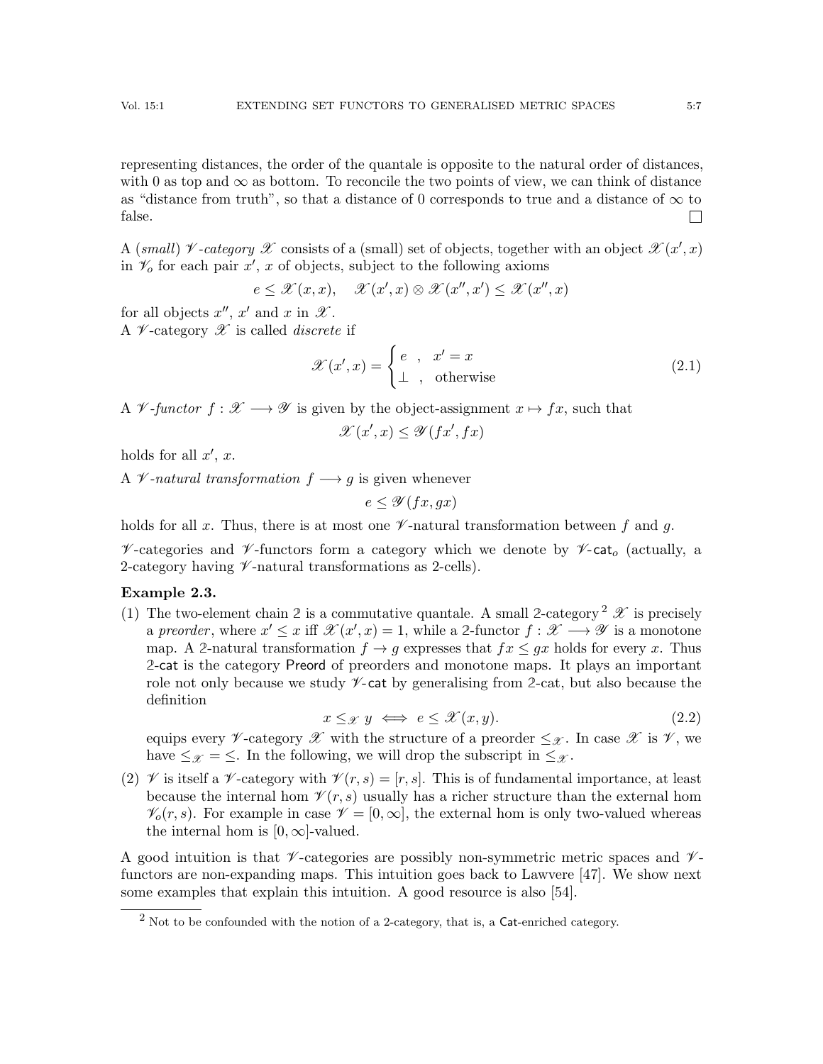representing distances, the order of the quantale is opposite to the natural order of distances, with 0 as top and $\infty$ as bottom. To reconcile the two points of view, we can think of distance as "distance from truth", so that a distance of 0 corresponds to true and a distance of $\infty$ to false. □

A (*small*) $\mathscr{V}$*-category* $\mathscr{X}$ consists of a (small) set of objects, together with an object $\mathscr{X}(x',x)$ in $\mathscr{V}_o$ for each pair $x'$, $x$ of objects, subject to the following axioms

$$e \leq \mathscr{X}(x,x), \quad \mathscr{X}(x',x) \otimes \mathscr{X}(x'',x') \leq \mathscr{X}(x'',x)$$

for all objects $x''$, $x'$ and $x$ in $\mathscr{X}$.

A $\mathscr{V}$-category $\mathscr{X}$ is called *discrete* if

$$\mathscr{X}(x',x) = \begin{cases} e & , \quad x' = x \\ \bot & , \quad \text{otherwise} \end{cases} \tag{2.1}$$

A $\mathscr{V}$*-functor* $f : \mathscr{X} \longrightarrow \mathscr{Y}$ is given by the object-assignment $x \mapsto fx$, such that

$$\mathscr{X}(x',x) \leq \mathscr{Y}(fx',fx)$$

holds for all $x'$, $x$.

A $\mathscr{V}$*-natural transformation* $f \longrightarrow g$ is given whenever

$$e \leq \mathscr{Y}(fx,gx)$$

holds for all $x$. Thus, there is at most one $\mathscr{V}$-natural transformation between $f$ and $g$.

$\mathscr{V}$-categories and $\mathscr{V}$-functors form a category which we denote by $\mathscr{V}\text{-}\mathsf{cat}_o$ (actually, a 2-category having $\mathscr{V}$-natural transformations as 2-cells).

**Example 2.3.**

(1) The two-element chain $\mathbb{2}$ is a commutative quantale. A small $\mathbb{2}$-category [2] $\mathscr{X}$ is precisely a *preorder*, where $x' \leq x$ iff $\mathscr{X}(x',x) = 1$, while a $\mathbb{2}$-functor $f : \mathscr{X} \longrightarrow \mathscr{Y}$ is a monotone map. A $\mathbb{2}$-natural transformation $f \to g$ expresses that $fx \leq gx$ holds for every $x$. Thus $\mathbb{2}\text{-}\mathsf{cat}$ is the category $\mathsf{Preord}$ of preorders and monotone maps. It plays an important role not only because we study $\mathscr{V}\text{-}\mathsf{cat}$ by generalising from $\mathbb{2}\text{-}\mathsf{cat}$, but also because the definition

$$x \leq_{\mathscr{X}} y \iff e \leq \mathscr{X}(x,y). \tag{2.2}$$

equips every $\mathscr{V}$-category $\mathscr{X}$ with the structure of a preorder $\leq_{\mathscr{X}}$. In case $\mathscr{X}$ is $\mathscr{V}$, we have $\leq_{\mathscr{X}} = \leq$. In the following, we will drop the subscript in $\leq_{\mathscr{X}}$.

(2) $\mathscr{V}$ is itself a $\mathscr{V}$-category with $\mathscr{V}(r,s) = [r,s]$. This is of fundamental importance, at least because the internal hom $\mathscr{V}(r,s)$ usually has a richer structure than the external hom $\mathscr{V}_o(r,s)$. For example in case $\mathscr{V} = [0,\infty]$, the external hom is only two-valued whereas the internal hom is $[0,\infty]$-valued.

A good intuition is that $\mathscr{V}$-categories are possibly non-symmetric metric spaces and $\mathscr{V}$-functors are non-expanding maps. This intuition goes back to Lawvere [47]. We show next some examples that explain this intuition. A good resource is also [54].

[2] Not to be confounded with the notion of a 2-category, that is, a $\mathsf{Cat}$-enriched category.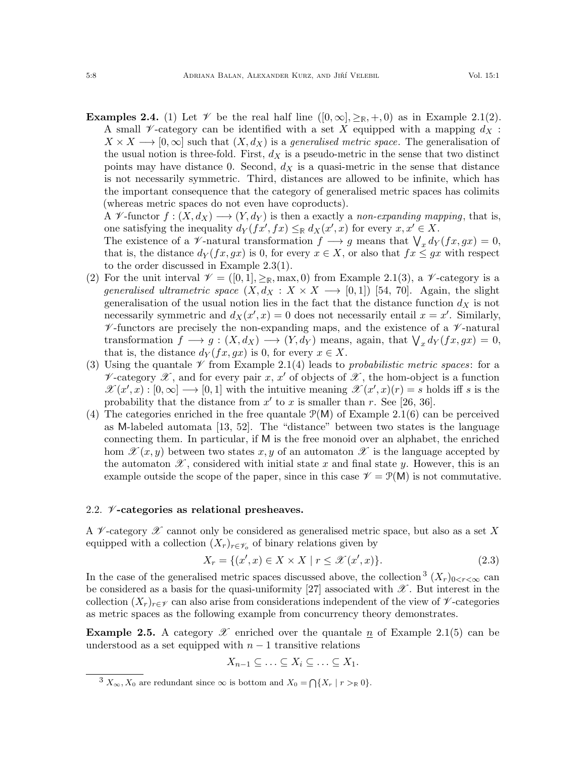**Examples 2.4.** (1) Let $\mathscr{V}$ be the real half line $([0,\infty], \geq_{\mathbb{R}}, +, 0)$ as in Example 2.1(2). A small $\mathscr{V}$-category can be identified with a set $X$ equipped with a mapping $d_X : X \times X \longrightarrow [0,\infty]$ such that $(X, d_X)$ is a *generalised metric space*. The generalisation of the usual notion is three-fold. First, $d_X$ is a pseudo-metric in the sense that two distinct points may have distance 0. Second, $d_X$ is a quasi-metric in the sense that distance is not necessarily symmetric. Third, distances are allowed to be infinite, which has the important consequence that the category of generalised metric spaces has colimits (whereas metric spaces do not even have coproducts).

A $\mathscr{V}$-functor $f : (X, d_X) \longrightarrow (Y, d_Y)$ is then a exactly a *non-expanding mapping*, that is, one satisfying the inequality $d_Y(fx', fx) \leq_{\mathbb{R}} d_X(x', x)$ for every $x, x' \in X$.

The existence of a $\mathscr{V}$-natural transformation $f \longrightarrow g$ means that $\bigvee_x d_Y(fx, gx) = 0$, that is, the distance $d_Y(fx, gx)$ is 0, for every $x \in X$, or also that $fx \leq gx$ with respect to the order discussed in Example 2.3(1).

(2) For the unit interval $\mathscr{V} = ([0,1], \geq_{\mathbb{R}}, \max, 0)$ from Example 2.1(3), a $\mathscr{V}$-category is a *generalised ultrametric space* $(X, d_X : X \times X \longrightarrow [0,1])$ [54, 70]. Again, the slight generalisation of the usual notion lies in the fact that the distance function $d_X$ is not necessarily symmetric and $d_X(x', x) = 0$ does not necessarily entail $x = x'$. Similarly, $\mathscr{V}$-functors are precisely the non-expanding maps, and the existence of a $\mathscr{V}$-natural transformation $f \longrightarrow g : (X, d_X) \longrightarrow (Y, d_Y)$ means, again, that $\bigvee_x d_Y(fx, gx) = 0$, that is, the distance $d_Y(fx, gx)$ is 0, for every $x \in X$.

(3) Using the quantale $\mathscr{V}$ from Example 2.1(4) leads to *probabilistic metric spaces*: for a $\mathscr{V}$-category $\mathscr{X}$, and for every pair $x$, $x'$ of objects of $\mathscr{X}$, the hom-object is a function $\mathscr{X}(x', x) : [0, \infty] \longrightarrow [0,1]$ with the intuitive meaning $\mathscr{X}(x', x)(r) = s$ holds iff $s$ is the probability that the distance from $x'$ to $x$ is smaller than $r$. See [26, 36].

(4) The categories enriched in the free quantale $\mathcal{P}(\mathsf{M})$ of Example 2.1(6) can be perceived as $\mathsf{M}$-labeled automata [13, 52]. The "distance" between two states is the language connecting them. In particular, if $\mathsf{M}$ is the free monoid over an alphabet, the enriched hom $\mathscr{X}(x, y)$ between two states $x, y$ of an automaton $\mathscr{X}$ is the language accepted by the automaton $\mathscr{X}$, considered with initial state $x$ and final state $y$. However, this is an example outside the scope of the paper, since in this case $\mathscr{V} = \mathcal{P}(\mathsf{M})$ is not commutative.

### 2.2. $\mathscr{V}$-categories as relational presheaves.

A $\mathscr{V}$-category $\mathscr{X}$ cannot only be considered as generalised metric space, but also as a set $X$ equipped with a collection $(X_r)_{r \in \mathscr{V}_o}$ of binary relations given by

$$X_r = \{(x', x) \in X \times X \mid r \leq \mathscr{X}(x', x)\}. \tag{2.3}$$

In the case of the generalised metric spaces discussed above, the collection[3] $(X_r)_{0<r<\infty}$ can be considered as a basis for the quasi-uniformity [27] associated with $\mathscr{X}$. But interest in the collection $(X_r)_{r \in \mathscr{V}}$ can also arise from considerations independent of the view of $\mathscr{V}$-categories as metric spaces as the following example from concurrency theory demonstrates.

**Example 2.5.** A category $\mathscr{X}$ enriched over the quantale $\underline{n}$ of Example 2.1(5) can be understood as a set equipped with $n-1$ transitive relations

$$X_{n-1} \subseteq \ldots \subseteq X_i \subseteq \ldots \subseteq X_1.$$

[3] $X_\infty, X_0$ are redundant since $\infty$ is bottom and $X_0 = \bigcap\{X_r \mid r >_{\mathbb{R}} 0\}$.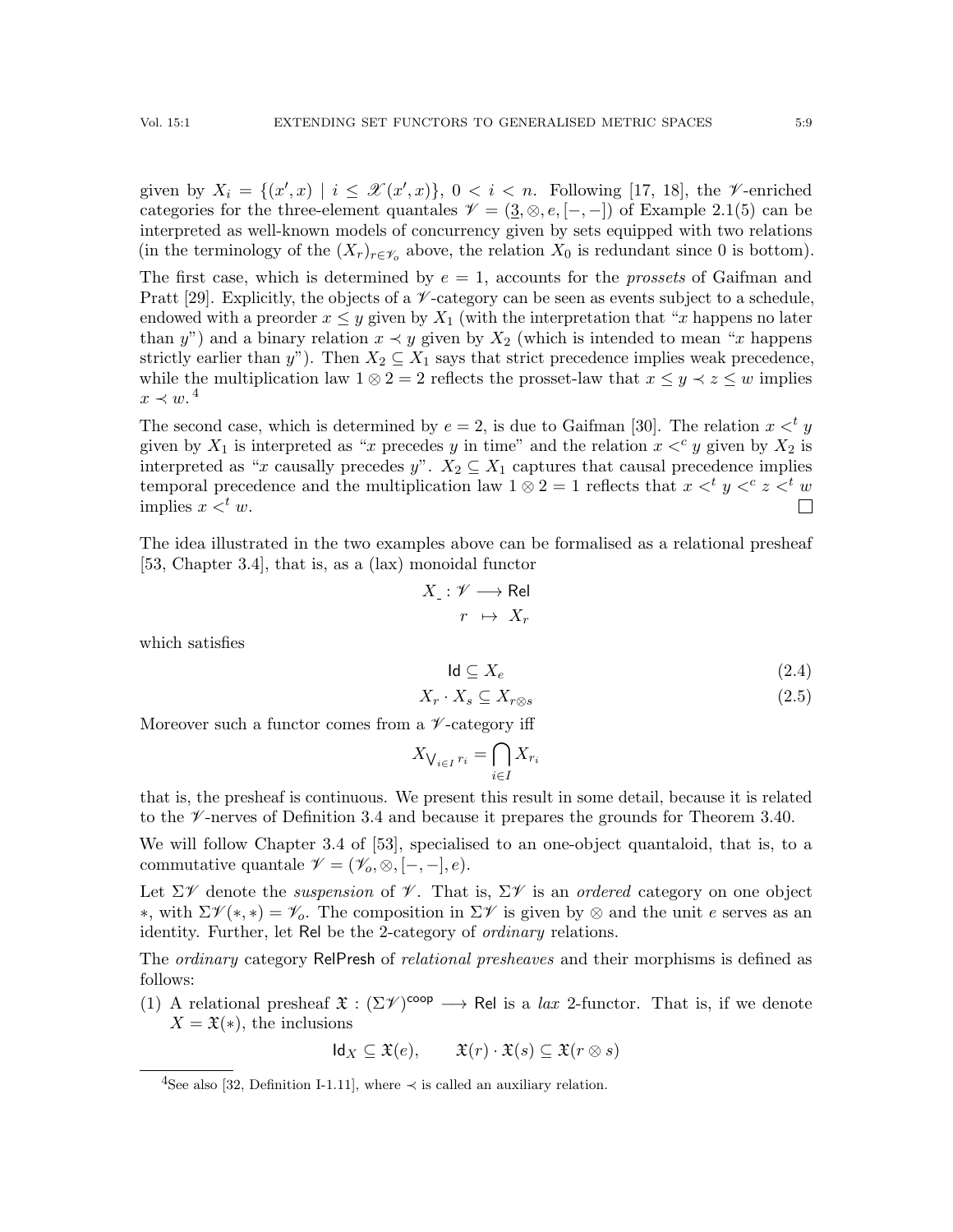given by $X_i = \{(x', x) \mid i \le \mathscr{X}(x', x)\}$, $0 < i < n$. Following [17, 18], the $\mathscr{V}$-enriched categories for the three-element quantales $\mathscr{V} = (\underline{3}, \otimes, e, [-,-])$ of Example 2.1(5) can be interpreted as well-known models of concurrency given by sets equipped with two relations (in the terminology of the $(X_r)_{r \in \mathscr{V}_o}$ above, the relation $X_0$ is redundant since 0 is bottom).

The first case, which is determined by $e = 1$, accounts for the *prossets* of Gaifman and Pratt [29]. Explicitly, the objects of a $\mathscr{V}$-category can be seen as events subject to a schedule, endowed with a preorder $x \le y$ given by $X_1$ (with the interpretation that "$x$ happens no later than $y$") and a binary relation $x \prec y$ given by $X_2$ (which is intended to mean "$x$ happens strictly earlier than $y$"). Then $X_2 \subseteq X_1$ says that strict precedence implies weak precedence, while the multiplication law $1 \otimes 2 = 2$ reflects the prosset-law that $x \le y \prec z \le w$ implies $x \prec w$.[4]

The second case, which is determined by $e = 2$, is due to Gaifman [30]. The relation $x <^t y$ given by $X_1$ is interpreted as "$x$ precedes $y$ in time" and the relation $x <^c y$ given by $X_2$ is interpreted as "$x$ causally precedes $y$". $X_2 \subseteq X_1$ captures that causal precedence implies temporal precedence and the multiplication law $1 \otimes 2 = 1$ reflects that $x <^t y <^c z <^t w$ implies $x <^t w$. □

The idea illustrated in the two examples above can be formalised as a relational presheaf [53, Chapter 3.4], that is, as a (lax) monoidal functor

$$X_{\_} : \mathscr{V} \longrightarrow \mathsf{Rel}$$
$$r \mapsto X_r$$

which satisfies

$$\mathsf{Id} \subseteq X_e \tag{2.4}$$

$$X_r \cdot X_s \subseteq X_{r \otimes s} \tag{2.5}$$

Moreover such a functor comes from a $\mathscr{V}$-category iff

$$X_{\bigvee_{i \in I} r_i} = \bigcap_{i \in I} X_{r_i}$$

that is, the presheaf is continuous. We present this result in some detail, because it is related to the $\mathscr{V}$-nerves of Definition 3.4 and because it prepares the grounds for Theorem 3.40.

We will follow Chapter 3.4 of [53], specialised to an one-object quantaloid, that is, to a commutative quantale $\mathscr{V} = (\mathscr{V}_o, \otimes, [-,-], e)$.

Let $\Sigma\mathscr{V}$ denote the *suspension* of $\mathscr{V}$. That is, $\Sigma\mathscr{V}$ is an *ordered* category on one object $*$, with $\Sigma\mathscr{V}(*, *) = \mathscr{V}_o$. The composition in $\Sigma\mathscr{V}$ is given by $\otimes$ and the unit $e$ serves as an identity. Further, let $\mathsf{Rel}$ be the 2-category of *ordinary* relations.

The *ordinary* category $\mathsf{RelPresh}$ of *relational presheaves* and their morphisms is defined as follows:

(1) A relational presheaf $\mathfrak{X} : (\Sigma\mathscr{V})^{\mathsf{coop}} \longrightarrow \mathsf{Rel}$ is a *lax* 2-functor. That is, if we denote $X = \mathfrak{X}(*)$, the inclusions

$$\mathsf{Id}_X \subseteq \mathfrak{X}(e), \qquad \mathfrak{X}(r) \cdot \mathfrak{X}(s) \subseteq \mathfrak{X}(r \otimes s)$$

[4] See also [32, Definition I-1.11], where $\prec$ is called an auxiliary relation.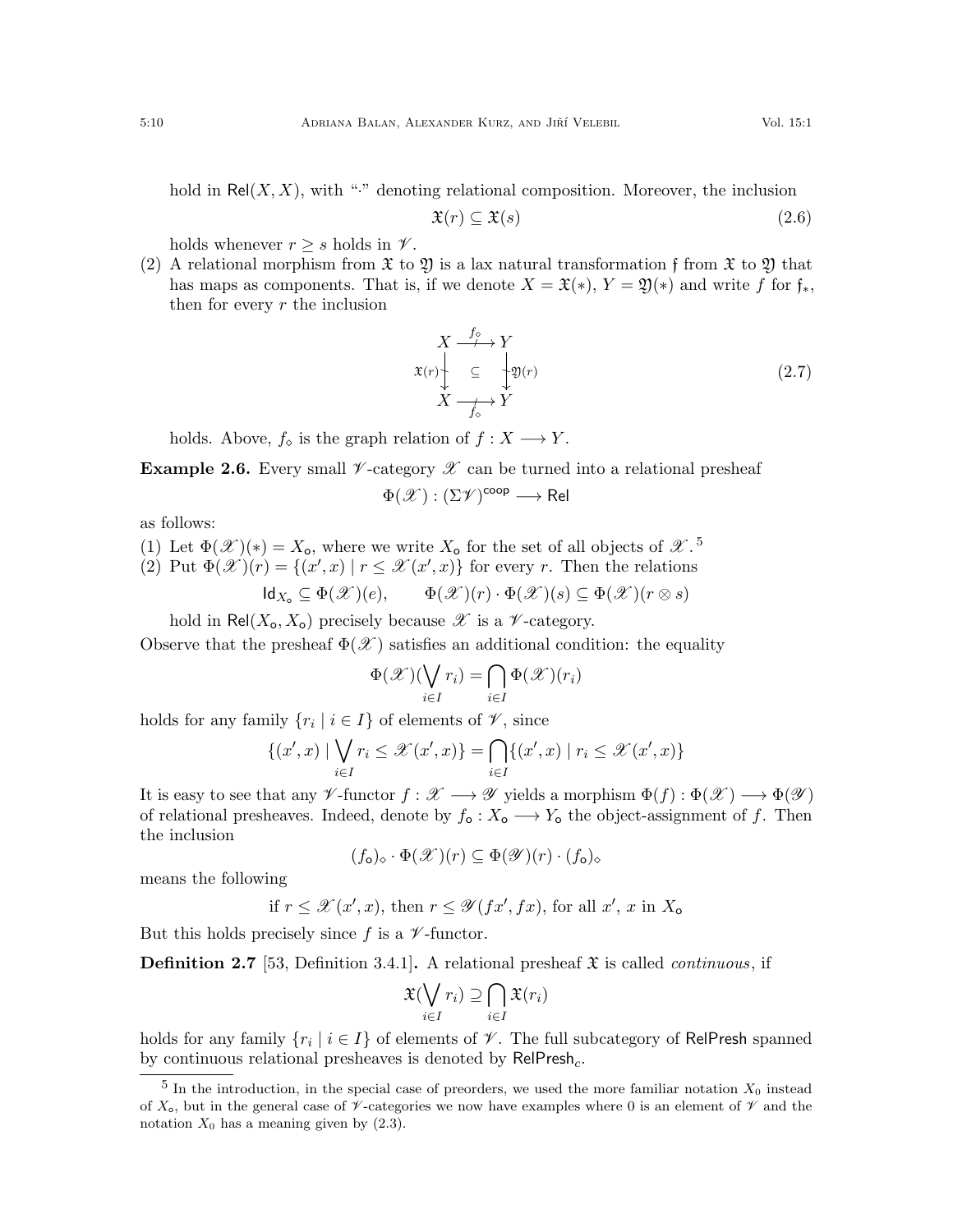hold in $\mathsf{Rel}(X, X)$, with "$\cdot$" denoting relational composition. Moreover, the inclusion

$$\mathfrak{X}(r) \subseteq \mathfrak{X}(s) \tag{2.6}$$

holds whenever $r \geq s$ holds in $\mathscr{V}$.

(2) A relational morphism from $\mathfrak{X}$ to $\mathfrak{Y}$ is a lax natural transformation $\mathfrak{f}$ from $\mathfrak{X}$ to $\mathfrak{Y}$ that has maps as components. That is, if we denote $X = \mathfrak{X}(*)$, $Y = \mathfrak{Y}(*)$ and write $f$ for $\mathfrak{f}_*$, then for every $r$ the inclusion

$$\begin{array}{ccc} X & \xrightarrow{f_\diamond} & Y \\ {\scriptstyle \mathfrak{X}(r)} \downarrow & \subseteq & \downarrow {\scriptstyle \mathfrak{Y}(r)} \\ X & \xrightarrow[f_\diamond]{} & Y \end{array} \tag{2.7}$$

holds. Above, $f_\diamond$ is the graph relation of $f : X \longrightarrow Y$.

**Example 2.6.** Every small $\mathscr{V}$-category $\mathscr{X}$ can be turned into a relational presheaf

$$\Phi(\mathscr{X}) : (\Sigma\mathscr{V})^{\mathsf{coop}} \longrightarrow \mathsf{Rel}$$

as follows:

(1) Let $\Phi(\mathscr{X})(*) = X_{\mathsf{o}}$, where we write $X_{\mathsf{o}}$ for the set of all objects of $\mathscr{X}$.[5]
(2) Put $\Phi(\mathscr{X})(r) = \{(x', x) \mid r \leq \mathscr{X}(x', x)\}$ for every $r$. Then the relations

$$\mathsf{Id}_{X_{\mathsf{o}}} \subseteq \Phi(\mathscr{X})(e), \qquad \Phi(\mathscr{X})(r) \cdot \Phi(\mathscr{X})(s) \subseteq \Phi(\mathscr{X})(r \otimes s)$$

hold in $\mathsf{Rel}(X_{\mathsf{o}}, X_{\mathsf{o}})$ precisely because $\mathscr{X}$ is a $\mathscr{V}$-category.

Observe that the presheaf $\Phi(\mathscr{X})$ satisfies an additional condition: the equality

$$\Phi(\mathscr{X})(\bigvee_{i \in I} r_i) = \bigcap_{i \in I} \Phi(\mathscr{X})(r_i)$$

holds for any family $\{r_i \mid i \in I\}$ of elements of $\mathscr{V}$, since

$$\{(x', x) \mid \bigvee_{i \in I} r_i \leq \mathscr{X}(x', x)\} = \bigcap_{i \in I} \{(x', x) \mid r_i \leq \mathscr{X}(x', x)\}$$

It is easy to see that any $\mathscr{V}$-functor $f : \mathscr{X} \longrightarrow \mathscr{Y}$ yields a morphism $\Phi(f) : \Phi(\mathscr{X}) \longrightarrow \Phi(\mathscr{Y})$ of relational presheaves. Indeed, denote by $f_{\mathsf{o}} : X_{\mathsf{o}} \longrightarrow Y_{\mathsf{o}}$ the object-assignment of $f$. Then the inclusion

$$(f_{\mathsf{o}})_\diamond \cdot \Phi(\mathscr{X})(r) \subseteq \Phi(\mathscr{Y})(r) \cdot (f_{\mathsf{o}})_\diamond$$

means the following

$$\text{if } r \leq \mathscr{X}(x', x), \text{ then } r \leq \mathscr{Y}(fx', fx), \text{ for all } x',\, x \text{ in } X_{\mathsf{o}}$$

But this holds precisely since $f$ is a $\mathscr{V}$-functor.

**Definition 2.7** [53, Definition 3.4.1]**.** A relational presheaf $\mathfrak{X}$ is called *continuous*, if

$$\mathfrak{X}(\bigvee_{i \in I} r_i) \supseteq \bigcap_{i \in I} \mathfrak{X}(r_i)$$

holds for any family $\{r_i \mid i \in I\}$ of elements of $\mathscr{V}$. The full subcategory of $\mathsf{RelPresh}$ spanned by continuous relational presheaves is denoted by $\mathsf{RelPresh}_c$.

[5] In the introduction, in the special case of preorders, we used the more familiar notation $X_0$ instead of $X_{\mathsf{o}}$, but in the general case of $\mathscr{V}$-categories we now have examples where $0$ is an element of $\mathscr{V}$ and the notation $X_0$ has a meaning given by (2.3).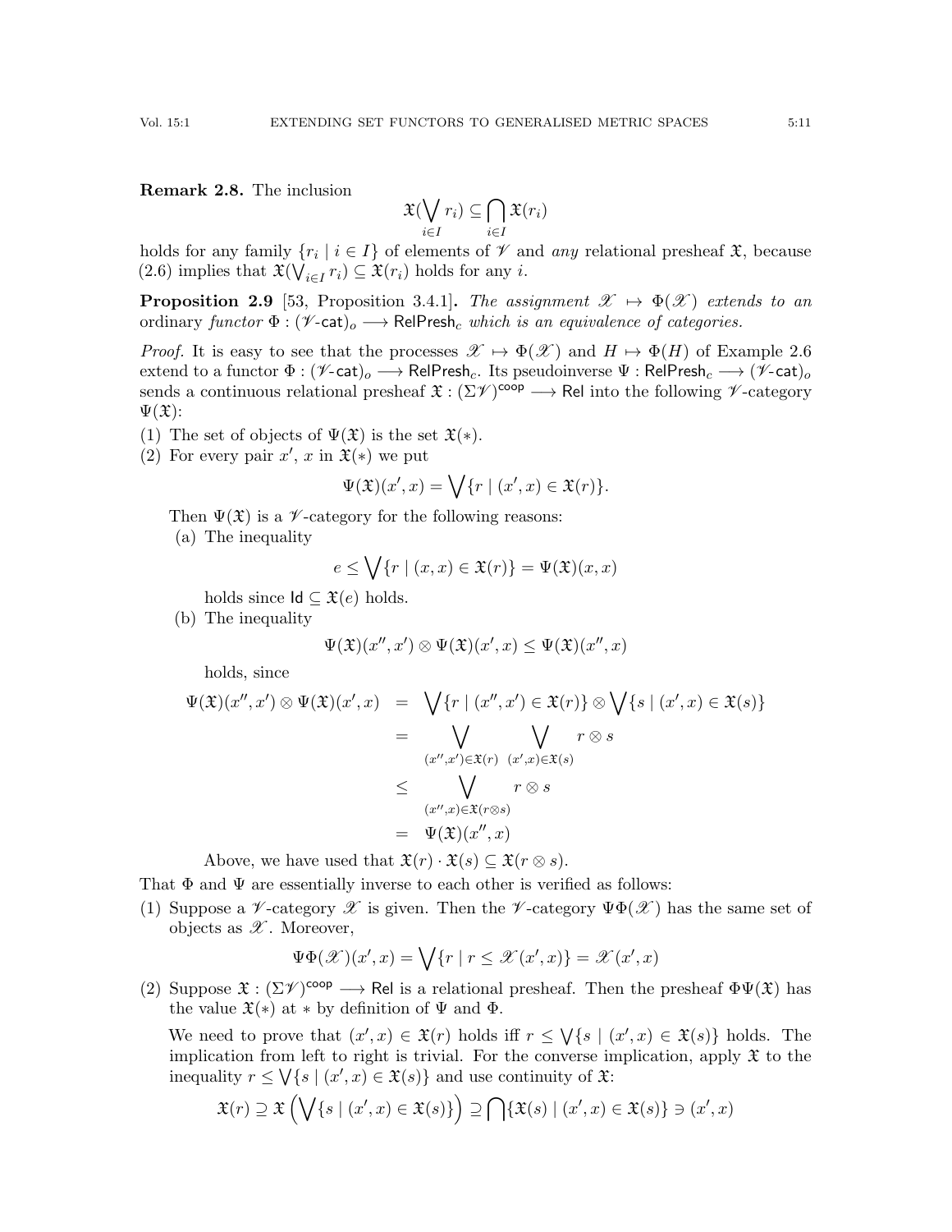**Remark 2.8.** The inclusion

$$\mathfrak{X}(\bigvee_{i\in I} r_i) \subseteq \bigcap_{i\in I} \mathfrak{X}(r_i)$$

holds for any family $\{r_i \mid i \in I\}$ of elements of $\mathscr{V}$ and *any* relational presheaf $\mathfrak{X}$, because (2.6) implies that $\mathfrak{X}(\bigvee_{i\in I} r_i) \subseteq \mathfrak{X}(r_i)$ holds for any $i$.

**Proposition 2.9** [53, Proposition 3.4.1]**.** *The assignment $\mathscr{X} \mapsto \Phi(\mathscr{X})$ extends to an* ordinary *functor $\Phi : (\mathscr{V}\text{-}\mathsf{cat})_o \longrightarrow \mathsf{RelPresh}_c$ which is an equivalence of categories.*

*Proof.* It is easy to see that the processes $\mathscr{X} \mapsto \Phi(\mathscr{X})$ and $H \mapsto \Phi(H)$ of Example 2.6 extend to a functor $\Phi : (\mathscr{V}\text{-}\mathsf{cat})_o \longrightarrow \mathsf{RelPresh}_c$. Its pseudoinverse $\Psi : \mathsf{RelPresh}_c \longrightarrow (\mathscr{V}\text{-}\mathsf{cat})_o$ sends a continuous relational presheaf $\mathfrak{X} : (\Sigma\mathscr{V})^{\mathsf{coop}} \longrightarrow \mathsf{Rel}$ into the following $\mathscr{V}$-category $\Psi(\mathfrak{X})$:

(1) The set of objects of $\Psi(\mathfrak{X})$ is the set $\mathfrak{X}(*)$.
(2) For every pair $x'$, $x$ in $\mathfrak{X}(*)$ we put

$$\Psi(\mathfrak{X})(x', x) = \bigvee\{r \mid (x', x) \in \mathfrak{X}(r)\}.$$

Then $\Psi(\mathfrak{X})$ is a $\mathscr{V}$-category for the following reasons:

(a) The inequality

$$e \leq \bigvee\{r \mid (x, x) \in \mathfrak{X}(r)\} = \Psi(\mathfrak{X})(x, x)$$

holds since $\mathsf{Id} \subseteq \mathfrak{X}(e)$ holds.

(b) The inequality

$$\Psi(\mathfrak{X})(x'', x') \otimes \Psi(\mathfrak{X})(x', x) \leq \Psi(\mathfrak{X})(x'', x)$$

holds, since

$$\begin{aligned}
\Psi(\mathfrak{X})(x'', x') \otimes \Psi(\mathfrak{X})(x', x) &= \bigvee\{r \mid (x'', x') \in \mathfrak{X}(r)\} \otimes \bigvee\{s \mid (x', x) \in \mathfrak{X}(s)\} \\
&= \bigvee_{(x'', x') \in \mathfrak{X}(r)} \ \bigvee_{(x', x) \in \mathfrak{X}(s)} r \otimes s \\
&\leq \bigvee_{(x'', x) \in \mathfrak{X}(r \otimes s)} r \otimes s \\
&= \Psi(\mathfrak{X})(x'', x)
\end{aligned}$$

Above, we have used that $\mathfrak{X}(r) \cdot \mathfrak{X}(s) \subseteq \mathfrak{X}(r \otimes s)$.

That $\Phi$ and $\Psi$ are essentially inverse to each other is verified as follows:

(1) Suppose a $\mathscr{V}$-category $\mathscr{X}$ is given. Then the $\mathscr{V}$-category $\Psi\Phi(\mathscr{X})$ has the same set of objects as $\mathscr{X}$. Moreover,

$$\Psi\Phi(\mathscr{X})(x', x) = \bigvee\{r \mid r \leq \mathscr{X}(x', x)\} = \mathscr{X}(x', x)$$

(2) Suppose $\mathfrak{X} : (\Sigma\mathscr{V})^{\mathsf{coop}} \longrightarrow \mathsf{Rel}$ is a relational presheaf. Then the presheaf $\Phi\Psi(\mathfrak{X})$ has the value $\mathfrak{X}(*)$ at $*$ by definition of $\Psi$ and $\Phi$.

We need to prove that $(x', x) \in \mathfrak{X}(r)$ holds iff $r \leq \bigvee\{s \mid (x', x) \in \mathfrak{X}(s)\}$ holds. The implication from left to right is trivial. For the converse implication, apply $\mathfrak{X}$ to the inequality $r \leq \bigvee\{s \mid (x', x) \in \mathfrak{X}(s)\}$ and use continuity of $\mathfrak{X}$:

$$\mathfrak{X}(r) \supseteq \mathfrak{X}\left(\bigvee\{s \mid (x', x) \in \mathfrak{X}(s)\}\right) \supseteq \bigcap\{\mathfrak{X}(s) \mid (x', x) \in \mathfrak{X}(s)\} \ni (x', x)$$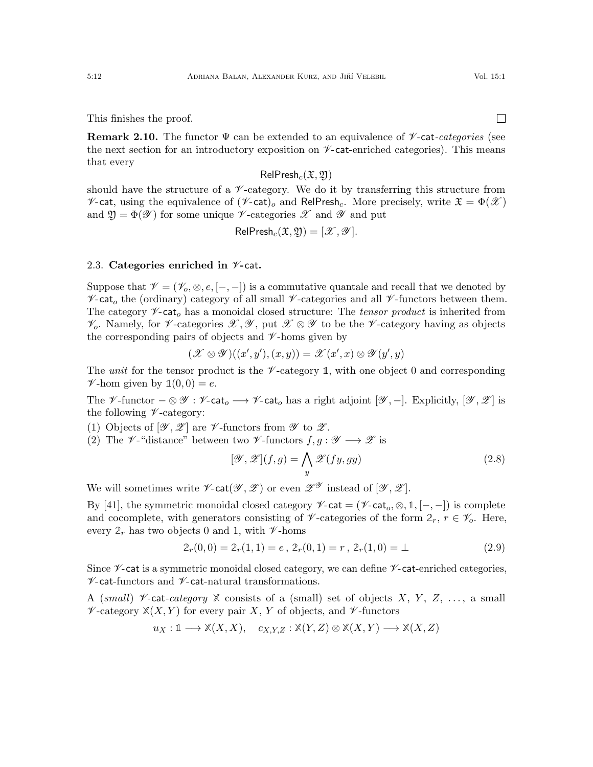This finishes the proof. $\square$

**Remark 2.10.** The functor $\Psi$ can be extended to an equivalence of $\mathscr{V}$-$\mathsf{cat}$-*categories* (see the next section for an introductory exposition on $\mathscr{V}$-$\mathsf{cat}$-enriched categories). This means that every

$$\mathsf{RelPresh}_c(\mathfrak{X}, \mathfrak{Y})$$

should have the structure of a $\mathscr{V}$-category. We do it by transferring this structure from $\mathscr{V}$-$\mathsf{cat}$, using the equivalence of $(\mathscr{V}\text{-}\mathsf{cat})_o$ and $\mathsf{RelPresh}_c$. More precisely, write $\mathfrak{X} = \Phi(\mathscr{X})$ and $\mathfrak{Y} = \Phi(\mathscr{Y})$ for some unique $\mathscr{V}$-categories $\mathscr{X}$ and $\mathscr{Y}$ and put

$$\mathsf{RelPresh}_c(\mathfrak{X}, \mathfrak{Y}) = [\mathscr{X}, \mathscr{Y}].$$

### 2.3. Categories enriched in $\mathscr{V}$-$\mathsf{cat}$.

Suppose that $\mathscr{V} = (\mathscr{V}_o, \otimes, e, [-,-])$ is a commutative quantale and recall that we denoted by $\mathscr{V}$-$\mathsf{cat}_o$ the (ordinary) category of all small $\mathscr{V}$-categories and all $\mathscr{V}$-functors between them. The category $\mathscr{V}$-$\mathsf{cat}_o$ has a monoidal closed structure: The *tensor product* is inherited from $\mathscr{V}_o$. Namely, for $\mathscr{V}$-categories $\mathscr{X}, \mathscr{Y}$, put $\mathscr{X} \otimes \mathscr{Y}$ to be the $\mathscr{V}$-category having as objects the corresponding pairs of objects and $\mathscr{V}$-homs given by

$$(\mathscr{X} \otimes \mathscr{Y})((x', y'), (x, y)) = \mathscr{X}(x', x) \otimes \mathscr{Y}(y', y)$$

The *unit* for the tensor product is the $\mathscr{V}$-category $\mathbb{1}$, with one object $0$ and corresponding $\mathscr{V}$-hom given by $\mathbb{1}(0,0) = e$.

The $\mathscr{V}$-functor $- \otimes \mathscr{Y} : \mathscr{V}\text{-}\mathsf{cat}_o \longrightarrow \mathscr{V}\text{-}\mathsf{cat}_o$ has a right adjoint $[\mathscr{Y}, -]$. Explicitly, $[\mathscr{Y}, \mathscr{Z}]$ is the following $\mathscr{V}$-category:

(1) Objects of $[\mathscr{Y}, \mathscr{Z}]$ are $\mathscr{V}$-functors from $\mathscr{Y}$ to $\mathscr{Z}$.
(2) The $\mathscr{V}$-"distance" between two $\mathscr{V}$-functors $f, g : \mathscr{Y} \longrightarrow \mathscr{Z}$ is

$$[\mathscr{Y}, \mathscr{Z}](f, g) = \bigwedge_y \mathscr{Z}(fy, gy) \tag{2.8}$$

We will sometimes write $\mathscr{V}$-$\mathsf{cat}(\mathscr{Y}, \mathscr{Z})$ or even $\mathscr{Z}^{\mathscr{Y}}$ instead of $[\mathscr{Y}, \mathscr{Z}]$.

By [41], the symmetric monoidal closed category $\mathscr{V}\text{-}\mathsf{cat} = (\mathscr{V}\text{-}\mathsf{cat}_o, \otimes, \mathbb{1}, [-,-])$ is complete and cocomplete, with generators consisting of $\mathscr{V}$-categories of the form $\mathbb{2}_r$, $r \in \mathscr{V}_o$. Here, every $\mathbb{2}_r$ has two objects $0$ and $1$, with $\mathscr{V}$-homs

$$\mathbb{2}_r(0,0) = \mathbb{2}_r(1,1) = e\,,\; \mathbb{2}_r(0,1) = r\,,\; \mathbb{2}_r(1,0) = \bot \tag{2.9}$$

Since $\mathscr{V}$-$\mathsf{cat}$ is a symmetric monoidal closed category, we can define $\mathscr{V}$-$\mathsf{cat}$-enriched categories, $\mathscr{V}$-$\mathsf{cat}$-functors and $\mathscr{V}$-$\mathsf{cat}$-natural transformations.

A (*small*) $\mathscr{V}$-$\mathsf{cat}$-*category* $\mathbb{X}$ consists of a (small) set of objects $X$, $Y$, $Z$, $\ldots$, a small $\mathscr{V}$-category $\mathbb{X}(X, Y)$ for every pair $X$, $Y$ of objects, and $\mathscr{V}$-functors

$$u_X : \mathbb{1} \longrightarrow \mathbb{X}(X, X), \quad c_{X,Y,Z} : \mathbb{X}(Y, Z) \otimes \mathbb{X}(X, Y) \longrightarrow \mathbb{X}(X, Z)$$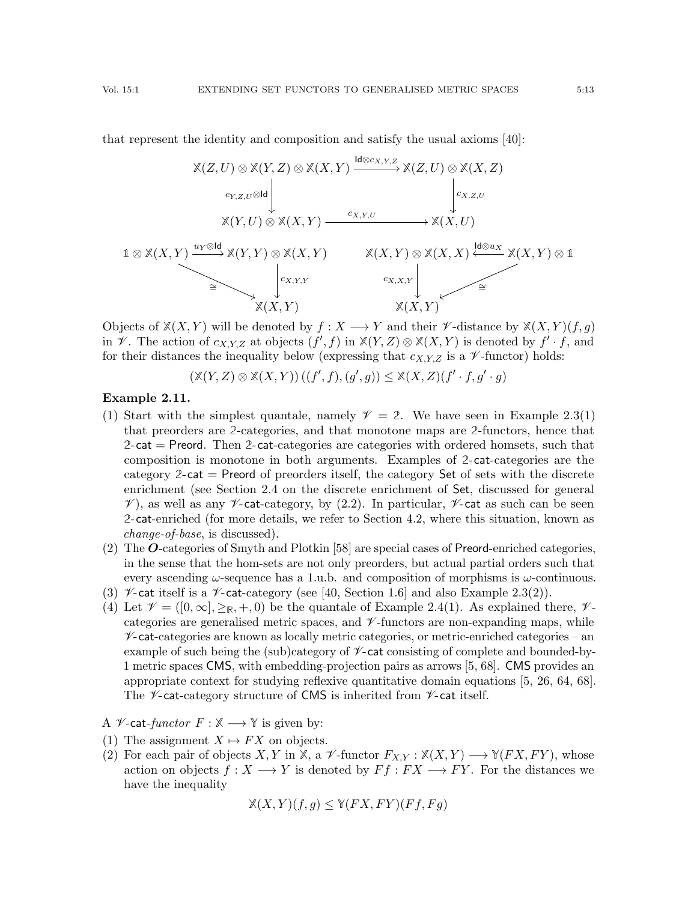that represent the identity and composition and satisfy the usual axioms [40]:

$$
\begin{array}{ccc}
\mathbb{X}(Z,U) \otimes \mathbb{X}(Y,Z) \otimes \mathbb{X}(X,Y) & \xrightarrow{\mathsf{Id} \otimes c_{X,Y,Z}} & \mathbb{X}(Z,U) \otimes \mathbb{X}(X,Z) \\
\downarrow{\scriptstyle c_{Y,Z,U} \otimes \mathsf{Id}} & & \downarrow{\scriptstyle c_{X,Z,U}} \\
\mathbb{X}(Y,U) \otimes \mathbb{X}(X,Y) & \xrightarrow{c_{X,Y,U}} & \mathbb{X}(X,U)
\end{array}
$$

$$
\begin{array}{ccc}
\mathbb{1} \otimes \mathbb{X}(X,Y) & \xrightarrow{u_Y \otimes \mathsf{Id}} & \mathbb{X}(Y,Y) \otimes \mathbb{X}(X,Y) \\
& \searrow{\scriptstyle \cong} & \downarrow{\scriptstyle c_{X,Y,Y}} \\
& & \mathbb{X}(X,Y)
\end{array}
\qquad
\begin{array}{ccc}
\mathbb{X}(X,Y) \otimes \mathbb{X}(X,X) & \xleftarrow{\mathsf{Id} \otimes u_X} & \mathbb{X}(X,Y) \otimes \mathbb{1} \\
\downarrow{\scriptstyle c_{X,X,Y}} & \swarrow{\scriptstyle \cong} & \\
\mathbb{X}(X,Y) & &
\end{array}
$$

Objects of $\mathbb{X}(X,Y)$ will be denoted by $f : X \longrightarrow Y$ and their $\mathscr{V}$-distance by $\mathbb{X}(X,Y)(f,g)$ in $\mathscr{V}$. The action of $c_{X,Y,Z}$ at objects $(f', f)$ in $\mathbb{X}(Y,Z) \otimes \mathbb{X}(X,Y)$ is denoted by $f' \cdot f$, and for their distances the inequality below (expressing that $c_{X,Y,Z}$ is a $\mathscr{V}$-functor) holds:

$$(\mathbb{X}(Y,Z) \otimes \mathbb{X}(X,Y))\,((f', f), (g', g)) \leq \mathbb{X}(X,Z)(f' \cdot f, g' \cdot g)$$

**Example 2.11.**

(1) Start with the simplest quantale, namely $\mathscr{V} = \mathbb{2}$. We have seen in Example 2.3(1) that preorders are $\mathbb{2}$-categories, and that monotone maps are $\mathbb{2}$-functors, hence that $\mathbb{2}$-$\mathsf{cat} = \mathsf{Preord}$. Then $\mathbb{2}$-$\mathsf{cat}$-categories are categories with ordered homsets, such that composition is monotone in both arguments. Examples of $\mathbb{2}$-$\mathsf{cat}$-categories are the category $\mathbb{2}$-$\mathsf{cat} = \mathsf{Preord}$ of preorders itself, the category $\mathsf{Set}$ of sets with the discrete enrichment (see Section 2.4 on the discrete enrichment of $\mathsf{Set}$, discussed for general $\mathscr{V}$), as well as any $\mathscr{V}$-$\mathsf{cat}$-category, by (2.2). In particular, $\mathscr{V}$-$\mathsf{cat}$ as such can be seen $\mathbb{2}$-$\mathsf{cat}$-enriched (for more details, we refer to Section 4.2, where this situation, known as *change-of-base*, is discussed).

(2) The $\boldsymbol{O}$-categories of Smyth and Plotkin [58] are special cases of $\mathsf{Preord}$-enriched categories, in the sense that the hom-sets are not only preorders, but actual partial orders such that every ascending $\omega$-sequence has a l.u.b. and composition of morphisms is $\omega$-continuous.

(3) $\mathscr{V}$-$\mathsf{cat}$ itself is a $\mathscr{V}$-$\mathsf{cat}$-category (see [40, Section 1.6] and also Example 2.3(2)).

(4) Let $\mathscr{V} = ([0,\infty], \geq_{\mathbb{R}}, +, 0)$ be the quantale of Example 2.4(1). As explained there, $\mathscr{V}$-categories are generalised metric spaces, and $\mathscr{V}$-functors are non-expanding maps, while $\mathscr{V}$-$\mathsf{cat}$-categories are known as locally metric categories, or metric-enriched categories – an example of such being the (sub)category of $\mathscr{V}$-$\mathsf{cat}$ consisting of complete and bounded-by-1 metric spaces $\mathsf{CMS}$, with embedding-projection pairs as arrows [5, 68]. $\mathsf{CMS}$ provides an appropriate context for studying reflexive quantitative domain equations [5, 26, 64, 68]. The $\mathscr{V}$-$\mathsf{cat}$-category structure of $\mathsf{CMS}$ is inherited from $\mathscr{V}$-$\mathsf{cat}$ itself.

A $\mathscr{V}$-$\mathsf{cat}$-*functor* $F : \mathbb{X} \longrightarrow \mathbb{Y}$ is given by:

(1) The assignment $X \mapsto FX$ on objects.

(2) For each pair of objects $X, Y$ in $\mathbb{X}$, a $\mathscr{V}$-functor $F_{X,Y} : \mathbb{X}(X,Y) \longrightarrow \mathbb{Y}(FX, FY)$, whose action on objects $f : X \longrightarrow Y$ is denoted by $Ff : FX \longrightarrow FY$. For the distances we have the inequality

$$\mathbb{X}(X,Y)(f,g) \leq \mathbb{Y}(FX, FY)(Ff, Fg)$$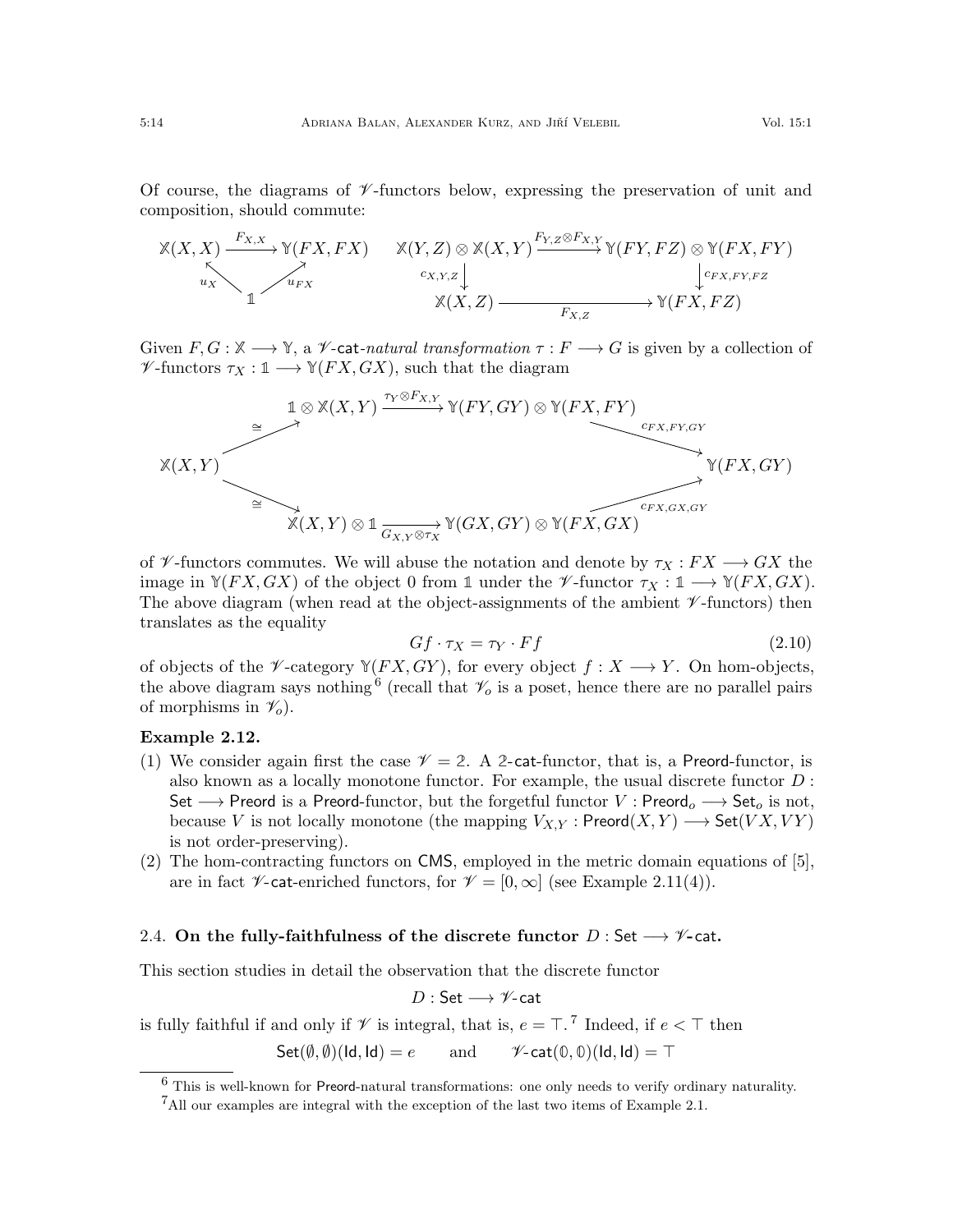Of course, the diagrams of $\mathscr{V}$-functors below, expressing the preservation of unit and composition, should commute:

$$
\begin{array}{ccc}
\mathbb{X}(X,X) & \xrightarrow{F_{X,X}} & \mathbb{Y}(FX,FX) \\
 & {\scriptstyle u_X}\nwarrow \quad \nearrow{\scriptstyle u_{FX}} & \\
 & \mathbb{1} &
\end{array}
\qquad
\begin{array}{ccc}
\mathbb{X}(Y,Z)\otimes\mathbb{X}(X,Y) & \xrightarrow{F_{Y,Z}\otimes F_{X,Y}} & \mathbb{Y}(FY,FZ)\otimes\mathbb{Y}(FX,FY) \\
{\scriptstyle c_{X,Y,Z}}\downarrow & & \downarrow{\scriptstyle c_{FX,FY,FZ}} \\
\mathbb{X}(X,Z) & \xrightarrow[F_{X,Z}]{} & \mathbb{Y}(FX,FZ)
\end{array}
$$

Given $F, G : \mathbb{X} \longrightarrow \mathbb{Y}$, a $\mathscr{V}$-cat-*natural transformation* $\tau : F \longrightarrow G$ is given by a collection of $\mathscr{V}$-functors $\tau_X : \mathbb{1} \longrightarrow \mathbb{Y}(FX, GX)$, such that the diagram

$$
\begin{array}{ccccc}
 & \mathbb{1}\otimes\mathbb{X}(X,Y) & \xrightarrow{\tau_Y\otimes F_{X,Y}} & \mathbb{Y}(FY,GY)\otimes\mathbb{Y}(FX,FY) & \\
{\scriptstyle\cong}\nearrow & & & & \searrow{\scriptstyle c_{FX,FY,GY}} \\
\mathbb{X}(X,Y) & & & & \mathbb{Y}(FX,GY) \\
{\scriptstyle\cong}\searrow & & & & \nearrow{\scriptstyle c_{FX,GX,GY}} \\
 & \mathbb{X}(X,Y)\otimes\mathbb{1} & \xrightarrow[G_{X,Y}\otimes\tau_X]{} & \mathbb{Y}(GX,GY)\otimes\mathbb{Y}(FX,GX) &
\end{array}
$$

of $\mathscr{V}$-functors commutes. We will abuse the notation and denote by $\tau_X : FX \longrightarrow GX$ the image in $\mathbb{Y}(FX, GX)$ of the object $0$ from $\mathbb{1}$ under the $\mathscr{V}$-functor $\tau_X : \mathbb{1} \longrightarrow \mathbb{Y}(FX, GX)$. The above diagram (when read at the object-assignments of the ambient $\mathscr{V}$-functors) then translates as the equality

$$Gf \cdot \tau_X = \tau_Y \cdot Ff \tag{2.10}$$

of objects of the $\mathscr{V}$-category $\mathbb{Y}(FX, GY)$, for every object $f : X \longrightarrow Y$. On hom-objects, the above diagram says nothing [6] (recall that $\mathscr{V}_o$ is a poset, hence there are no parallel pairs of morphisms in $\mathscr{V}_o$).

**Example 2.12.**

1. We consider again first the case $\mathscr{V} = \mathbb{2}$. A $\mathbb{2}$-cat-functor, that is, a Preord-functor, is also known as a locally monotone functor. For example, the usual discrete functor $D$ : Set $\longrightarrow$ Preord is a Preord-functor, but the forgetful functor $V : \mathsf{Preord}_o \longrightarrow \mathsf{Set}_o$ is not, because $V$ is not locally monotone (the mapping $V_{X,Y} : \mathsf{Preord}(X, Y) \longrightarrow \mathsf{Set}(VX, VY)$ is not order-preserving).
2. The hom-contracting functors on CMS, employed in the metric domain equations of [5], are in fact $\mathscr{V}$-cat-enriched functors, for $\mathscr{V} = [0, \infty]$ (see Example 2.11(4)).

### 2.4. On the fully-faithfulness of the discrete functor $D : \mathsf{Set} \longrightarrow \mathscr{V}\text{-}\mathsf{cat}$.

This section studies in detail the observation that the discrete functor

$$D : \mathsf{Set} \longrightarrow \mathscr{V}\text{-}\mathsf{cat}$$

is fully faithful if and only if $\mathscr{V}$ is integral, that is, $e = \top$. [7] Indeed, if $e < \top$ then

$$\mathsf{Set}(\emptyset, \emptyset)(\mathsf{Id}, \mathsf{Id}) = e \qquad \text{and} \qquad \mathscr{V}\text{-}\mathsf{cat}(\mathbb{0}, \mathbb{0})(\mathsf{Id}, \mathsf{Id}) = \top$$

---

[6] This is well-known for Preord-natural transformations: one only needs to verify ordinary naturality.

[7] All our examples are integral with the exception of the last two items of Example 2.1.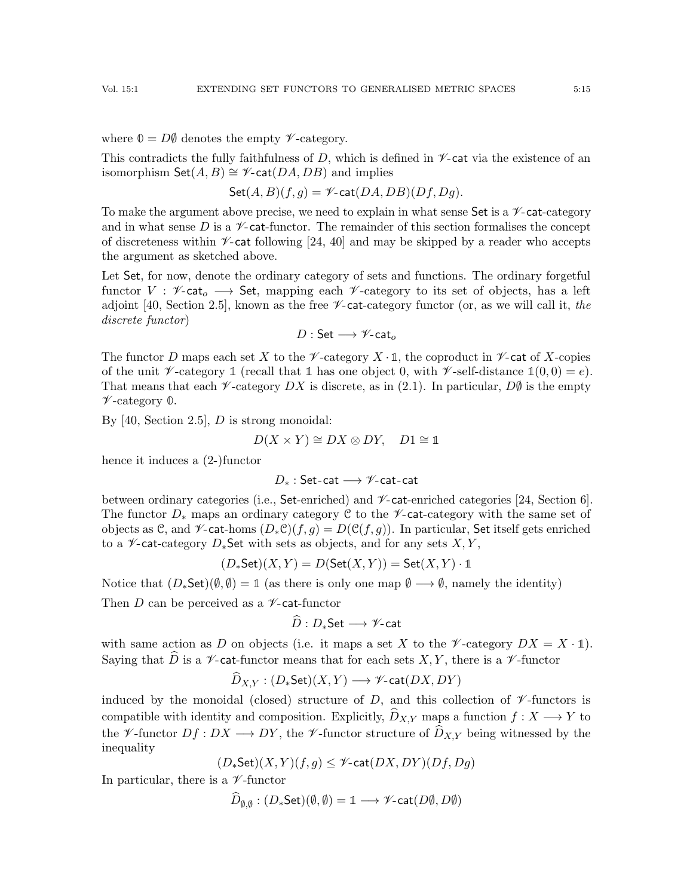where $\mathbb{0} = D\emptyset$ denotes the empty $\mathscr{V}$-category.

This contradicts the fully faithfulness of $D$, which is defined in $\mathscr{V}$-$\mathsf{cat}$ via the existence of an isomorphism $\mathsf{Set}(A, B) \cong \mathscr{V}\text{-}\mathsf{cat}(DA, DB)$ and implies

$$\mathsf{Set}(A, B)(f, g) = \mathscr{V}\text{-}\mathsf{cat}(DA, DB)(Df, Dg).$$

To make the argument above precise, we need to explain in what sense $\mathsf{Set}$ is a $\mathscr{V}$-$\mathsf{cat}$-category and in what sense $D$ is a $\mathscr{V}$-$\mathsf{cat}$-functor. The remainder of this section formalises the concept of discreteness within $\mathscr{V}$-$\mathsf{cat}$ following [24, 40] and may be skipped by a reader who accepts the argument as sketched above.

Let $\mathsf{Set}$, for now, denote the ordinary category of sets and functions. The ordinary forgetful functor $V : \mathscr{V}\text{-}\mathsf{cat}_o \longrightarrow \mathsf{Set}$, mapping each $\mathscr{V}$-category to its set of objects, has a left adjoint [40, Section 2.5], known as the free $\mathscr{V}$-$\mathsf{cat}$-category functor (or, as we will call it, *the discrete functor*)

$$D : \mathsf{Set} \longrightarrow \mathscr{V}\text{-}\mathsf{cat}_o$$

The functor $D$ maps each set $X$ to the $\mathscr{V}$-category $X \cdot \mathbb{1}$, the coproduct in $\mathscr{V}$-$\mathsf{cat}$ of $X$-copies of the unit $\mathscr{V}$-category $\mathbb{1}$ (recall that $\mathbb{1}$ has one object 0, with $\mathscr{V}$-self-distance $\mathbb{1}(0, 0) = e$). That means that each $\mathscr{V}$-category $DX$ is discrete, as in (2.1). In particular, $D\emptyset$ is the empty $\mathscr{V}$-category $\mathbb{0}$.

By [40, Section 2.5], $D$ is strong monoidal:

$$D(X \times Y) \cong DX \otimes DY, \quad D1 \cong \mathbb{1}$$

hence it induces a (2-)functor

$$D_* : \mathsf{Set}\text{-}\mathsf{cat} \longrightarrow \mathscr{V}\text{-}\mathsf{cat}\text{-}\mathsf{cat}$$

between ordinary categories (i.e., $\mathsf{Set}$-enriched) and $\mathscr{V}$-$\mathsf{cat}$-enriched categories [24, Section 6]. The functor $D_*$ maps an ordinary category $\mathcal{C}$ to the $\mathscr{V}$-$\mathsf{cat}$-category with the same set of objects as $\mathcal{C}$, and $\mathscr{V}$-$\mathsf{cat}$-homs $(D_*\mathcal{C})(f, g) = D(\mathcal{C}(f, g))$. In particular, $\mathsf{Set}$ itself gets enriched to a $\mathscr{V}$-$\mathsf{cat}$-category $D_*\mathsf{Set}$ with sets as objects, and for any sets $X, Y$,

$$(D_*\mathsf{Set})(X, Y) = D(\mathsf{Set}(X, Y)) = \mathsf{Set}(X, Y) \cdot \mathbb{1}$$

Notice that $(D_*\mathsf{Set})(\emptyset, \emptyset) = \mathbb{1}$ (as there is only one map $\emptyset \longrightarrow \emptyset$, namely the identity)

Then $D$ can be perceived as a $\mathscr{V}$-$\mathsf{cat}$-functor

$$\widehat{D} : D_*\mathsf{Set} \longrightarrow \mathscr{V}\text{-}\mathsf{cat}$$

with same action as $D$ on objects (i.e. it maps a set $X$ to the $\mathscr{V}$-category $DX = X \cdot \mathbb{1}$). Saying that $\widehat{D}$ is a $\mathscr{V}$-$\mathsf{cat}$-functor means that for each sets $X, Y$, there is a $\mathscr{V}$-functor

$$\widehat{D}_{X,Y} : (D_*\mathsf{Set})(X, Y) \longrightarrow \mathscr{V}\text{-}\mathsf{cat}(DX, DY)$$

induced by the monoidal (closed) structure of $D$, and this collection of $\mathscr{V}$-functors is compatible with identity and composition. Explicitly, $\widehat{D}_{X,Y}$ maps a function $f : X \longrightarrow Y$ to the $\mathscr{V}$-functor $Df : DX \longrightarrow DY$, the $\mathscr{V}$-functor structure of $\widehat{D}_{X,Y}$ being witnessed by the inequality

$$(D_*\mathsf{Set})(X, Y)(f, g) \leq \mathscr{V}\text{-}\mathsf{cat}(DX, DY)(Df, Dg)$$

In particular, there is a $\mathscr{V}$-functor

$$\widehat{D}_{\emptyset,\emptyset} : (D_*\mathsf{Set})(\emptyset, \emptyset) = \mathbb{1} \longrightarrow \mathscr{V}\text{-}\mathsf{cat}(D\emptyset, D\emptyset)$$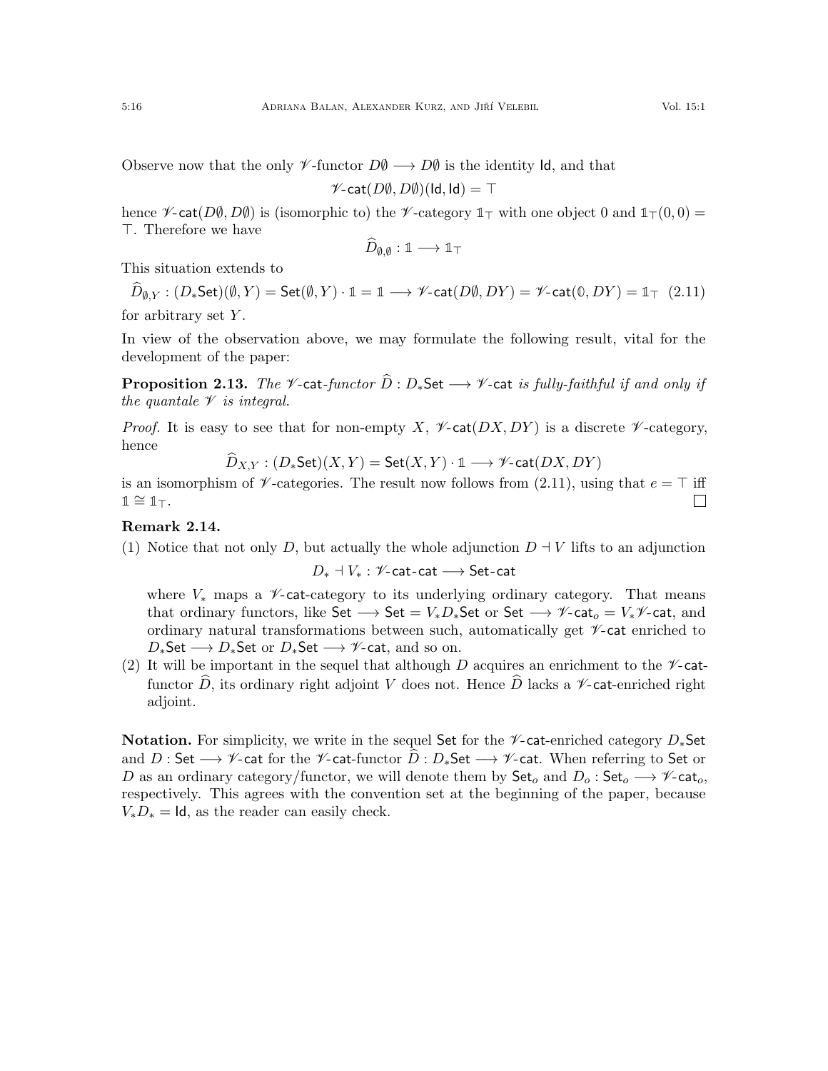Observe now that the only $\mathscr{V}$-functor $D\emptyset \longrightarrow D\emptyset$ is the identity $\mathsf{Id}$, and that

$$\mathscr{V}\text{-}\mathsf{cat}(D\emptyset, D\emptyset)(\mathsf{Id}, \mathsf{Id}) = \top$$

hence $\mathscr{V}\text{-}\mathsf{cat}(D\emptyset, D\emptyset)$ is (isomorphic to) the $\mathscr{V}$-category $\mathbb{1}_\top$ with one object $0$ and $\mathbb{1}_\top(0,0) = \top$. Therefore we have

$$\widehat{D}_{\emptyset,\emptyset} : \mathbb{1} \longrightarrow \mathbb{1}_\top$$

This situation extends to

$$\widehat{D}_{\emptyset,Y} : (D_*\mathsf{Set})(\emptyset, Y) = \mathsf{Set}(\emptyset, Y) \cdot \mathbb{1} = \mathbb{1} \longrightarrow \mathscr{V}\text{-}\mathsf{cat}(D\emptyset, DY) = \mathscr{V}\text{-}\mathsf{cat}(\mathbb{0}, DY) = \mathbb{1}_\top \quad (2.11)$$

for arbitrary set $Y$.

In view of the observation above, we may formulate the following result, vital for the development of the paper:

**Proposition 2.13.** *The $\mathscr{V}$-$\mathsf{cat}$-functor $\widehat{D} : D_*\mathsf{Set} \longrightarrow \mathscr{V}\text{-}\mathsf{cat}$ is fully-faithful if and only if the quantale $\mathscr{V}$ is integral.*

*Proof.* It is easy to see that for non-empty $X$, $\mathscr{V}\text{-}\mathsf{cat}(DX, DY)$ is a discrete $\mathscr{V}$-category, hence

$$\widehat{D}_{X,Y} : (D_*\mathsf{Set})(X, Y) = \mathsf{Set}(X, Y) \cdot \mathbb{1} \longrightarrow \mathscr{V}\text{-}\mathsf{cat}(DX, DY)$$

is an isomorphism of $\mathscr{V}$-categories. The result now follows from (2.11), using that $e = \top$ iff $\mathbb{1} \cong \mathbb{1}_\top$. □

**Remark 2.14.**

(1) Notice that not only $D$, but actually the whole adjunction $D \dashv V$ lifts to an adjunction

$$D_* \dashv V_* : \mathscr{V}\text{-}\mathsf{cat}\text{-}\mathsf{cat} \longrightarrow \mathsf{Set}\text{-}\mathsf{cat}$$

where $V_*$ maps a $\mathscr{V}$-$\mathsf{cat}$-category to its underlying ordinary category. That means that ordinary functors, like $\mathsf{Set} \longrightarrow \mathsf{Set} = V_*D_*\mathsf{Set}$ or $\mathsf{Set} \longrightarrow \mathscr{V}\text{-}\mathsf{cat}_o = V_*\mathscr{V}\text{-}\mathsf{cat}$, and ordinary natural transformations between such, automatically get $\mathscr{V}$-$\mathsf{cat}$ enriched to $D_*\mathsf{Set} \longrightarrow D_*\mathsf{Set}$ or $D_*\mathsf{Set} \longrightarrow \mathscr{V}\text{-}\mathsf{cat}$, and so on.

(2) It will be important in the sequel that although $D$ acquires an enrichment to the $\mathscr{V}$-$\mathsf{cat}$-functor $\widehat{D}$, its ordinary right adjoint $V$ does not. Hence $\widehat{D}$ lacks a $\mathscr{V}$-$\mathsf{cat}$-enriched right adjoint.

**Notation.** For simplicity, we write in the sequel $\mathsf{Set}$ for the $\mathscr{V}$-$\mathsf{cat}$-enriched category $D_*\mathsf{Set}$ and $D : \mathsf{Set} \longrightarrow \mathscr{V}\text{-}\mathsf{cat}$ for the $\mathscr{V}$-$\mathsf{cat}$-functor $\widehat{D} : D_*\mathsf{Set} \longrightarrow \mathscr{V}\text{-}\mathsf{cat}$. When referring to $\mathsf{Set}$ or $D$ as an ordinary category/functor, we will denote them by $\mathsf{Set}_o$ and $D_o : \mathsf{Set}_o \longrightarrow \mathscr{V}\text{-}\mathsf{cat}_o$, respectively. This agrees with the convention set at the beginning of the paper, because $V_*D_* = \mathsf{Id}$, as the reader can easily check.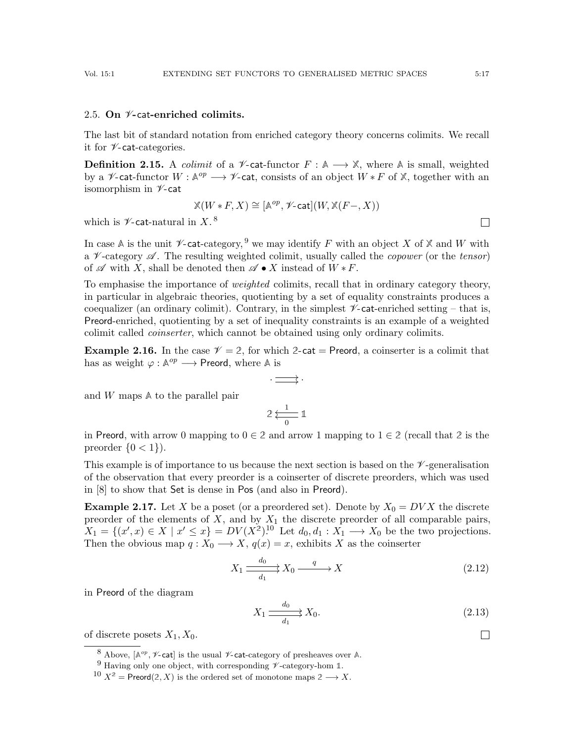### 2.5. On $\mathscr{V}$-cat-enriched colimits.

The last bit of standard notation from enriched category theory concerns colimits. We recall it for $\mathscr{V}$-cat-categories.

**Definition 2.15.** A *colimit* of a $\mathscr{V}$-cat-functor $F : \mathbb{A} \longrightarrow \mathbb{X}$, where $\mathbb{A}$ is small, weighted by a $\mathscr{V}$-cat-functor $W : \mathbb{A}^{op} \longrightarrow \mathscr{V}\text{-cat}$, consists of an object $W * F$ of $\mathbb{X}$, together with an isomorphism in $\mathscr{V}$-cat

$$\mathbb{X}(W * F, X) \cong [\mathbb{A}^{op}, \mathscr{V}\text{-cat}](W, \mathbb{X}(F-, X))$$

which is $\mathscr{V}$-cat-natural in $X$. [8] □

In case $\mathbb{A}$ is the unit $\mathscr{V}$-cat-category, [9] we may identify $F$ with an object $X$ of $\mathbb{X}$ and $W$ with a $\mathscr{V}$-category $\mathscr{A}$. The resulting weighted colimit, usually called the *copower* (or the *tensor*) of $\mathscr{A}$ with $X$, shall be denoted then $\mathscr{A} \bullet X$ instead of $W * F$.

To emphasise the importance of *weighted* colimits, recall that in ordinary category theory, in particular in algebraic theories, quotienting by a set of equality constraints produces a coequalizer (an ordinary colimit). Contrary, in the simplest $\mathscr{V}$-cat-enriched setting – that is, Preord-enriched, quotienting by a set of inequality constraints is an example of a weighted colimit called *coinserter*, which cannot be obtained using only ordinary colimits.

**Example 2.16.** In the case $\mathscr{V} = \mathbb{2}$, for which $\mathbb{2}\text{-cat} = \mathsf{Preord}$, a coinserter is a colimit that has as weight $\varphi : \mathbb{A}^{op} \longrightarrow \mathsf{Preord}$, where $\mathbb{A}$ is

$$\cdot \rightrightarrows \cdot$$

and $W$ maps $\mathbb{A}$ to the parallel pair

$$\mathbb{2} \underset{0}{\overset{1}{\leftleftarrows}} \mathbb{1}$$

in Preord, with arrow 0 mapping to $0 \in \mathbb{2}$ and arrow 1 mapping to $1 \in \mathbb{2}$ (recall that $\mathbb{2}$ is the preorder $\{0 < 1\}$).

This example is of importance to us because the next section is based on the $\mathscr{V}$-generalisation of the observation that every preorder is a coinserter of discrete preorders, which was used in [8] to show that Set is dense in Pos (and also in Preord).

**Example 2.17.** Let $X$ be a poset (or a preordered set). Denote by $X_0 = DVX$ the discrete preorder of the elements of $X$, and by $X_1$ the discrete preorder of all comparable pairs, $X_1 = \{(x', x) \in X \mid x' \leq x\} = DV(X^{\mathbb{2}})$. [10] Let $d_0, d_1 : X_1 \longrightarrow X_0$ be the two projections. Then the obvious map $q : X_0 \longrightarrow X$, $q(x) = x$, exhibits $X$ as the coinserter

$$X_1 \underset{d_1}{\overset{d_0}{\rightrightarrows}} X_0 \overset{q}{\longrightarrow} X \tag{2.12}$$

in Preord of the diagram

$$X_1 \underset{d_1}{\overset{d_0}{\rightrightarrows}} X_0. \tag{2.13}$$

of discrete posets $X_1, X_0$. □

---

[8] Above, $[\mathbb{A}^{op}, \mathscr{V}\text{-cat}]$ is the usual $\mathscr{V}$-cat-category of presheaves over $\mathbb{A}$.

[9] Having only one object, with corresponding $\mathscr{V}$-category-hom $\mathbb{1}$.

[10] $X^{\mathbb{2}} = \mathsf{Preord}(\mathbb{2}, X)$ is the ordered set of monotone maps $\mathbb{2} \longrightarrow X$.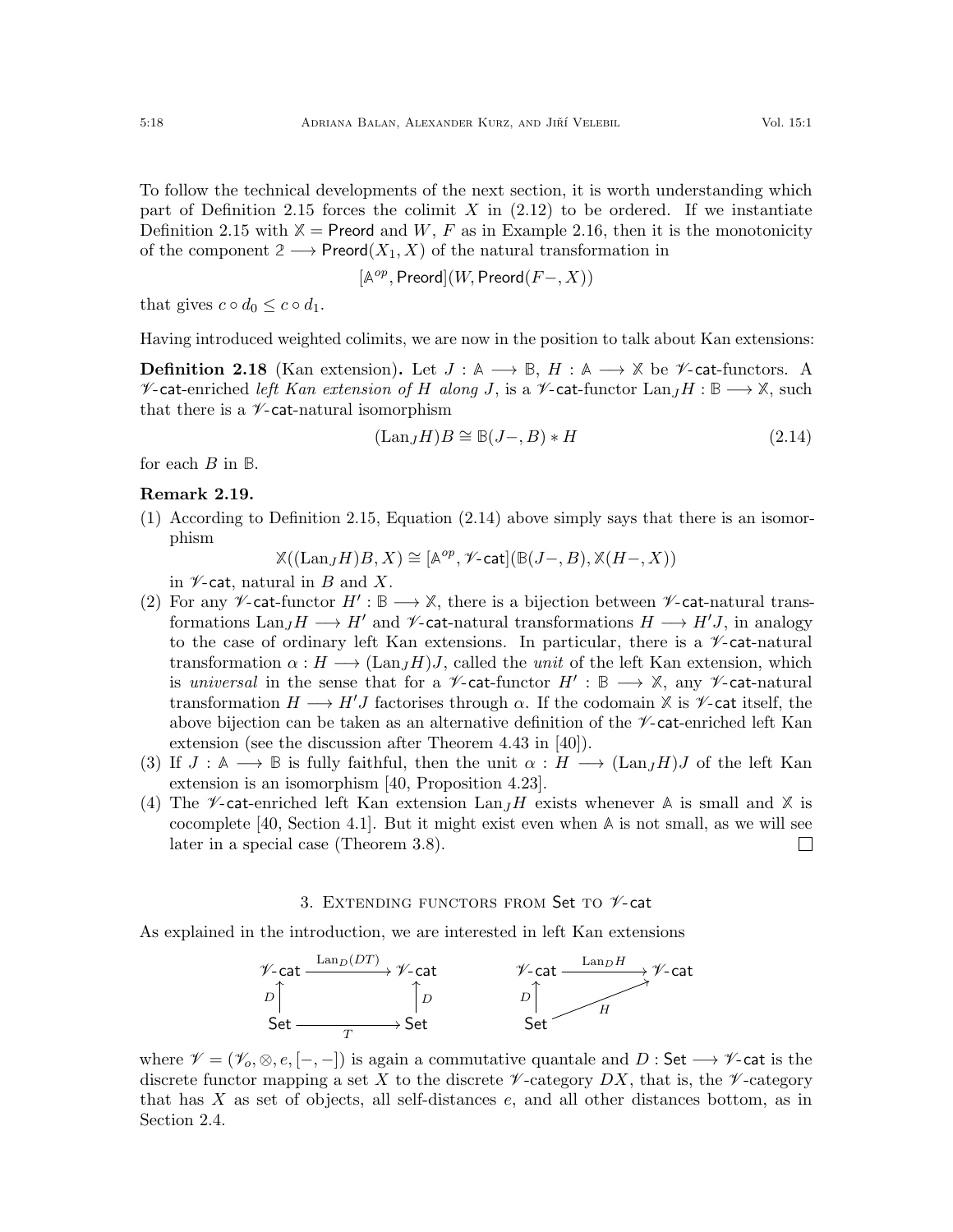To follow the technical developments of the next section, it is worth understanding which part of Definition 2.15 forces the colimit $X$ in (2.12) to be ordered. If we instantiate Definition 2.15 with $\mathbb{X} = \mathsf{Preord}$ and $W$, $F$ as in Example 2.16, then it is the monotonicity of the component $\mathbb{2} \longrightarrow \mathsf{Preord}(X_1, X)$ of the natural transformation in

$$[\mathbb{A}^{op}, \mathsf{Preord}](W, \mathsf{Preord}(F-, X))$$

that gives $c \circ d_0 \leq c \circ d_1$.

Having introduced weighted colimits, we are now in the position to talk about Kan extensions:

**Definition 2.18** (Kan extension)**.** Let $J : \mathbb{A} \longrightarrow \mathbb{B}$, $H : \mathbb{A} \longrightarrow \mathbb{X}$ be $\mathscr{V}$-$\mathsf{cat}$-functors. A $\mathscr{V}$-$\mathsf{cat}$-enriched *left Kan extension of $H$ along $J$*, is a $\mathscr{V}$-$\mathsf{cat}$-functor $\mathrm{Lan}_J H : \mathbb{B} \longrightarrow \mathbb{X}$, such that there is a $\mathscr{V}$-$\mathsf{cat}$-natural isomorphism

$$(\mathrm{Lan}_J H)B \cong \mathbb{B}(J-, B) * H \tag{2.14}$$

for each $B$ in $\mathbb{B}$.

**Remark 2.19.**

(1) According to Definition 2.15, Equation (2.14) above simply says that there is an isomorphism

$$\mathbb{X}((\mathrm{Lan}_J H)B, X) \cong [\mathbb{A}^{op}, \mathscr{V}\text{-}\mathsf{cat}](\mathbb{B}(J-, B), \mathbb{X}(H-, X))$$

in $\mathscr{V}$-$\mathsf{cat}$, natural in $B$ and $X$.

(2) For any $\mathscr{V}$-$\mathsf{cat}$-functor $H' : \mathbb{B} \longrightarrow \mathbb{X}$, there is a bijection between $\mathscr{V}$-$\mathsf{cat}$-natural transformations $\mathrm{Lan}_J H \longrightarrow H'$ and $\mathscr{V}$-$\mathsf{cat}$-natural transformations $H \longrightarrow H'J$, in analogy to the case of ordinary left Kan extensions. In particular, there is a $\mathscr{V}$-$\mathsf{cat}$-natural transformation $\alpha : H \longrightarrow (\mathrm{Lan}_J H)J$, called the *unit* of the left Kan extension, which is *universal* in the sense that for a $\mathscr{V}$-$\mathsf{cat}$-functor $H' : \mathbb{B} \longrightarrow \mathbb{X}$, any $\mathscr{V}$-$\mathsf{cat}$-natural transformation $H \longrightarrow H'J$ factorises through $\alpha$. If the codomain $\mathbb{X}$ is $\mathscr{V}$-$\mathsf{cat}$ itself, the above bijection can be taken as an alternative definition of the $\mathscr{V}$-$\mathsf{cat}$-enriched left Kan extension (see the discussion after Theorem 4.43 in [40]).

(3) If $J : \mathbb{A} \longrightarrow \mathbb{B}$ is fully faithful, then the unit $\alpha : H \longrightarrow (\mathrm{Lan}_J H)J$ of the left Kan extension is an isomorphism [40, Proposition 4.23].

(4) The $\mathscr{V}$-$\mathsf{cat}$-enriched left Kan extension $\mathrm{Lan}_J H$ exists whenever $\mathbb{A}$ is small and $\mathbb{X}$ is cocomplete [40, Section 4.1]. But it might exist even when $\mathbb{A}$ is not small, as we will see later in a special case (Theorem 3.8). □

## 3. Extending functors from Set to $\mathscr{V}$-cat

As explained in the introduction, we are interested in left Kan extensions

$$\begin{array}{ccc} \mathscr{V}\text{-}\mathsf{cat} & \xrightarrow{\mathrm{Lan}_D(DT)} & \mathscr{V}\text{-}\mathsf{cat} \\ {\scriptstyle D}\uparrow & & \uparrow{\scriptstyle D} \\ \mathsf{Set} & \xrightarrow[T]{} & \mathsf{Set} \end{array} \qquad\qquad \begin{array}{ccc} \mathscr{V}\text{-}\mathsf{cat} & \xrightarrow{\mathrm{Lan}_D H} & \mathscr{V}\text{-}\mathsf{cat} \\ {\scriptstyle D}\uparrow & \nearrow_{H} & \\ \mathsf{Set} & & \end{array}$$

where $\mathscr{V} = (\mathscr{V}_o, \otimes, e, [-,-])$ is again a commutative quantale and $D : \mathsf{Set} \longrightarrow \mathscr{V}\text{-}\mathsf{cat}$ is the discrete functor mapping a set $X$ to the discrete $\mathscr{V}$-category $DX$, that is, the $\mathscr{V}$-category that has $X$ as set of objects, all self-distances $e$, and all other distances bottom, as in Section 2.4.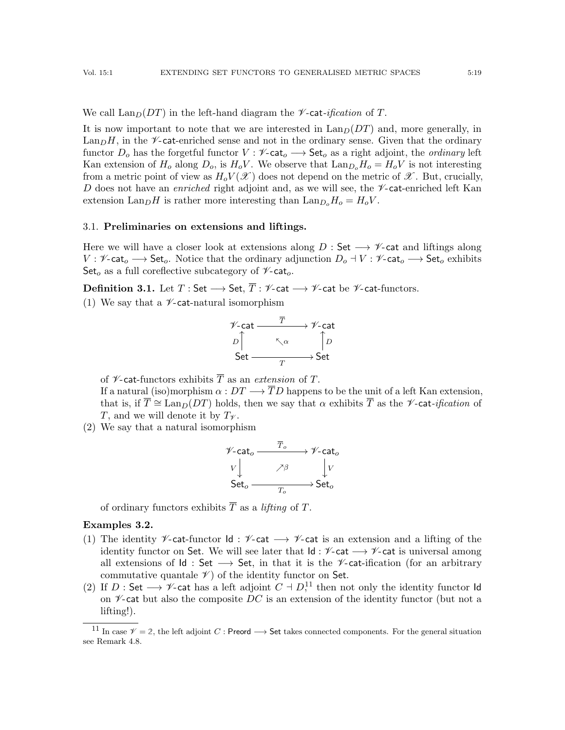We call $\mathrm{Lan}_D(DT)$ in the left-hand diagram the $\mathscr{V}$-$\mathsf{cat}$-*ification* of $T$.

It is now important to note that we are interested in $\mathrm{Lan}_D(DT)$ and, more generally, in $\mathrm{Lan}_D H$, in the $\mathscr{V}$-$\mathsf{cat}$-enriched sense and not in the ordinary sense. Given that the ordinary functor $D_o$ has the forgetful functor $V : \mathscr{V}\text{-}\mathsf{cat}_o \longrightarrow \mathsf{Set}_o$ as a right adjoint, the *ordinary* left Kan extension of $H_o$ along $D_o$, is $H_o V$. We observe that $\mathrm{Lan}_{D_o} H_o = H_o V$ is not interesting from a metric point of view as $H_o V(\mathscr{X})$ does not depend on the metric of $\mathscr{X}$. But, crucially, $D$ does not have an *enriched* right adjoint and, as we will see, the $\mathscr{V}$-$\mathsf{cat}$-enriched left Kan extension $\mathrm{Lan}_D H$ is rather more interesting than $\mathrm{Lan}_{D_o} H_o = H_o V$.

### 3.1. **Preliminaries on extensions and liftings.**

Here we will have a closer look at extensions along $D : \mathsf{Set} \longrightarrow \mathscr{V}\text{-}\mathsf{cat}$ and liftings along $V : \mathscr{V}\text{-}\mathsf{cat}_o \longrightarrow \mathsf{Set}_o$. Notice that the ordinary adjunction $D_o \dashv V : \mathscr{V}\text{-}\mathsf{cat}_o \longrightarrow \mathsf{Set}_o$ exhibits $\mathsf{Set}_o$ as a full coreflective subcategory of $\mathscr{V}\text{-}\mathsf{cat}_o$.

**Definition 3.1.** Let $T : \mathsf{Set} \longrightarrow \mathsf{Set}$, $\overline{T} : \mathscr{V}\text{-}\mathsf{cat} \longrightarrow \mathscr{V}\text{-}\mathsf{cat}$ be $\mathscr{V}$-$\mathsf{cat}$-functors.

(1) We say that a $\mathscr{V}$-$\mathsf{cat}$-natural isomorphism

$$\begin{array}{ccc} \mathscr{V}\text{-}\mathsf{cat} & \xrightarrow{\ \overline{T}\ } & \mathscr{V}\text{-}\mathsf{cat} \\ {\scriptstyle D}\uparrow & \nwarrow\alpha & \uparrow{\scriptstyle D} \\ \mathsf{Set} & \xrightarrow[\ T\ ]{} & \mathsf{Set} \end{array}$$

of $\mathscr{V}$-$\mathsf{cat}$-functors exhibits $\overline{T}$ as an *extension* of $T$.

If a natural (iso)morphism $\alpha : DT \longrightarrow \overline{T}D$ happens to be the unit of a left Kan extension, that is, if $\overline{T} \cong \mathrm{Lan}_D(DT)$ holds, then we say that $\alpha$ exhibits $\overline{T}$ as the $\mathscr{V}$-$\mathsf{cat}$-*ification* of $T$, and we will denote it by $T_{\mathscr{V}}$.

(2) We say that a natural isomorphism

$$\begin{array}{ccc} \mathscr{V}\text{-}\mathsf{cat}_o & \xrightarrow{\ \overline{T}_o\ } & \mathscr{V}\text{-}\mathsf{cat}_o \\ {\scriptstyle V}\downarrow & \nearrow\beta & \downarrow{\scriptstyle V} \\ \mathsf{Set}_o & \xrightarrow[\ T_o\ ]{} & \mathsf{Set}_o \end{array}$$

of ordinary functors exhibits $\overline{T}$ as a *lifting* of $T$.

**Examples 3.2.**

(1) The identity $\mathscr{V}$-$\mathsf{cat}$-functor $\mathsf{Id} : \mathscr{V}\text{-}\mathsf{cat} \longrightarrow \mathscr{V}\text{-}\mathsf{cat}$ is an extension and a lifting of the identity functor on $\mathsf{Set}$. We will see later that $\mathsf{Id} : \mathscr{V}\text{-}\mathsf{cat} \longrightarrow \mathscr{V}\text{-}\mathsf{cat}$ is universal among all extensions of $\mathsf{Id} : \mathsf{Set} \longrightarrow \mathsf{Set}$, in that it is the $\mathscr{V}$-$\mathsf{cat}$-ification (for an arbitrary commutative quantale $\mathscr{V}$) of the identity functor on $\mathsf{Set}$.

(2) If $D : \mathsf{Set} \longrightarrow \mathscr{V}\text{-}\mathsf{cat}$ has a left adjoint $C \dashv D$,[11] then not only the identity functor $\mathsf{Id}$ on $\mathscr{V}$-$\mathsf{cat}$ but also the composite $DC$ is an extension of the identity functor (but not a lifting!).

[11] In case $\mathscr{V} = 2$, the left adjoint $C : \mathsf{Preord} \longrightarrow \mathsf{Set}$ takes connected components. For the general situation see Remark 4.8.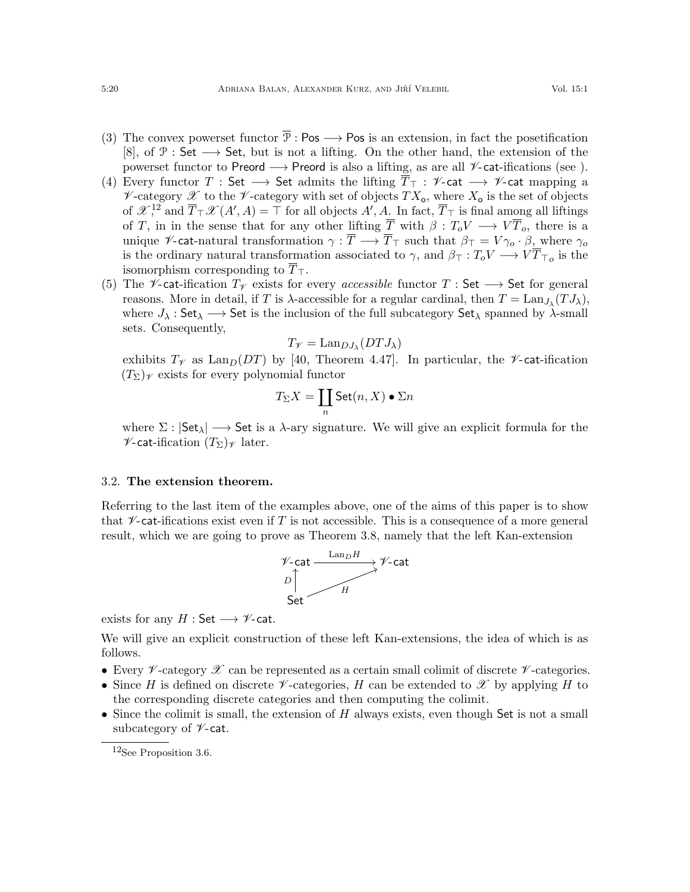(3) The convex powerset functor $\overline{\mathcal{P}} : \mathsf{Pos} \longrightarrow \mathsf{Pos}$ is an extension, in fact the posetification [8], of $\mathcal{P} : \mathsf{Set} \longrightarrow \mathsf{Set}$, but is not a lifting. On the other hand, the extension of the powerset functor to $\mathsf{Preord} \longrightarrow \mathsf{Preord}$ is also a lifting, as are all $\mathscr{V}$-$\mathsf{cat}$-ifications (see ).
(4) Every functor $T : \mathsf{Set} \longrightarrow \mathsf{Set}$ admits the lifting $\overline{T}_\top : \mathscr{V}\text{-}\mathsf{cat} \longrightarrow \mathscr{V}\text{-}\mathsf{cat}$ mapping a $\mathscr{V}$-category $\mathscr{X}$ to the $\mathscr{V}$-category with set of objects $TX_\mathsf{o}$, where $X_\mathsf{o}$ is the set of objects of $\mathscr{X}$,[12] and $\overline{T}_\top \mathscr{X}(A', A) = \top$ for all objects $A', A$. In fact, $\overline{T}_\top$ is final among all liftings of $T$, in in the sense that for any other lifting $\overline{T}$ with $\beta : T_o V \longrightarrow V\overline{T}_o$, there is a unique $\mathscr{V}$-$\mathsf{cat}$-natural transformation $\gamma : \overline{T} \longrightarrow \overline{T}_\top$ such that $\beta_\top = V\gamma_o \cdot \beta$, where $\gamma_o$ is the ordinary natural transformation associated to $\gamma$, and $\beta_\top : T_o V \longrightarrow V\overline{T}_{\top o}$ is the isomorphism corresponding to $\overline{T}_\top$.
(5) The $\mathscr{V}$-$\mathsf{cat}$-ification $T_\mathscr{V}$ exists for every *accessible* functor $T : \mathsf{Set} \longrightarrow \mathsf{Set}$ for general reasons. More in detail, if $T$ is $\lambda$-accessible for a regular cardinal, then $T = \mathrm{Lan}_{J_\lambda}(TJ_\lambda)$, where $J_\lambda : \mathsf{Set}_\lambda \longrightarrow \mathsf{Set}$ is the inclusion of the full subcategory $\mathsf{Set}_\lambda$ spanned by $\lambda$-small sets. Consequently,
$$T_\mathscr{V} = \mathrm{Lan}_{DJ_\lambda}(DTJ_\lambda)$$
exhibits $T_\mathscr{V}$ as $\mathrm{Lan}_D(DT)$ by [40, Theorem 4.47]. In particular, the $\mathscr{V}$-$\mathsf{cat}$-ification $(T_\Sigma)_\mathscr{V}$ exists for every polynomial functor
$$T_\Sigma X = \coprod_n \mathsf{Set}(n, X) \bullet \Sigma n$$
where $\Sigma : |\mathsf{Set}_\lambda| \longrightarrow \mathsf{Set}$ is a $\lambda$-ary signature. We will give an explicit formula for the $\mathscr{V}$-$\mathsf{cat}$-ification $(T_\Sigma)_\mathscr{V}$ later.

### 3.2. The extension theorem.

Referring to the last item of the examples above, one of the aims of this paper is to show that $\mathscr{V}$-$\mathsf{cat}$-ifications exist even if $T$ is not accessible. This is a consequence of a more general result, which we are going to prove as Theorem 3.8, namely that the left Kan-extension

$$\begin{array}{ccc} \mathscr{V}\text{-}\mathsf{cat} & \xrightarrow{\mathrm{Lan}_D H} & \mathscr{V}\text{-}\mathsf{cat} \\ {\scriptstyle D}\uparrow & \nearrow_{H} & \\ \mathsf{Set} & & \end{array}$$

exists for any $H : \mathsf{Set} \longrightarrow \mathscr{V}\text{-}\mathsf{cat}$.

We will give an explicit construction of these left Kan-extensions, the idea of which is as follows.

- Every $\mathscr{V}$-category $\mathscr{X}$ can be represented as a certain small colimit of discrete $\mathscr{V}$-categories.
- Since $H$ is defined on discrete $\mathscr{V}$-categories, $H$ can be extended to $\mathscr{X}$ by applying $H$ to the corresponding discrete categories and then computing the colimit.
- Since the colimit is small, the extension of $H$ always exists, even though $\mathsf{Set}$ is not a small subcategory of $\mathscr{V}$-$\mathsf{cat}$.

[12] See Proposition 3.6.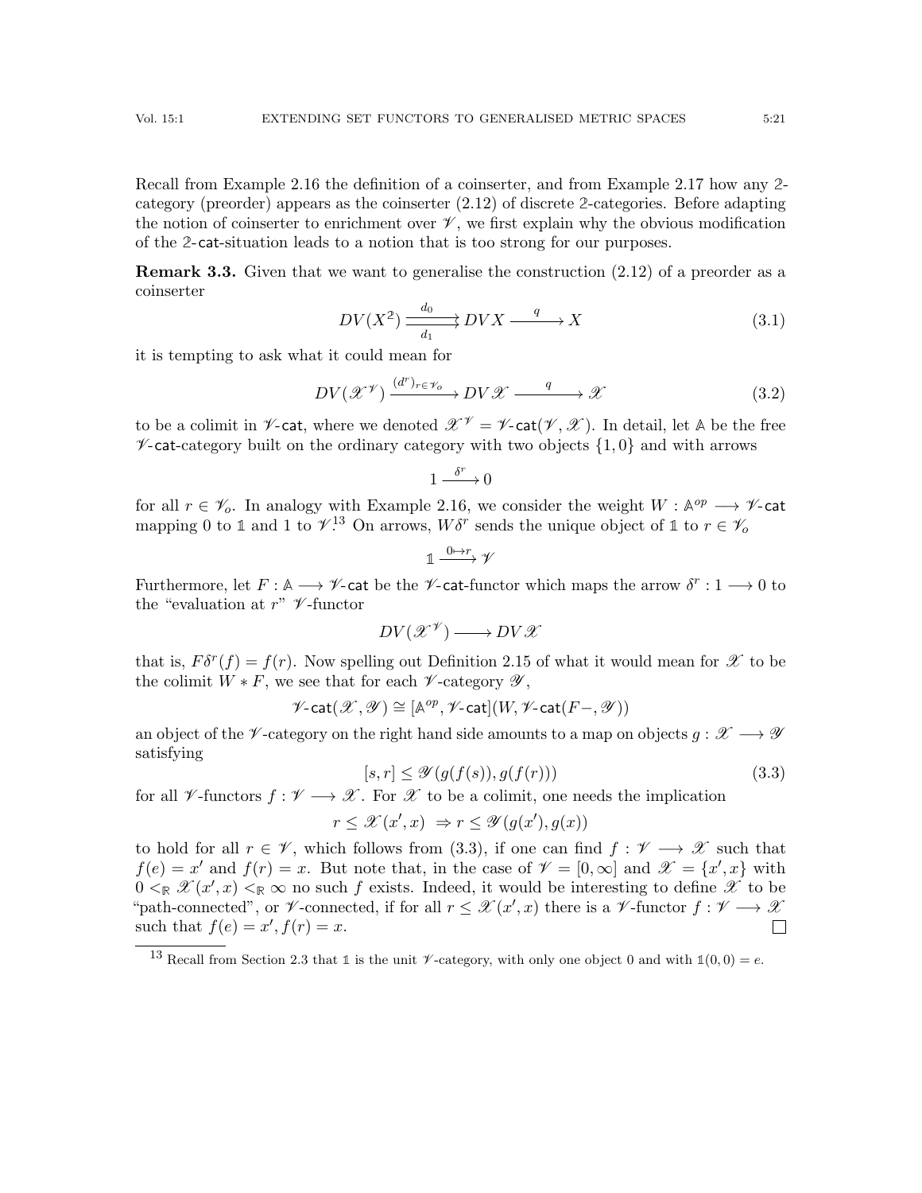Recall from Example 2.16 the definition of a coinserter, and from Example 2.17 how any 2-category (preorder) appears as the coinserter (2.12) of discrete 2-categories. Before adapting the notion of coinserter to enrichment over $\mathscr{V}$, we first explain why the obvious modification of the 2-$\mathsf{cat}$-situation leads to a notion that is too strong for our purposes.

**Remark 3.3.** Given that we want to generalise the construction (2.12) of a preorder as a coinserter

$$DV(X^2) \underset{d_1}{\overset{d_0}{\rightrightarrows}} DVX \xrightarrow{\quad q \quad} X \tag{3.1}$$

it is tempting to ask what it could mean for

$$DV(\mathscr{X}^{\mathscr{V}}) \xrightarrow{(d^r)_{r\in\mathscr{V}_o}} DV\mathscr{X} \xrightarrow{\quad q \quad} \mathscr{X} \tag{3.2}$$

to be a colimit in $\mathscr{V}$-$\mathsf{cat}$, where we denoted $\mathscr{X}^{\mathscr{V}} = \mathscr{V}\text{-}\mathsf{cat}(\mathscr{V}, \mathscr{X})$. In detail, let $\mathbb{A}$ be the free $\mathscr{V}$-$\mathsf{cat}$-category built on the ordinary category with two objects $\{1, 0\}$ and with arrows

$$1 \xrightarrow{\delta^r} 0$$

for all $r \in \mathscr{V}_o$. In analogy with Example 2.16, we consider the weight $W : \mathbb{A}^{op} \longrightarrow \mathscr{V}\text{-}\mathsf{cat}$ mapping 0 to $\mathbb{1}$ and 1 to $\mathscr{V}$.[13] On arrows, $W\delta^r$ sends the unique object of $\mathbb{1}$ to $r \in \mathscr{V}_o$

$$\mathbb{1} \xrightarrow{0 \mapsto r} \mathscr{V}$$

Furthermore, let $F : \mathbb{A} \longrightarrow \mathscr{V}\text{-}\mathsf{cat}$ be the $\mathscr{V}$-$\mathsf{cat}$-functor which maps the arrow $\delta^r : 1 \longrightarrow 0$ to the "evaluation at $r$" $\mathscr{V}$-functor

$$DV(\mathscr{X}^{\mathscr{V}}) \longrightarrow DV\mathscr{X}$$

that is, $F\delta^r(f) = f(r)$. Now spelling out Definition 2.15 of what it would mean for $\mathscr{X}$ to be the colimit $W * F$, we see that for each $\mathscr{V}$-category $\mathscr{Y}$,

$$\mathscr{V}\text{-}\mathsf{cat}(\mathscr{X}, \mathscr{Y}) \cong [\mathbb{A}^{op}, \mathscr{V}\text{-}\mathsf{cat}](W, \mathscr{V}\text{-}\mathsf{cat}(F-, \mathscr{Y}))$$

an object of the $\mathscr{V}$-category on the right hand side amounts to a map on objects $g : \mathscr{X} \longrightarrow \mathscr{Y}$ satisfying

$$[s, r] \le \mathscr{Y}(g(f(s)), g(f(r))) \tag{3.3}$$

for all $\mathscr{V}$-functors $f : \mathscr{V} \longrightarrow \mathscr{X}$. For $\mathscr{X}$ to be a colimit, one needs the implication

$$r \le \mathscr{X}(x', x) \ \Rightarrow r \le \mathscr{Y}(g(x'), g(x))$$

to hold for all $r \in \mathscr{V}$, which follows from (3.3), if one can find $f : \mathscr{V} \longrightarrow \mathscr{X}$ such that $f(e) = x'$ and $f(r) = x$. But note that, in the case of $\mathscr{V} = [0, \infty]$ and $\mathscr{X} = \{x', x\}$ with $0 <_{\mathbb{R}} \mathscr{X}(x', x) <_{\mathbb{R}} \infty$ no such $f$ exists. Indeed, it would be interesting to define $\mathscr{X}$ to be "path-connected", or $\mathscr{V}$-connected, if for all $r \le \mathscr{X}(x', x)$ there is a $\mathscr{V}$-functor $f : \mathscr{V} \longrightarrow \mathscr{X}$ such that $f(e) = x', f(r) = x$. $\square$

[13] Recall from Section 2.3 that $\mathbb{1}$ is the unit $\mathscr{V}$-category, with only one object 0 and with $\mathbb{1}(0, 0) = e$.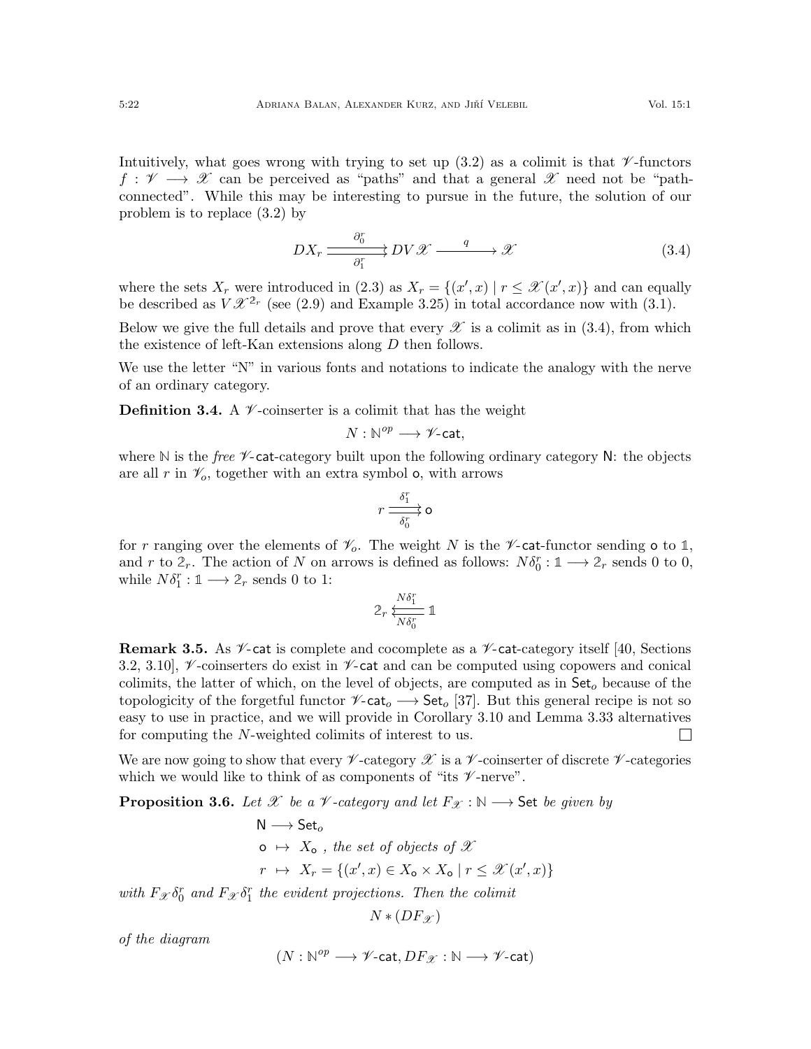Intuitively, what goes wrong with trying to set up (3.2) as a colimit is that $\mathscr{V}$-functors $f : \mathscr{V} \longrightarrow \mathscr{X}$ can be perceived as "paths" and that a general $\mathscr{X}$ need not be "path-connected". While this may be interesting to pursue in the future, the solution of our problem is to replace (3.2) by

$$DX_r \overset{\partial_0^r}{\underset{\partial_1^r}{\rightrightarrows}} DV\mathscr{X} \xrightarrow{\quad q \quad} \mathscr{X} \tag{3.4}$$

where the sets $X_r$ were introduced in (2.3) as $X_r = \{(x', x) \mid r \leq \mathscr{X}(x', x)\}$ and can equally be described as $V\mathscr{X}^{2_r}$ (see (2.9) and Example 3.25) in total accordance now with (3.1).

Below we give the full details and prove that every $\mathscr{X}$ is a colimit as in (3.4), from which the existence of left-Kan extensions along $D$ then follows.

We use the letter "N" in various fonts and notations to indicate the analogy with the nerve of an ordinary category.

**Definition 3.4.** A $\mathscr{V}$-coinserter is a colimit that has the weight

$$N : \mathbb{N}^{op} \longrightarrow \mathscr{V}\text{-}\mathsf{cat},$$

where $\mathbb{N}$ is the *free* $\mathscr{V}$-$\mathsf{cat}$-category built upon the following ordinary category $\mathsf{N}$: the objects are all $r$ in $\mathscr{V}_o$, together with an extra symbol $\mathsf{o}$, with arrows

$$r \overset{\delta_1^r}{\underset{\delta_0^r}{\rightrightarrows}} \mathsf{o}$$

for $r$ ranging over the elements of $\mathscr{V}_o$. The weight $N$ is the $\mathscr{V}$-$\mathsf{cat}$-functor sending $\mathsf{o}$ to $\mathbb{1}$, and $r$ to $\mathbb{2}_r$. The action of $N$ on arrows is defined as follows: $N\delta_0^r : \mathbb{1} \longrightarrow \mathbb{2}_r$ sends 0 to 0, while $N\delta_1^r : \mathbb{1} \longrightarrow \mathbb{2}_r$ sends 0 to 1:

$$\mathbb{2}_r \overset{N\delta_1^r}{\underset{N\delta_0^r}{\leftleftarrows}} \mathbb{1}$$

**Remark 3.5.** As $\mathscr{V}$-$\mathsf{cat}$ is complete and cocomplete as a $\mathscr{V}$-$\mathsf{cat}$-category itself [40, Sections 3.2, 3.10], $\mathscr{V}$-coinserters do exist in $\mathscr{V}$-$\mathsf{cat}$ and can be computed using copowers and conical colimits, the latter of which, on the level of objects, are computed as in $\mathsf{Set}_o$ because of the topologicity of the forgetful functor $\mathscr{V}\text{-}\mathsf{cat}_o \longrightarrow \mathsf{Set}_o$ [37]. But this general recipe is not so easy to use in practice, and we will provide in Corollary 3.10 and Lemma 3.33 alternatives for computing the $N$-weighted colimits of interest to us. □

We are now going to show that every $\mathscr{V}$-category $\mathscr{X}$ is a $\mathscr{V}$-coinserter of discrete $\mathscr{V}$-categories which we would like to think of as components of "its $\mathscr{V}$-nerve".

**Proposition 3.6.** *Let $\mathscr{X}$ be a $\mathscr{V}$-category and let $F_{\mathscr{X}} : \mathbb{N} \longrightarrow \mathsf{Set}$ be given by*

$$\begin{aligned}
&\mathsf{N} \longrightarrow \mathsf{Set}_o \\
&\mathsf{o} \ \mapsto \ X_{\mathsf{o}}\ \text{, the set of objects of } \mathscr{X} \\
&r \ \mapsto \ X_r = \{(x', x) \in X_{\mathsf{o}} \times X_{\mathsf{o}} \mid r \leq \mathscr{X}(x', x)\}
\end{aligned}$$

*with $F_{\mathscr{X}}\delta_0^r$ and $F_{\mathscr{X}}\delta_1^r$ the evident projections. Then the colimit*

$$N * (DF_{\mathscr{X}})$$

*of the diagram*

$$(N : \mathbb{N}^{op} \longrightarrow \mathscr{V}\text{-}\mathsf{cat}, DF_{\mathscr{X}} : \mathbb{N} \longrightarrow \mathscr{V}\text{-}\mathsf{cat})$$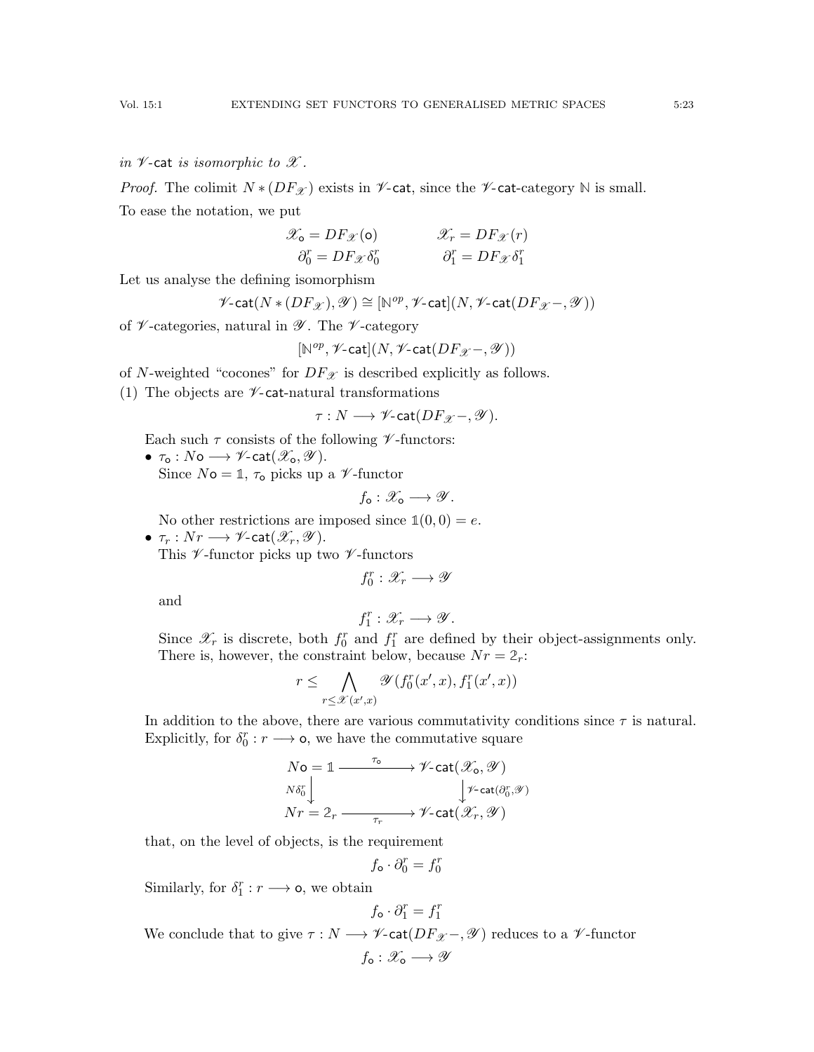*in $\mathscr{V}$-$\mathsf{cat}$ is isomorphic to $\mathscr{X}$.*

*Proof.* The colimit $N * (DF_{\mathscr{X}})$ exists in $\mathscr{V}$-$\mathsf{cat}$, since the $\mathscr{V}$-$\mathsf{cat}$-category $\mathbb{N}$ is small.

To ease the notation, we put

$$\mathscr{X}_{\mathsf{o}} = DF_{\mathscr{X}}(\mathsf{o}) \qquad \mathscr{X}_r = DF_{\mathscr{X}}(r)$$
$$\partial_0^r = DF_{\mathscr{X}}\delta_0^r \qquad \partial_1^r = DF_{\mathscr{X}}\delta_1^r$$

Let us analyse the defining isomorphism

$$\mathscr{V}\text{-}\mathsf{cat}(N * (DF_{\mathscr{X}}), \mathscr{Y}) \cong [\mathbb{N}^{op}, \mathscr{V}\text{-}\mathsf{cat}](N, \mathscr{V}\text{-}\mathsf{cat}(DF_{\mathscr{X}}-, \mathscr{Y}))$$

of $\mathscr{V}$-categories, natural in $\mathscr{Y}$. The $\mathscr{V}$-category

$$[\mathbb{N}^{op}, \mathscr{V}\text{-}\mathsf{cat}](N, \mathscr{V}\text{-}\mathsf{cat}(DF_{\mathscr{X}}-, \mathscr{Y}))$$

of $N$-weighted "cocones" for $DF_{\mathscr{X}}$ is described explicitly as follows.

(1) The objects are $\mathscr{V}$-$\mathsf{cat}$-natural transformations

$$\tau : N \longrightarrow \mathscr{V}\text{-}\mathsf{cat}(DF_{\mathscr{X}}-, \mathscr{Y}).$$

Each such $\tau$ consists of the following $\mathscr{V}$-functors:

- $\tau_{\mathsf{o}} : N\mathsf{o} \longrightarrow \mathscr{V}\text{-}\mathsf{cat}(\mathscr{X}_{\mathsf{o}}, \mathscr{Y})$.
  Since $N\mathsf{o} = \mathbb{1}$, $\tau_{\mathsf{o}}$ picks up a $\mathscr{V}$-functor
  $$f_{\mathsf{o}} : \mathscr{X}_{\mathsf{o}} \longrightarrow \mathscr{Y}.$$
  No other restrictions are imposed since $\mathbb{1}(0,0) = e$.
- $\tau_r : Nr \longrightarrow \mathscr{V}\text{-}\mathsf{cat}(\mathscr{X}_r, \mathscr{Y})$.
  This $\mathscr{V}$-functor picks up two $\mathscr{V}$-functors
  $$f_0^r : \mathscr{X}_r \longrightarrow \mathscr{Y}$$
  and
  $$f_1^r : \mathscr{X}_r \longrightarrow \mathscr{Y}.$$
  Since $\mathscr{X}_r$ is discrete, both $f_0^r$ and $f_1^r$ are defined by their object-assignments only. There is, however, the constraint below, because $Nr = \mathbb{2}_r$:
  $$r \leq \bigwedge_{r \leq \mathscr{X}(x',x)} \mathscr{Y}(f_0^r(x',x), f_1^r(x',x))$$

In addition to the above, there are various commutativity conditions since $\tau$ is natural. Explicitly, for $\delta_0^r : r \longrightarrow \mathsf{o}$, we have the commutative square

$$\begin{array}{ccc}
N\mathsf{o} = \mathbb{1} & \xrightarrow{\tau_{\mathsf{o}}} & \mathscr{V}\text{-}\mathsf{cat}(\mathscr{X}_{\mathsf{o}}, \mathscr{Y}) \\
{\scriptstyle N\delta_0^r}\downarrow & & \downarrow{\scriptstyle \mathscr{V}\text{-}\mathsf{cat}(\partial_0^r, \mathscr{Y})} \\
Nr = \mathbb{2}_r & \xrightarrow[\tau_r]{} & \mathscr{V}\text{-}\mathsf{cat}(\mathscr{X}_r, \mathscr{Y})
\end{array}$$

that, on the level of objects, is the requirement

$$f_{\mathsf{o}} \cdot \partial_0^r = f_0^r$$

Similarly, for $\delta_1^r : r \longrightarrow \mathsf{o}$, we obtain

$$f_{\mathsf{o}} \cdot \partial_1^r = f_1^r$$

We conclude that to give $\tau : N \longrightarrow \mathscr{V}\text{-}\mathsf{cat}(DF_{\mathscr{X}}-, \mathscr{Y})$ reduces to a $\mathscr{V}$-functor

$$f_{\mathsf{o}} : \mathscr{X}_{\mathsf{o}} \longrightarrow \mathscr{Y}$$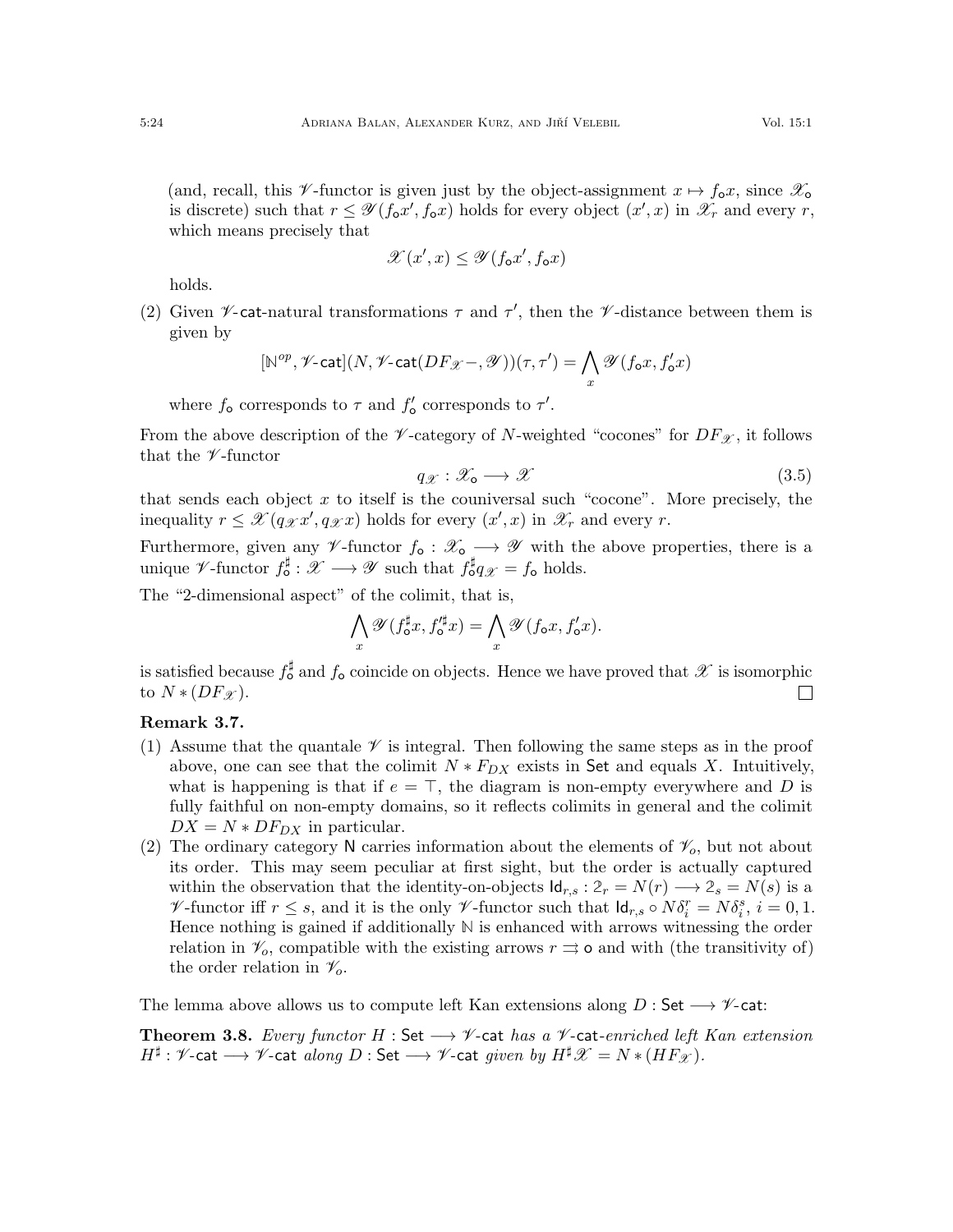(and, recall, this $\mathscr{V}$-functor is given just by the object-assignment $x \mapsto f_{\mathsf{o}}x$, since $\mathscr{X}_{\mathsf{o}}$ is discrete) such that $r \leq \mathscr{Y}(f_{\mathsf{o}}x', f_{\mathsf{o}}x)$ holds for every object $(x', x)$ in $\mathscr{X}_r$ and every $r$, which means precisely that

$$\mathscr{X}(x', x) \leq \mathscr{Y}(f_{\mathsf{o}}x', f_{\mathsf{o}}x)$$

holds.

(2) Given $\mathscr{V}$-$\mathsf{cat}$-natural transformations $\tau$ and $\tau'$, then the $\mathscr{V}$-distance between them is given by

$$[\mathbb{N}^{op}, \mathscr{V}\text{-}\mathsf{cat}](N, \mathscr{V}\text{-}\mathsf{cat}(DF_{\mathscr{X}}-, \mathscr{Y}))(\tau, \tau') = \bigwedge_x \mathscr{Y}(f_{\mathsf{o}}x, f'_{\mathsf{o}}x)$$

where $f_{\mathsf{o}}$ corresponds to $\tau$ and $f'_{\mathsf{o}}$ corresponds to $\tau'$.

From the above description of the $\mathscr{V}$-category of $N$-weighted "cocones" for $DF_{\mathscr{X}}$, it follows that the $\mathscr{V}$-functor

$$q_{\mathscr{X}} : \mathscr{X}_{\mathsf{o}} \longrightarrow \mathscr{X} \tag{3.5}$$

that sends each object $x$ to itself is the couniversal such "cocone". More precisely, the inequality $r \leq \mathscr{X}(q_{\mathscr{X}}x', q_{\mathscr{X}}x)$ holds for every $(x', x)$ in $\mathscr{X}_r$ and every $r$.

Furthermore, given any $\mathscr{V}$-functor $f_{\mathsf{o}} : \mathscr{X}_{\mathsf{o}} \longrightarrow \mathscr{Y}$ with the above properties, there is a unique $\mathscr{V}$-functor $f^{\sharp}_{\mathsf{o}} : \mathscr{X} \longrightarrow \mathscr{Y}$ such that $f^{\sharp}_{\mathsf{o}} q_{\mathscr{X}} = f_{\mathsf{o}}$ holds.

The "2-dimensional aspect" of the colimit, that is,

$$\bigwedge_x \mathscr{Y}(f^{\sharp}_{\mathsf{o}}x, f'^{\sharp}_{\mathsf{o}}x) = \bigwedge_x \mathscr{Y}(f_{\mathsf{o}}x, f'_{\mathsf{o}}x).$$

is satisfied because $f^{\sharp}_{\mathsf{o}}$ and $f_{\mathsf{o}}$ coincide on objects. Hence we have proved that $\mathscr{X}$ is isomorphic to $N * (DF_{\mathscr{X}})$. □

**Remark 3.7.**

(1) Assume that the quantale $\mathscr{V}$ is integral. Then following the same steps as in the proof above, one can see that the colimit $N * F_{DX}$ exists in $\mathsf{Set}$ and equals $X$. Intuitively, what is happening is that if $e = \top$, the diagram is non-empty everywhere and $D$ is fully faithful on non-empty domains, so it reflects colimits in general and the colimit $DX = N * DF_{DX}$ in particular.

(2) The ordinary category $\mathsf{N}$ carries information about the elements of $\mathscr{V}_o$, but not about its order. This may seem peculiar at first sight, but the order is actually captured within the observation that the identity-on-objects $\mathsf{Id}_{r,s} : \mathbb{2}_r = N(r) \longrightarrow \mathbb{2}_s = N(s)$ is a $\mathscr{V}$-functor iff $r \leq s$, and it is the only $\mathscr{V}$-functor such that $\mathsf{Id}_{r,s} \circ N\delta^r_i = N\delta^s_i$, $i = 0, 1$. Hence nothing is gained if additionally $\mathbb{N}$ is enhanced with arrows witnessing the order relation in $\mathscr{V}_o$, compatible with the existing arrows $r \rightrightarrows \mathsf{o}$ and with (the transitivity of) the order relation in $\mathscr{V}_o$.

The lemma above allows us to compute left Kan extensions along $D : \mathsf{Set} \longrightarrow \mathscr{V}\text{-}\mathsf{cat}$:

**Theorem 3.8.** *Every functor $H : \mathsf{Set} \longrightarrow \mathscr{V}\text{-}\mathsf{cat}$ has a $\mathscr{V}\text{-}\mathsf{cat}$-enriched left Kan extension $H^{\sharp} : \mathscr{V}\text{-}\mathsf{cat} \longrightarrow \mathscr{V}\text{-}\mathsf{cat}$ along $D : \mathsf{Set} \longrightarrow \mathscr{V}\text{-}\mathsf{cat}$ given by $H^{\sharp}\mathscr{X} = N * (HF_{\mathscr{X}})$.*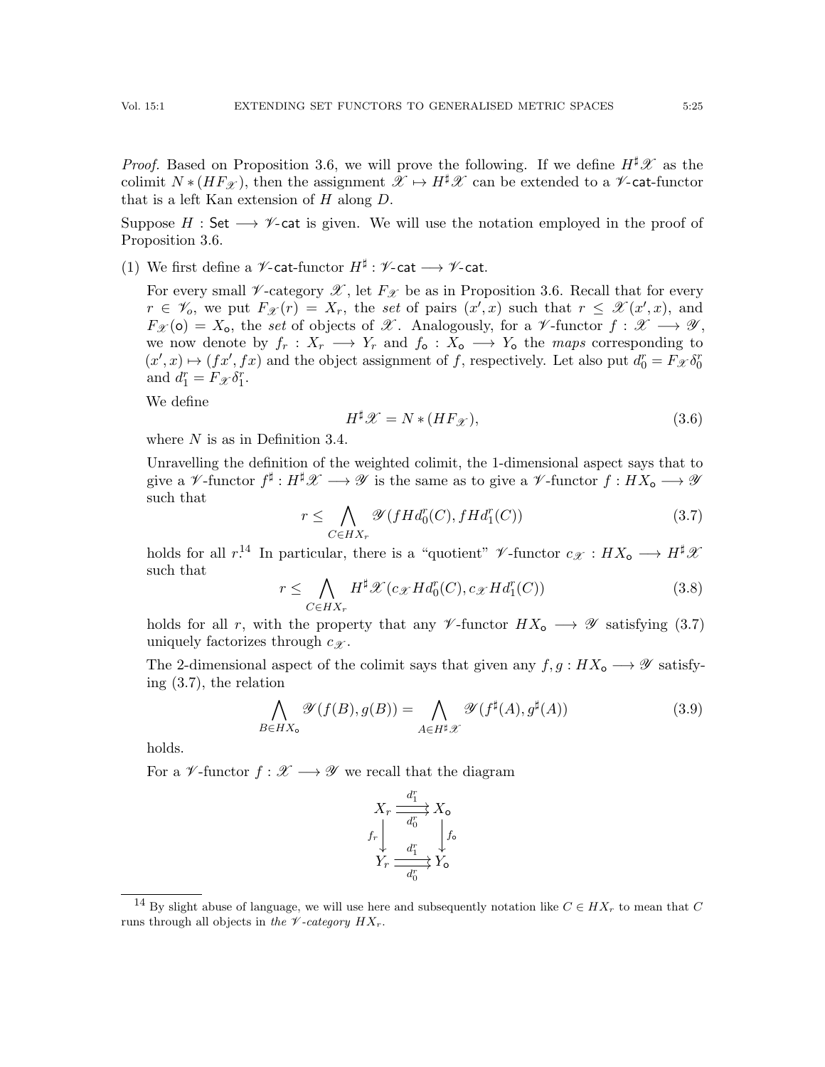*Proof.* Based on Proposition 3.6, we will prove the following. If we define $H^\sharp \mathscr{X}$ as the colimit $N * (HF_\mathscr{X})$, then the assignment $\mathscr{X} \mapsto H^\sharp \mathscr{X}$ can be extended to a $\mathscr{V}$-$\mathsf{cat}$-functor that is a left Kan extension of $H$ along $D$.

Suppose $H : \mathsf{Set} \longrightarrow \mathscr{V}\text{-}\mathsf{cat}$ is given. We will use the notation employed in the proof of Proposition 3.6.

(1) We first define a $\mathscr{V}$-$\mathsf{cat}$-functor $H^\sharp : \mathscr{V}\text{-}\mathsf{cat} \longrightarrow \mathscr{V}\text{-}\mathsf{cat}$.

For every small $\mathscr{V}$-category $\mathscr{X}$, let $F_\mathscr{X}$ be as in Proposition 3.6. Recall that for every $r \in \mathscr{V}_o$, we put $F_\mathscr{X}(r) = X_r$, the *set* of pairs $(x', x)$ such that $r \le \mathscr{X}(x', x)$, and $F_\mathscr{X}(\mathsf{o}) = X_\mathsf{o}$, the *set* of objects of $\mathscr{X}$. Analogously, for a $\mathscr{V}$-functor $f : \mathscr{X} \longrightarrow \mathscr{Y}$, we now denote by $f_r : X_r \longrightarrow Y_r$ and $f_\mathsf{o} : X_\mathsf{o} \longrightarrow Y_\mathsf{o}$ the *maps* corresponding to $(x', x) \mapsto (fx', fx)$ and the object assignment of $f$, respectively. Let also put $d_0^r = F_\mathscr{X}\delta_0^r$ and $d_1^r = F_\mathscr{X}\delta_1^r$.

We define

$$H^\sharp \mathscr{X} = N * (HF_\mathscr{X}), \tag{3.6}$$

where $N$ is as in Definition 3.4.

Unravelling the definition of the weighted colimit, the 1-dimensional aspect says that to give a $\mathscr{V}$-functor $f^\sharp : H^\sharp \mathscr{X} \longrightarrow \mathscr{Y}$ is the same as to give a $\mathscr{V}$-functor $f : HX_\mathsf{o} \longrightarrow \mathscr{Y}$ such that

$$r \le \bigwedge_{C \in HX_r} \mathscr{Y}(fHd_0^r(C), fHd_1^r(C)) \tag{3.7}$$

holds for all $r$.[14] In particular, there is a "quotient" $\mathscr{V}$-functor $c_\mathscr{X} : HX_\mathsf{o} \longrightarrow H^\sharp \mathscr{X}$ such that

$$r \le \bigwedge_{C \in HX_r} H^\sharp \mathscr{X}(c_\mathscr{X} Hd_0^r(C), c_\mathscr{X} Hd_1^r(C)) \tag{3.8}$$

holds for all $r$, with the property that any $\mathscr{V}$-functor $HX_\mathsf{o} \longrightarrow \mathscr{Y}$ satisfying (3.7) uniquely factorizes through $c_\mathscr{X}$.

The 2-dimensional aspect of the colimit says that given any $f, g : HX_\mathsf{o} \longrightarrow \mathscr{Y}$ satisfying (3.7), the relation

$$\bigwedge_{B \in HX_\mathsf{o}} \mathscr{Y}(f(B), g(B)) = \bigwedge_{A \in H^\sharp \mathscr{X}} \mathscr{Y}(f^\sharp(A), g^\sharp(A)) \tag{3.9}$$

holds.

For a $\mathscr{V}$-functor $f : \mathscr{X} \longrightarrow \mathscr{Y}$ we recall that the diagram

$$\begin{array}{ccc} X_r & \overset{d_1^r}{\underset{d_0^r}{\rightrightarrows}} & X_\mathsf{o} \\ {\scriptstyle f_r}\downarrow & & \downarrow{\scriptstyle f_\mathsf{o}} \\ Y_r & \overset{d_1^r}{\underset{d_0^r}{\rightrightarrows}} & Y_\mathsf{o} \end{array}$$

---

[14] By slight abuse of language, we will use here and subsequently notation like $C \in HX_r$ to mean that $C$ runs through all objects in *the $\mathscr{V}$-category $HX_r$*.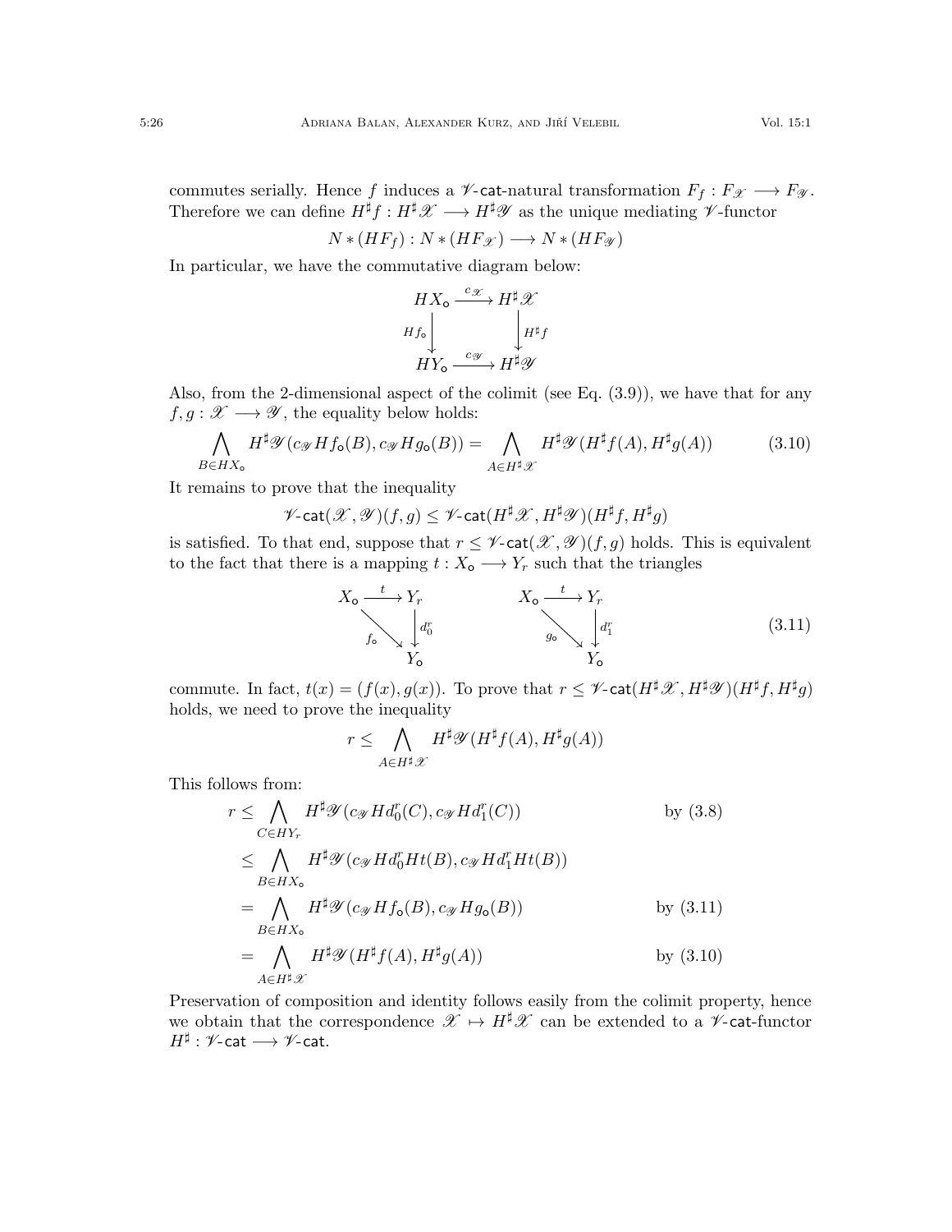commutes serially. Hence $f$ induces a $\mathscr{V}$-$\mathsf{cat}$-natural transformation $F_f : F_{\mathscr{X}} \longrightarrow F_{\mathscr{Y}}$. Therefore we can define $H^\sharp f : H^\sharp \mathscr{X} \longrightarrow H^\sharp \mathscr{Y}$ as the unique mediating $\mathscr{V}$-functor

$$N * (HF_f) : N * (HF_{\mathscr{X}}) \longrightarrow N * (HF_{\mathscr{Y}})$$

In particular, we have the commutative diagram below:

$$\begin{array}{ccc} HX_{\mathsf{o}} & \xrightarrow{c_{\mathscr{X}}} & H^\sharp \mathscr{X} \\ {\scriptstyle Hf_{\mathsf{o}}}\downarrow & & \downarrow{\scriptstyle H^\sharp f} \\ HY_{\mathsf{o}} & \xrightarrow{c_{\mathscr{Y}}} & H^\sharp \mathscr{Y} \end{array}$$

Also, from the 2-dimensional aspect of the colimit (see Eq. (3.9)), we have that for any $f, g : \mathscr{X} \longrightarrow \mathscr{Y}$, the equality below holds:

$$\bigwedge_{B \in HX_{\mathsf{o}}} H^\sharp \mathscr{Y}(c_{\mathscr{Y}} Hf_{\mathsf{o}}(B), c_{\mathscr{Y}} Hg_{\mathsf{o}}(B)) = \bigwedge_{A \in H^\sharp \mathscr{X}} H^\sharp \mathscr{Y}(H^\sharp f(A), H^\sharp g(A)) \tag{3.10}$$

It remains to prove that the inequality

$$\mathscr{V}\text{-}\mathsf{cat}(\mathscr{X}, \mathscr{Y})(f, g) \leq \mathscr{V}\text{-}\mathsf{cat}(H^\sharp \mathscr{X}, H^\sharp \mathscr{Y})(H^\sharp f, H^\sharp g)$$

is satisfied. To that end, suppose that $r \leq \mathscr{V}\text{-}\mathsf{cat}(\mathscr{X}, \mathscr{Y})(f, g)$ holds. This is equivalent to the fact that there is a mapping $t : X_{\mathsf{o}} \longrightarrow Y_r$ such that the triangles

$$\begin{array}{ccc} X_{\mathsf{o}} & \xrightarrow{t} & Y_r \\ & {\scriptstyle f_{\mathsf{o}}}\searrow & \downarrow{\scriptstyle d_0^r} \\ & & Y_{\mathsf{o}} \end{array} \qquad \begin{array}{ccc} X_{\mathsf{o}} & \xrightarrow{t} & Y_r \\ & {\scriptstyle g_{\mathsf{o}}}\searrow & \downarrow{\scriptstyle d_1^r} \\ & & Y_{\mathsf{o}} \end{array} \tag{3.11}$$

commute. In fact, $t(x) = (f(x), g(x))$. To prove that $r \leq \mathscr{V}\text{-}\mathsf{cat}(H^\sharp \mathscr{X}, H^\sharp \mathscr{Y})(H^\sharp f, H^\sharp g)$ holds, we need to prove the inequality

$$r \leq \bigwedge_{A \in H^\sharp \mathscr{X}} H^\sharp \mathscr{Y}(H^\sharp f(A), H^\sharp g(A))$$

This follows from:

$$\begin{aligned} r &\leq \bigwedge_{C \in HY_r} H^\sharp \mathscr{Y}(c_{\mathscr{Y}} Hd_0^r(C), c_{\mathscr{Y}} Hd_1^r(C)) && \text{by (3.8)} \\ &\leq \bigwedge_{B \in HX_{\mathsf{o}}} H^\sharp \mathscr{Y}(c_{\mathscr{Y}} Hd_0^r Ht(B), c_{\mathscr{Y}} Hd_1^r Ht(B)) && \\ &= \bigwedge_{B \in HX_{\mathsf{o}}} H^\sharp \mathscr{Y}(c_{\mathscr{Y}} Hf_{\mathsf{o}}(B), c_{\mathscr{Y}} Hg_{\mathsf{o}}(B)) && \text{by (3.11)} \\ &= \bigwedge_{A \in H^\sharp \mathscr{X}} H^\sharp \mathscr{Y}(H^\sharp f(A), H^\sharp g(A)) && \text{by (3.10)} \end{aligned}$$

Preservation of composition and identity follows easily from the colimit property, hence we obtain that the correspondence $\mathscr{X} \mapsto H^\sharp \mathscr{X}$ can be extended to a $\mathscr{V}$-$\mathsf{cat}$-functor $H^\sharp : \mathscr{V}\text{-}\mathsf{cat} \longrightarrow \mathscr{V}\text{-}\mathsf{cat}$.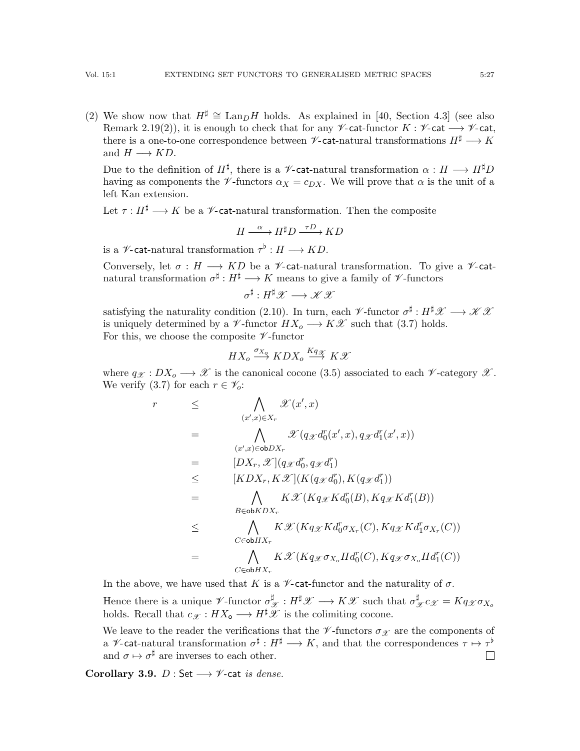(2) We show now that $H^\sharp \cong \mathrm{Lan}_D H$ holds. As explained in [40, Section 4.3] (see also Remark 2.19(2)), it is enough to check that for any $\mathscr{V}$-$\mathsf{cat}$-functor $K : \mathscr{V}\text{-}\mathsf{cat} \longrightarrow \mathscr{V}\text{-}\mathsf{cat}$, there is a one-to-one correspondence between $\mathscr{V}$-$\mathsf{cat}$-natural transformations $H^\sharp \longrightarrow K$ and $H \longrightarrow KD$.

Due to the definition of $H^\sharp$, there is a $\mathscr{V}$-$\mathsf{cat}$-natural transformation $\alpha : H \longrightarrow H^\sharp D$ having as components the $\mathscr{V}$-functors $\alpha_X = c_{DX}$. We will prove that $\alpha$ is the unit of a left Kan extension.

Let $\tau : H^\sharp \longrightarrow K$ be a $\mathscr{V}$-$\mathsf{cat}$-natural transformation. Then the composite

$$H \xrightarrow{\ \alpha\ } H^\sharp D \xrightarrow{\ \tau D\ } KD$$

is a $\mathscr{V}$-$\mathsf{cat}$-natural transformation $\tau^\flat : H \longrightarrow KD$.

Conversely, let $\sigma : H \longrightarrow KD$ be a $\mathscr{V}$-$\mathsf{cat}$-natural transformation. To give a $\mathscr{V}$-$\mathsf{cat}$-natural transformation $\sigma^\sharp : H^\sharp \longrightarrow K$ means to give a family of $\mathscr{V}$-functors

$$\sigma^\sharp : H^\sharp \mathscr{X} \longrightarrow \mathscr{K}\mathscr{X}$$

satisfying the naturality condition (2.10). In turn, each $\mathscr{V}$-functor $\sigma^\sharp : H^\sharp \mathscr{X} \longrightarrow \mathscr{K}\mathscr{X}$ is uniquely determined by a $\mathscr{V}$-functor $HX_o \longrightarrow K\mathscr{X}$ such that (3.7) holds.
For this, we choose the composite $\mathscr{V}$-functor

$$HX_o \xrightarrow{\sigma_{X_o}} KDX_o \xrightarrow{Kq_{\mathscr{X}}} K\mathscr{X}$$

where $q_{\mathscr{X}} : DX_o \longrightarrow \mathscr{X}$ is the canonical cocone (3.5) associated to each $\mathscr{V}$-category $\mathscr{X}$. We verify (3.7) for each $r \in \mathscr{V}_o$:

$$\begin{aligned}
r \quad & \leq \quad \bigwedge_{(x',x)\in X_r} \mathscr{X}(x',x) \\
& = \quad \bigwedge_{(x',x)\in \mathsf{ob}DX_r} \mathscr{X}(q_{\mathscr{X}} d_0^r(x',x), q_{\mathscr{X}} d_1^r(x',x)) \\
& = \quad [DX_r, \mathscr{X}](q_{\mathscr{X}} d_0^r, q_{\mathscr{X}} d_1^r) \\
& \leq \quad [KDX_r, K\mathscr{X}](K(q_{\mathscr{X}} d_0^r), K(q_{\mathscr{X}} d_1^r)) \\
& = \quad \bigwedge_{B\in \mathsf{ob}KDX_r} K\mathscr{X}(Kq_{\mathscr{X}} Kd_0^r(B), Kq_{\mathscr{X}} Kd_1^r(B)) \\
& \leq \quad \bigwedge_{C\in \mathsf{ob}HX_r} K\mathscr{X}(Kq_{\mathscr{X}} Kd_0^r \sigma_{X_r}(C), Kq_{\mathscr{X}} Kd_1^r \sigma_{X_r}(C)) \\
& = \quad \bigwedge_{C\in \mathsf{ob}HX_r} K\mathscr{X}(Kq_{\mathscr{X}} \sigma_{X_o} Hd_0^r(C), Kq_{\mathscr{X}} \sigma_{X_o} Hd_1^r(C))
\end{aligned}$$

In the above, we have used that $K$ is a $\mathscr{V}$-$\mathsf{cat}$-functor and the naturality of $\sigma$.

Hence there is a unique $\mathscr{V}$-functor $\sigma^\sharp_{\mathscr{X}} : H^\sharp \mathscr{X} \longrightarrow K\mathscr{X}$ such that $\sigma^\sharp_{\mathscr{X}} c_{\mathscr{X}} = Kq_{\mathscr{X}} \sigma_{X_o}$ holds. Recall that $c_{\mathscr{X}} : HX_{\mathsf{o}} \longrightarrow H^\sharp \mathscr{X}$ is the colimiting cocone.

We leave to the reader the verifications that the $\mathscr{V}$-functors $\sigma_{\mathscr{X}}$ are the components of a $\mathscr{V}$-$\mathsf{cat}$-natural transformation $\sigma^\sharp : H^\sharp \longrightarrow K$, and that the correspondences $\tau \mapsto \tau^\flat$ and $\sigma \mapsto \sigma^\sharp$ are inverses to each other. ☐

**Corollary 3.9.** *$D : \mathsf{Set} \longrightarrow \mathscr{V}\text{-}\mathsf{cat}$ is dense.*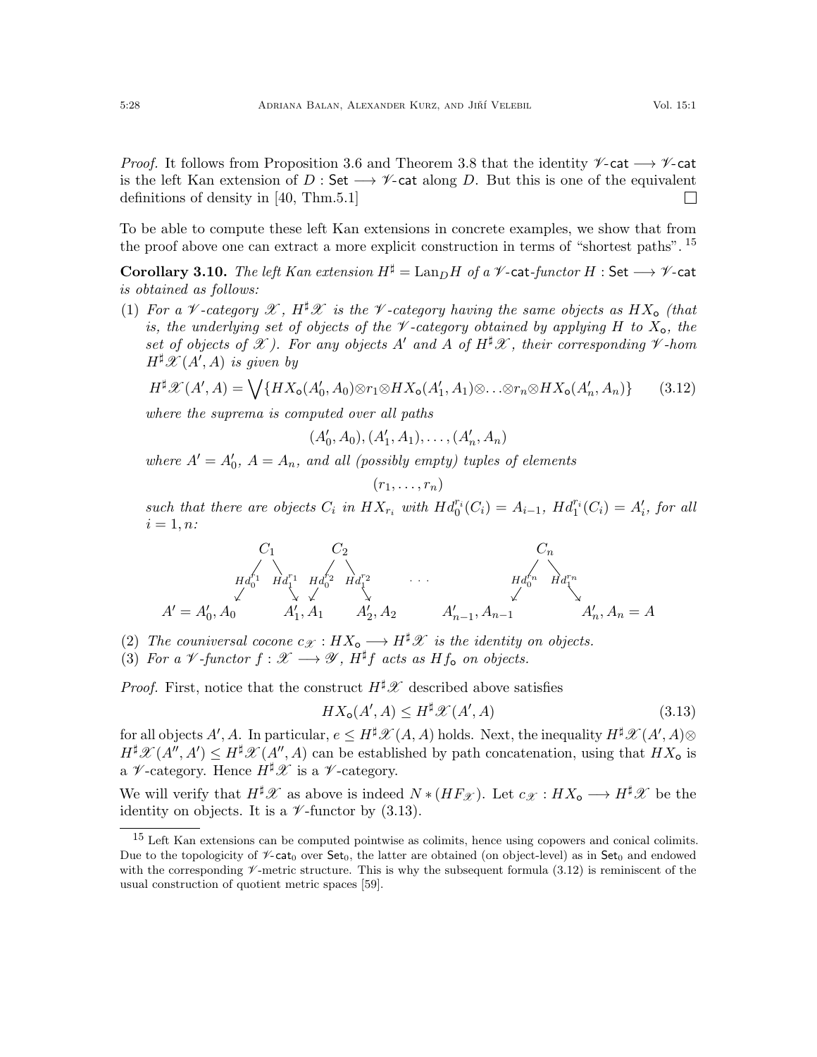*Proof.* It follows from Proposition 3.6 and Theorem 3.8 that the identity $\mathscr{V}\text{-}\mathsf{cat} \longrightarrow \mathscr{V}\text{-}\mathsf{cat}$ is the left Kan extension of $D : \mathsf{Set} \longrightarrow \mathscr{V}\text{-}\mathsf{cat}$ along $D$. But this is one of the equivalent definitions of density in [40, Thm.5.1] □

To be able to compute these left Kan extensions in concrete examples, we show that from the proof above one can extract a more explicit construction in terms of "shortest paths". [15]

**Corollary 3.10.** *The left Kan extension $H^\sharp = \mathrm{Lan}_D H$ of a $\mathscr{V}$-$\mathsf{cat}$-functor $H : \mathsf{Set} \longrightarrow \mathscr{V}\text{-}\mathsf{cat}$ is obtained as follows:*

(1) *For a $\mathscr{V}$-category $\mathscr{X}$, $H^\sharp \mathscr{X}$ is the $\mathscr{V}$-category having the same objects as $HX_\mathsf{o}$ (that is, the underlying set of objects of the $\mathscr{V}$-category obtained by applying $H$ to $X_\mathsf{o}$, the set of objects of $\mathscr{X}$). For any objects $A'$ and $A$ of $H^\sharp\mathscr{X}$, their corresponding $\mathscr{V}$-hom $H^\sharp\mathscr{X}(A', A)$ is given by*

$$H^\sharp\mathscr{X}(A', A) = \bigvee \{HX_\mathsf{o}(A'_0, A_0) \otimes r_1 \otimes HX_\mathsf{o}(A'_1, A_1) \otimes \ldots \otimes r_n \otimes HX_\mathsf{o}(A'_n, A_n)\} \tag{3.12}$$

*where the suprema is computed over all paths*

$$(A'_0, A_0), (A'_1, A_1), \ldots, (A'_n, A_n)$$

*where $A' = A'_0$, $A = A_n$, and all (possibly empty) tuples of elements*

$$(r_1, \ldots, r_n)$$

*such that there are objects $C_i$ in $HX_{r_i}$ with $Hd_0^{r_i}(C_i) = A_{i-1}$, $Hd_1^{r_i}(C_i) = A'_i$, for all $i = 1, n$:*

$$\begin{array}{ccccccc} & C_1 & & C_2 & \cdots & & C_n & \\ & {\scriptstyle Hd_0^{r_1}} \swarrow \quad \searrow {\scriptstyle Hd_1^{r_1}} & & {\scriptstyle Hd_0^{r_2}} \swarrow \quad \searrow {\scriptstyle Hd_1^{r_2}} & & & {\scriptstyle Hd_0^{r_n}} \swarrow \quad \searrow {\scriptstyle Hd_1^{r_n}} & \\ A' = A'_0, A_0 & & A'_1, A_1 & & A'_2, A_2 & A'_{n-1}, A_{n-1} & & A'_n, A_n = A \end{array}$$

(2) *The couniversal cocone $c_\mathscr{X} : HX_\mathsf{o} \longrightarrow H^\sharp\mathscr{X}$ is the identity on objects.*

(3) *For a $\mathscr{V}$-functor $f : \mathscr{X} \longrightarrow \mathscr{Y}$, $H^\sharp f$ acts as $Hf_\mathsf{o}$ on objects.*

*Proof.* First, notice that the construct $H^\sharp\mathscr{X}$ described above satisfies

$$HX_\mathsf{o}(A', A) \leq H^\sharp\mathscr{X}(A', A) \tag{3.13}$$

for all objects $A', A$. In particular, $e \leq H^\sharp\mathscr{X}(A, A)$ holds. Next, the inequality $H^\sharp\mathscr{X}(A', A) \otimes H^\sharp\mathscr{X}(A'', A') \leq H^\sharp\mathscr{X}(A'', A)$ can be established by path concatenation, using that $HX_\mathsf{o}$ is a $\mathscr{V}$-category. Hence $H^\sharp\mathscr{X}$ is a $\mathscr{V}$-category.

We will verify that $H^\sharp\mathscr{X}$ as above is indeed $N * (HF_\mathscr{X})$. Let $c_\mathscr{X} : HX_\mathsf{o} \longrightarrow H^\sharp\mathscr{X}$ be the identity on objects. It is a $\mathscr{V}$-functor by (3.13).

---

[15] Left Kan extensions can be computed pointwise as colimits, hence using copowers and conical colimits. Due to the topologicity of $\mathscr{V}\text{-}\mathsf{cat}_0$ over $\mathsf{Set}_0$, the latter are obtained (on object-level) as in $\mathsf{Set}_0$ and endowed with the corresponding $\mathscr{V}$-metric structure. This is why the subsequent formula (3.12) is reminiscent of the usual construction of quotient metric spaces [59].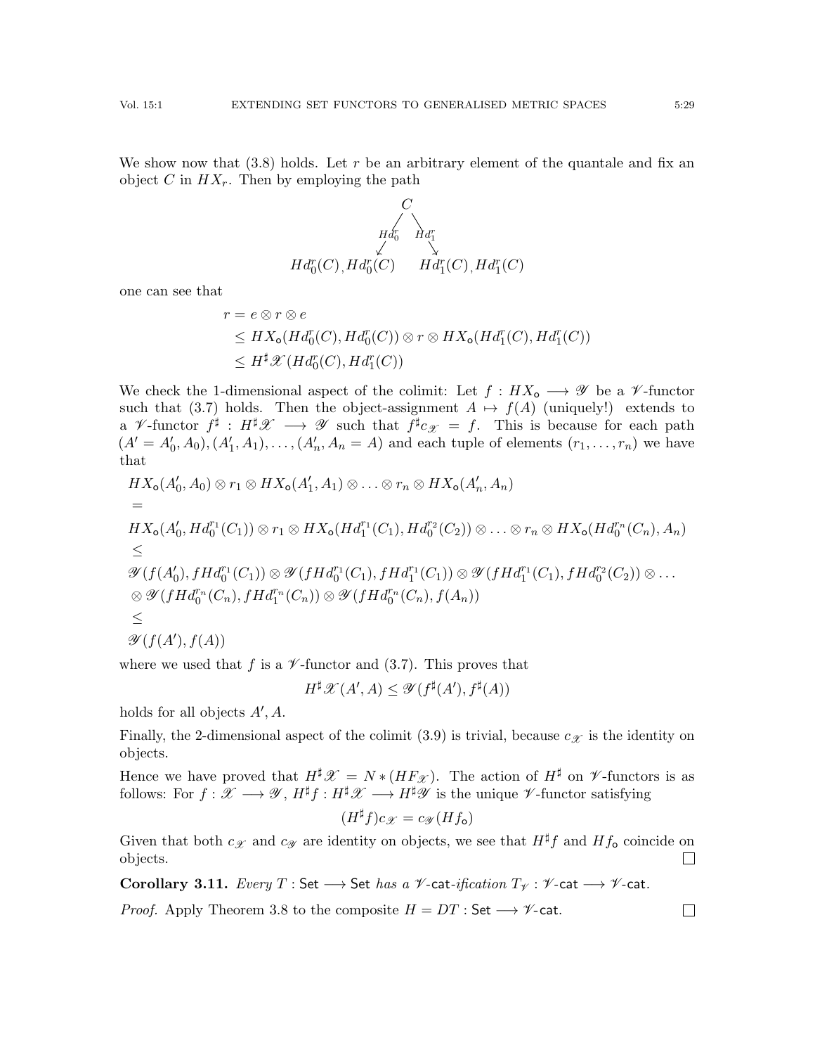We show now that (3.8) holds. Let $r$ be an arbitrary element of the quantale and fix an object $C$ in $HX_r$. Then by employing the path

$$
\begin{array}{ccc}
 & C & \\
 {\scriptstyle Hd_0^r} \swarrow & & \searrow {\scriptstyle Hd_1^r} \\
Hd_0^r(C), Hd_0^r(C) & & Hd_1^r(C), Hd_1^r(C)
\end{array}
$$

one can see that

$$
\begin{aligned}
r &= e \otimes r \otimes e \\
&\leq HX_{\mathsf{o}}(Hd_0^r(C), Hd_0^r(C)) \otimes r \otimes HX_{\mathsf{o}}(Hd_1^r(C), Hd_1^r(C)) \\
&\leq H^\sharp \mathscr{X}(Hd_0^r(C), Hd_1^r(C))
\end{aligned}
$$

We check the 1-dimensional aspect of the colimit: Let $f : HX_{\mathsf{o}} \longrightarrow \mathscr{Y}$ be a $\mathscr{V}$-functor such that (3.7) holds. Then the object-assignment $A \mapsto f(A)$ (uniquely!) extends to a $\mathscr{V}$-functor $f^\sharp : H^\sharp \mathscr{X} \longrightarrow \mathscr{Y}$ such that $f^\sharp c_{\mathscr{X}} = f$. This is because for each path $(A' = A'_0, A_0), (A'_1, A_1), \ldots, (A'_n, A_n = A)$ and each tuple of elements $(r_1, \ldots, r_n)$ we have that

$$
\begin{aligned}
& HX_{\mathsf{o}}(A'_0, A_0) \otimes r_1 \otimes HX_{\mathsf{o}}(A'_1, A_1) \otimes \ldots \otimes r_n \otimes HX_{\mathsf{o}}(A'_n, A_n) \\
& = \\
& HX_{\mathsf{o}}(A'_0, Hd_0^{r_1}(C_1)) \otimes r_1 \otimes HX_{\mathsf{o}}(Hd_1^{r_1}(C_1), Hd_0^{r_2}(C_2)) \otimes \ldots \otimes r_n \otimes HX_{\mathsf{o}}(Hd_0^{r_n}(C_n), A_n) \\
& \leq \\
& \mathscr{Y}(f(A'_0), fHd_0^{r_1}(C_1)) \otimes \mathscr{Y}(fHd_0^{r_1}(C_1), fHd_1^{r_1}(C_1)) \otimes \mathscr{Y}(fHd_1^{r_1}(C_1), fHd_0^{r_2}(C_2)) \otimes \ldots \\
& \otimes \mathscr{Y}(fHd_0^{r_n}(C_n), fHd_1^{r_n}(C_n)) \otimes \mathscr{Y}(fHd_0^{r_n}(C_n), f(A_n)) \\
& \leq \\
& \mathscr{Y}(f(A'), f(A))
\end{aligned}
$$

where we used that $f$ is a $\mathscr{V}$-functor and (3.7). This proves that

$$
H^\sharp \mathscr{X}(A', A) \leq \mathscr{Y}(f^\sharp(A'), f^\sharp(A))
$$

holds for all objects $A', A$.

Finally, the 2-dimensional aspect of the colimit (3.9) is trivial, because $c_{\mathscr{X}}$ is the identity on objects.

Hence we have proved that $H^\sharp \mathscr{X} = N * (HF_{\mathscr{X}})$. The action of $H^\sharp$ on $\mathscr{V}$-functors is as follows: For $f : \mathscr{X} \longrightarrow \mathscr{Y}$, $H^\sharp f : H^\sharp \mathscr{X} \longrightarrow H^\sharp \mathscr{Y}$ is the unique $\mathscr{V}$-functor satisfying

$$
(H^\sharp f) c_{\mathscr{X}} = c_{\mathscr{Y}} (Hf_{\mathsf{o}})
$$

Given that both $c_{\mathscr{X}}$ and $c_{\mathscr{Y}}$ are identity on objects, we see that $H^\sharp f$ and $Hf_{\mathsf{o}}$ coincide on objects. □

**Corollary 3.11.** *Every $T : \mathsf{Set} \longrightarrow \mathsf{Set}$ has a $\mathscr{V}$-$\mathsf{cat}$-ification $T_{\mathscr{V}} : \mathscr{V}\text{-}\mathsf{cat} \longrightarrow \mathscr{V}\text{-}\mathsf{cat}$.*

*Proof.* Apply Theorem 3.8 to the composite $H = DT : \mathsf{Set} \longrightarrow \mathscr{V}\text{-}\mathsf{cat}$. □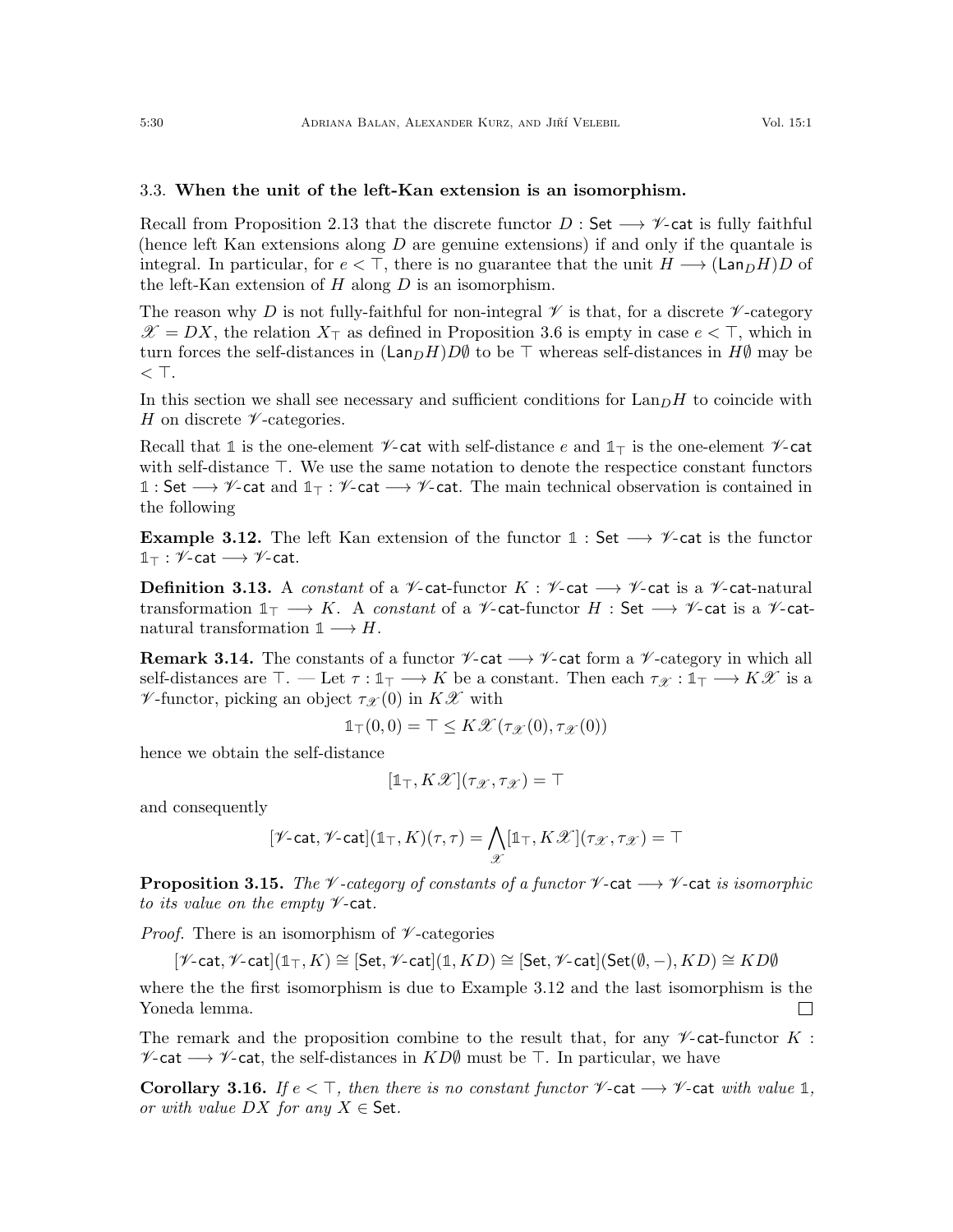### 3.3. **When the unit of the left-Kan extension is an isomorphism.**

Recall from Proposition 2.13 that the discrete functor $D : \mathsf{Set} \longrightarrow \mathscr{V}\text{-}\mathsf{cat}$ is fully faithful (hence left Kan extensions along $D$ are genuine extensions) if and only if the quantale is integral. In particular, for $e < \top$, there is no guarantee that the unit $H \longrightarrow (\mathsf{Lan}_D H)D$ of the left-Kan extension of $H$ along $D$ is an isomorphism.

The reason why $D$ is not fully-faithful for non-integral $\mathscr{V}$ is that, for a discrete $\mathscr{V}$-category $\mathscr{X} = DX$, the relation $X_\top$ as defined in Proposition 3.6 is empty in case $e < \top$, which in turn forces the self-distances in $(\mathsf{Lan}_D H)D\emptyset$ to be $\top$ whereas self-distances in $H\emptyset$ may be $< \top$.

In this section we shall see necessary and sufficient conditions for $\mathrm{Lan}_D H$ to coincide with $H$ on discrete $\mathscr{V}$-categories.

Recall that $\mathbb{1}$ is the one-element $\mathscr{V}\text{-}\mathsf{cat}$ with self-distance $e$ and $\mathbb{1}_\top$ is the one-element $\mathscr{V}\text{-}\mathsf{cat}$ with self-distance $\top$. We use the same notation to denote the respectice constant functors $\mathbb{1} : \mathsf{Set} \longrightarrow \mathscr{V}\text{-}\mathsf{cat}$ and $\mathbb{1}_\top : \mathscr{V}\text{-}\mathsf{cat} \longrightarrow \mathscr{V}\text{-}\mathsf{cat}$. The main technical observation is contained in the following

**Example 3.12.** The left Kan extension of the functor $\mathbb{1} : \mathsf{Set} \longrightarrow \mathscr{V}\text{-}\mathsf{cat}$ is the functor $\mathbb{1}_\top : \mathscr{V}\text{-}\mathsf{cat} \longrightarrow \mathscr{V}\text{-}\mathsf{cat}$.

**Definition 3.13.** A *constant* of a $\mathscr{V}\text{-}\mathsf{cat}$-functor $K : \mathscr{V}\text{-}\mathsf{cat} \longrightarrow \mathscr{V}\text{-}\mathsf{cat}$ is a $\mathscr{V}\text{-}\mathsf{cat}$-natural transformation $\mathbb{1}_\top \longrightarrow K$. A *constant* of a $\mathscr{V}\text{-}\mathsf{cat}$-functor $H : \mathsf{Set} \longrightarrow \mathscr{V}\text{-}\mathsf{cat}$ is a $\mathscr{V}\text{-}\mathsf{cat}$-natural transformation $\mathbb{1} \longrightarrow H$.

**Remark 3.14.** The constants of a functor $\mathscr{V}\text{-}\mathsf{cat} \longrightarrow \mathscr{V}\text{-}\mathsf{cat}$ form a $\mathscr{V}$-category in which all self-distances are $\top$. — Let $\tau : \mathbb{1}_\top \longrightarrow K$ be a constant. Then each $\tau_\mathscr{X} : \mathbb{1}_\top \longrightarrow K\mathscr{X}$ is a $\mathscr{V}$-functor, picking an object $\tau_\mathscr{X}(0)$ in $K\mathscr{X}$ with

$$\mathbb{1}_\top(0,0) = \top \le K\mathscr{X}(\tau_\mathscr{X}(0), \tau_\mathscr{X}(0))$$

hence we obtain the self-distance

$$[\mathbb{1}_\top, K\mathscr{X}](\tau_\mathscr{X}, \tau_\mathscr{X}) = \top$$

and consequently

$$[\mathscr{V}\text{-}\mathsf{cat}, \mathscr{V}\text{-}\mathsf{cat}](\mathbb{1}_\top, K)(\tau, \tau) = \bigwedge_{\mathscr{X}} [\mathbb{1}_\top, K\mathscr{X}](\tau_\mathscr{X}, \tau_\mathscr{X}) = \top$$

**Proposition 3.15.** *The $\mathscr{V}$-category of constants of a functor $\mathscr{V}\text{-}\mathsf{cat} \longrightarrow \mathscr{V}\text{-}\mathsf{cat}$ is isomorphic to its value on the empty $\mathscr{V}\text{-}\mathsf{cat}$.*

*Proof.* There is an isomorphism of $\mathscr{V}$-categories

$$[\mathscr{V}\text{-}\mathsf{cat}, \mathscr{V}\text{-}\mathsf{cat}](\mathbb{1}_\top, K) \cong [\mathsf{Set}, \mathscr{V}\text{-}\mathsf{cat}](\mathbb{1}, KD) \cong [\mathsf{Set}, \mathscr{V}\text{-}\mathsf{cat}](\mathsf{Set}(\emptyset, -), KD) \cong KD\emptyset$$

where the the first isomorphism is due to Example 3.12 and the last isomorphism is the Yoneda lemma. $\square$

The remark and the proposition combine to the result that, for any $\mathscr{V}\text{-}\mathsf{cat}$-functor $K : \mathscr{V}\text{-}\mathsf{cat} \longrightarrow \mathscr{V}\text{-}\mathsf{cat}$, the self-distances in $KD\emptyset$ must be $\top$. In particular, we have

**Corollary 3.16.** *If $e < \top$, then there is no constant functor $\mathscr{V}\text{-}\mathsf{cat} \longrightarrow \mathscr{V}\text{-}\mathsf{cat}$ with value $\mathbb{1}$, or with value $DX$ for any $X \in \mathsf{Set}$.*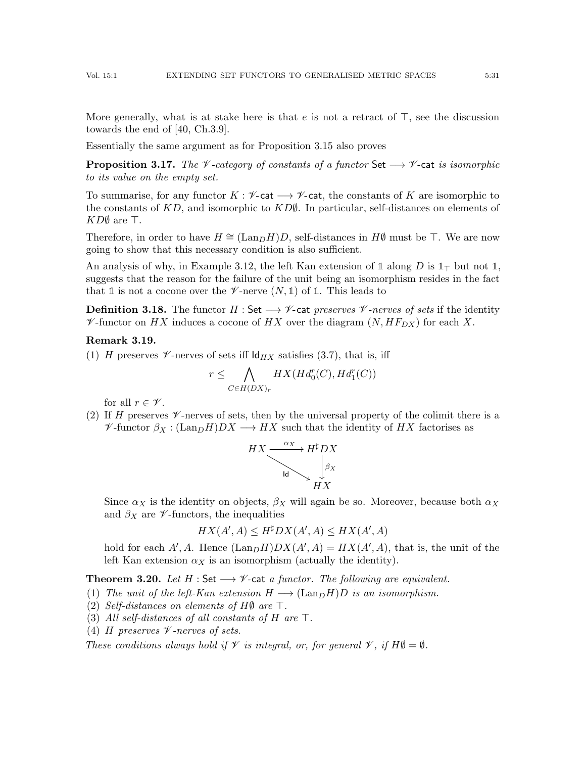More generally, what is at stake here is that $e$ is not a retract of $\top$, see the discussion towards the end of [40, Ch.3.9].

Essentially the same argument as for Proposition 3.15 also proves

**Proposition 3.17.** *The $\mathscr{V}$-category of constants of a functor $\mathsf{Set} \longrightarrow \mathscr{V}\text{-}\mathsf{cat}$ is isomorphic to its value on the empty set.*

To summarise, for any functor $K : \mathscr{V}\text{-}\mathsf{cat} \longrightarrow \mathscr{V}\text{-}\mathsf{cat}$, the constants of $K$ are isomorphic to the constants of $KD$, and isomorphic to $KD\emptyset$. In particular, self-distances on elements of $KD\emptyset$ are $\top$.

Therefore, in order to have $H \cong (\mathrm{Lan}_D H)D$, self-distances in $H\emptyset$ must be $\top$. We are now going to show that this necessary condition is also sufficient.

An analysis of why, in Example 3.12, the left Kan extension of $\mathbb{1}$ along $D$ is $\mathbb{1}_\top$ but not $\mathbb{1}$, suggests that the reason for the failure of the unit being an isomorphism resides in the fact that $\mathbb{1}$ is not a cocone over the $\mathscr{V}$-nerve $(N, \mathbb{1})$ of $\mathbb{1}$. This leads to

**Definition 3.18.** The functor $H : \mathsf{Set} \longrightarrow \mathscr{V}\text{-}\mathsf{cat}$ *preserves $\mathscr{V}$-nerves of sets* if the identity $\mathscr{V}$-functor on $HX$ induces a cocone of $HX$ over the diagram $(N, HF_{DX})$ for each $X$.

**Remark 3.19.**

(1) $H$ preserves $\mathscr{V}$-nerves of sets iff $\mathsf{Id}_{HX}$ satisfies (3.7), that is, iff

$$r \leq \bigwedge_{C \in H(DX)_r} HX(Hd_0^r(C), Hd_1^r(C))$$

for all $r \in \mathscr{V}$.

(2) If $H$ preserves $\mathscr{V}$-nerves of sets, then by the universal property of the colimit there is a $\mathscr{V}$-functor $\beta_X : (\mathrm{Lan}_D H)DX \longrightarrow HX$ such that the identity of $HX$ factorises as

$$\begin{array}{ccc} HX & \xrightarrow{\alpha_X} & H^\sharp DX \\ & \searrow^{\mathsf{Id}} & \downarrow{\scriptstyle \beta_X} \\ & & HX \end{array}$$

Since $\alpha_X$ is the identity on objects, $\beta_X$ will again be so. Moreover, because both $\alpha_X$ and $\beta_X$ are $\mathscr{V}$-functors, the inequalities

$$HX(A', A) \leq H^\sharp DX(A', A) \leq HX(A', A)$$

hold for each $A', A$. Hence $(\mathrm{Lan}_D H)DX(A', A) = HX(A', A)$, that is, the unit of the left Kan extension $\alpha_X$ is an isomorphism (actually the identity).

**Theorem 3.20.** *Let $H : \mathsf{Set} \longrightarrow \mathscr{V}\text{-}\mathsf{cat}$ a functor. The following are equivalent.*

(1) *The unit of the left-Kan extension $H \longrightarrow (\mathrm{Lan}_D H)D$ is an isomorphism.*
(2) *Self-distances on elements of $H\emptyset$ are $\top$.*
(3) *All self-distances of all constants of $H$ are $\top$.*
(4) *$H$ preserves $\mathscr{V}$-nerves of sets.*

*These conditions always hold if $\mathscr{V}$ is integral, or, for general $\mathscr{V}$, if $H\emptyset = \emptyset$.*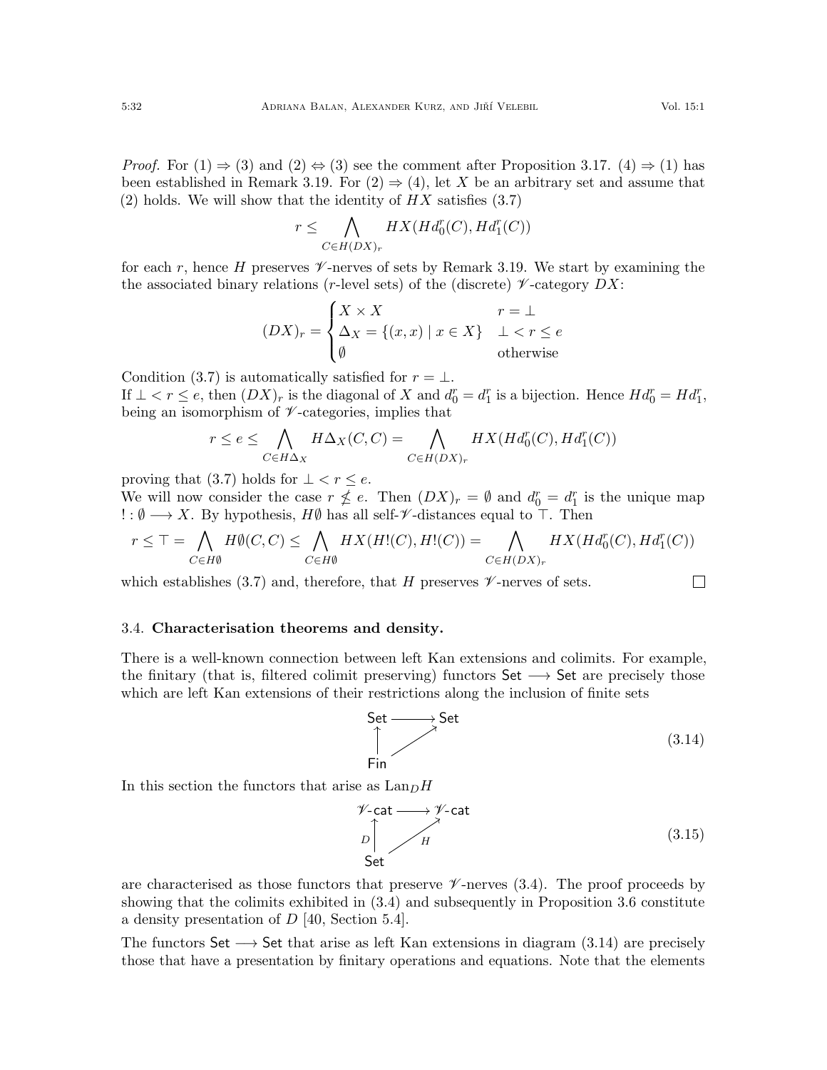*Proof.* For (1) ⇒ (3) and (2) ⇔ (3) see the comment after Proposition 3.17. (4) ⇒ (1) has been established in Remark 3.19. For (2) ⇒ (4), let $X$ be an arbitrary set and assume that (2) holds. We will show that the identity of $HX$ satisfies (3.7)

$$r \leq \bigwedge_{C \in H(DX)_r} HX(Hd_0^r(C), Hd_1^r(C))$$

for each $r$, hence $H$ preserves $\mathscr{V}$-nerves of sets by Remark 3.19. We start by examining the the associated binary relations ($r$-level sets) of the (discrete) $\mathscr{V}$-category $DX$:

$$(DX)_r = \begin{cases} X \times X & r = \bot \\ \Delta_X = \{(x,x) \mid x \in X\} & \bot < r \leq e \\ \emptyset & \text{otherwise} \end{cases}$$

Condition (3.7) is automatically satisfied for $r = \bot$.
If $\bot < r \leq e$, then $(DX)_r$ is the diagonal of $X$ and $d_0^r = d_1^r$ is a bijection. Hence $Hd_0^r = Hd_1^r$, being an isomorphism of $\mathscr{V}$-categories, implies that

$$r \leq e \leq \bigwedge_{C \in H\Delta_X} H\Delta_X(C, C) = \bigwedge_{C \in H(DX)_r} HX(Hd_0^r(C), Hd_1^r(C))$$

proving that (3.7) holds for $\bot < r \leq e$.
We will now consider the case $r \nleq e$. Then $(DX)_r = \emptyset$ and $d_0^r = d_1^r$ is the unique map $! : \emptyset \longrightarrow X$. By hypothesis, $H\emptyset$ has all self-$\mathscr{V}$-distances equal to $\top$. Then

$$r \leq \top = \bigwedge_{C \in H\emptyset} H\emptyset(C, C) \leq \bigwedge_{C \in H\emptyset} HX(H!(C), H!(C)) = \bigwedge_{C \in H(DX)_r} HX(Hd_0^r(C), Hd_1^r(C))$$

which establishes (3.7) and, therefore, that $H$ preserves $\mathscr{V}$-nerves of sets. ◻

### 3.4. Characterisation theorems and density.

There is a well-known connection between left Kan extensions and colimits. For example, the finitary (that is, filtered colimit preserving) functors $\mathsf{Set} \longrightarrow \mathsf{Set}$ are precisely those which are left Kan extensions of their restrictions along the inclusion of finite sets

$$\begin{array}{ccc} \mathsf{Set} & \longrightarrow & \mathsf{Set} \\ \uparrow & \nearrow & \\ \mathsf{Fin} & & \end{array} \tag{3.14}$$

In this section the functors that arise as $\mathrm{Lan}_D H$

$$\begin{array}{ccc} \mathscr{V}\text{-}\mathsf{cat} & \longrightarrow & \mathscr{V}\text{-}\mathsf{cat} \\ {\scriptstyle D}\uparrow & \nearrow {\scriptstyle H} & \\ \mathsf{Set} & & \end{array} \tag{3.15}$$

are characterised as those functors that preserve $\mathscr{V}$-nerves (3.4). The proof proceeds by showing that the colimits exhibited in (3.4) and subsequently in Proposition 3.6 constitute a density presentation of $D$ [40, Section 5.4].

The functors $\mathsf{Set} \longrightarrow \mathsf{Set}$ that arise as left Kan extensions in diagram (3.14) are precisely those that have a presentation by finitary operations and equations. Note that the elements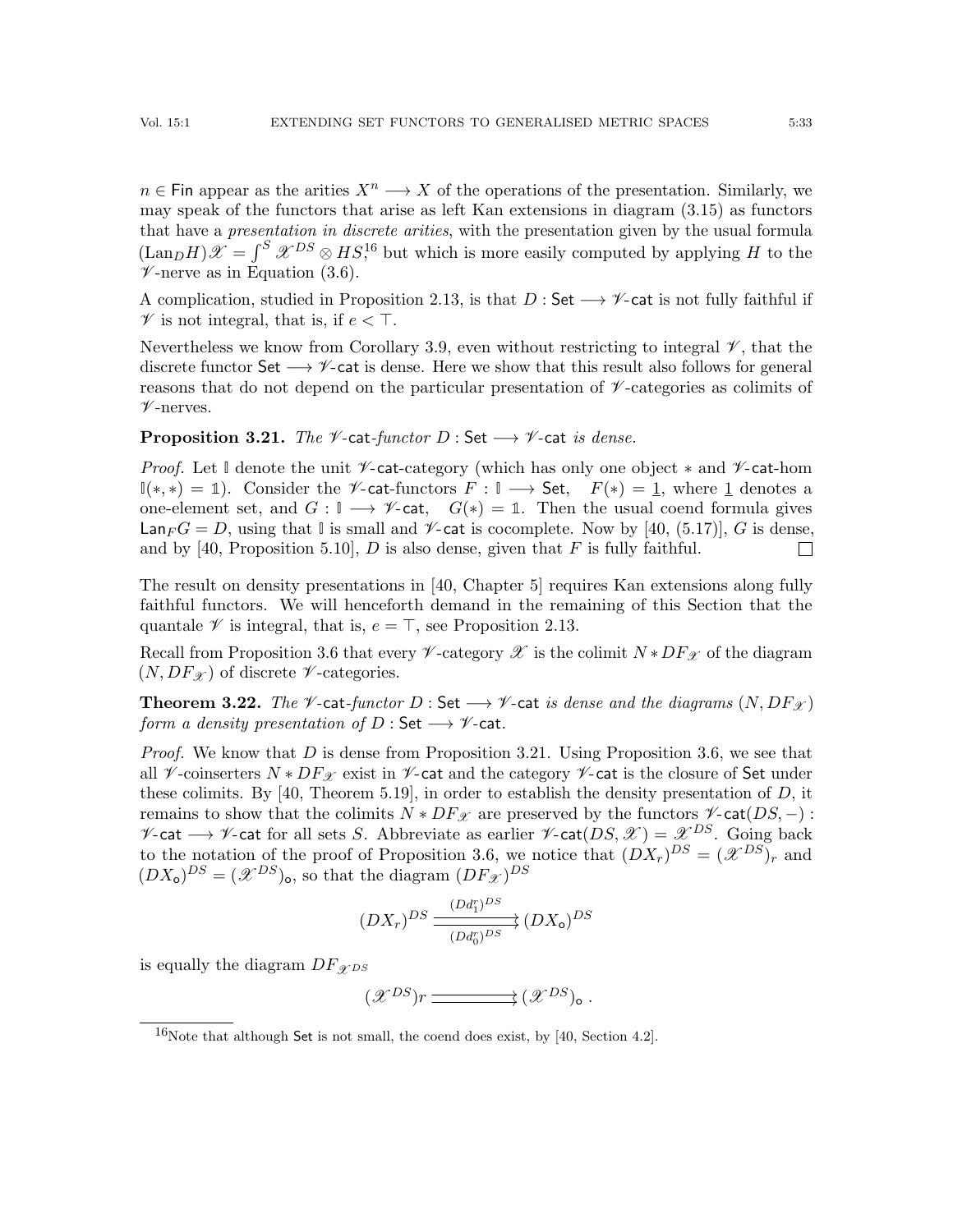$n \in \mathsf{Fin}$ appear as the arities $X^n \longrightarrow X$ of the operations of the presentation. Similarly, we may speak of the functors that arise as left Kan extensions in diagram (3.15) as functors that have a *presentation in discrete arities*, with the presentation given by the usual formula $(\mathrm{Lan}_D H)\mathscr{X} = \int^S \mathscr{X}^{DS} \otimes HS$,[16] but which is more easily computed by applying $H$ to the $\mathscr{V}$-nerve as in Equation (3.6).

A complication, studied in Proposition 2.13, is that $D : \mathsf{Set} \longrightarrow \mathscr{V}\text{-}\mathsf{cat}$ is not fully faithful if $\mathscr{V}$ is not integral, that is, if $e < \top$.

Nevertheless we know from Corollary 3.9, even without restricting to integral $\mathscr{V}$, that the discrete functor $\mathsf{Set} \longrightarrow \mathscr{V}\text{-}\mathsf{cat}$ is dense. Here we show that this result also follows for general reasons that do not depend on the particular presentation of $\mathscr{V}$-categories as colimits of $\mathscr{V}$-nerves.

**Proposition 3.21.** *The $\mathscr{V}$-$\mathsf{cat}$-functor $D : \mathsf{Set} \longrightarrow \mathscr{V}\text{-}\mathsf{cat}$ is dense.*

*Proof.* Let $\mathbb{I}$ denote the unit $\mathscr{V}$-$\mathsf{cat}$-category (which has only one object $*$ and $\mathscr{V}$-$\mathsf{cat}$-hom $\mathbb{I}(*,*) = \mathbb{1}$). Consider the $\mathscr{V}$-$\mathsf{cat}$-functors $F : \mathbb{I} \longrightarrow \mathsf{Set}$, $\quad F(*) = \underline{1}$, where $\underline{1}$ denotes a one-element set, and $G : \mathbb{I} \longrightarrow \mathscr{V}\text{-}\mathsf{cat}$, $\quad G(*) = \mathbb{1}$. Then the usual coend formula gives $\mathsf{Lan}_F G = D$, using that $\mathbb{I}$ is small and $\mathscr{V}$-$\mathsf{cat}$ is cocomplete. Now by [40, (5.17)], $G$ is dense, and by [40, Proposition 5.10], $D$ is also dense, given that $F$ is fully faithful. $\square$

The result on density presentations in [40, Chapter 5] requires Kan extensions along fully faithful functors. We will henceforth demand in the remaining of this Section that the quantale $\mathscr{V}$ is integral, that is, $e = \top$, see Proposition 2.13.

Recall from Proposition 3.6 that every $\mathscr{V}$-category $\mathscr{X}$ is the colimit $N * DF_{\mathscr{X}}$ of the diagram $(N, DF_{\mathscr{X}})$ of discrete $\mathscr{V}$-categories.

**Theorem 3.22.** *The $\mathscr{V}$-$\mathsf{cat}$-functor $D : \mathsf{Set} \longrightarrow \mathscr{V}\text{-}\mathsf{cat}$ is dense and the diagrams $(N, DF_{\mathscr{X}})$ form a density presentation of $D : \mathsf{Set} \longrightarrow \mathscr{V}\text{-}\mathsf{cat}$.*

*Proof.* We know that $D$ is dense from Proposition 3.21. Using Proposition 3.6, we see that all $\mathscr{V}$-coinserters $N * DF_{\mathscr{X}}$ exist in $\mathscr{V}$-$\mathsf{cat}$ and the category $\mathscr{V}$-$\mathsf{cat}$ is the closure of $\mathsf{Set}$ under these colimits. By [40, Theorem 5.19], in order to establish the density presentation of $D$, it remains to show that the colimits $N * DF_{\mathscr{X}}$ are preserved by the functors $\mathscr{V}\text{-}\mathsf{cat}(DS, -) : \mathscr{V}\text{-}\mathsf{cat} \longrightarrow \mathscr{V}\text{-}\mathsf{cat}$ for all sets $S$. Abbreviate as earlier $\mathscr{V}\text{-}\mathsf{cat}(DS, \mathscr{X}) = \mathscr{X}^{DS}$. Going back to the notation of the proof of Proposition 3.6, we notice that $(DX_r)^{DS} = (\mathscr{X}^{DS})_r$ and $(DX_\mathsf{o})^{DS} = (\mathscr{X}^{DS})_\mathsf{o}$, so that the diagram $(DF_{\mathscr{X}})^{DS}$

$$(DX_r)^{DS} \overset{(Dd_1^r)^{DS}}{\underset{(Dd_0^r)^{DS}}{\rightrightarrows}} (DX_\mathsf{o})^{DS}$$

is equally the diagram $DF_{\mathscr{X}^{DS}}$

$$(\mathscr{X}^{DS})r \rightrightarrows (\mathscr{X}^{DS})_\mathsf{o}\ .$$

[16] Note that although $\mathsf{Set}$ is not small, the coend does exist, by [40, Section 4.2].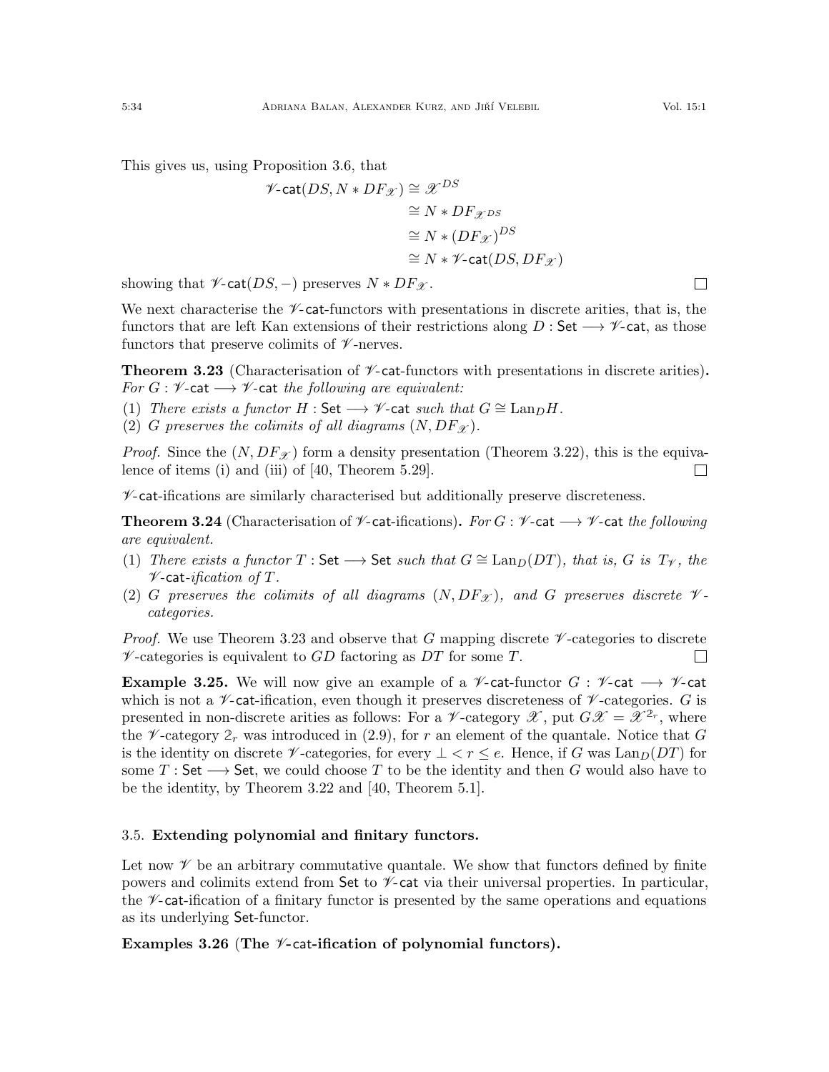This gives us, using Proposition 3.6, that

$$
\begin{aligned}
\mathscr{V}\text{-}\mathsf{cat}(DS, N * DF_{\mathscr{X}}) &\cong \mathscr{X}^{DS} \\
&\cong N * DF_{\mathscr{X}^{DS}} \\
&\cong N * (DF_{\mathscr{X}})^{DS} \\
&\cong N * \mathscr{V}\text{-}\mathsf{cat}(DS, DF_{\mathscr{X}})
\end{aligned}
$$

showing that $\mathscr{V}\text{-}\mathsf{cat}(DS, -)$ preserves $N * DF_{\mathscr{X}}$. ☐

We next characterise the $\mathscr{V}$-$\mathsf{cat}$-functors with presentations in discrete arities, that is, the functors that are left Kan extensions of their restrictions along $D : \mathsf{Set} \longrightarrow \mathscr{V}\text{-}\mathsf{cat}$, as those functors that preserve colimits of $\mathscr{V}$-nerves.

**Theorem 3.23** (Characterisation of $\mathscr{V}$-$\mathsf{cat}$-functors with presentations in discrete arities)**.** *For $G : \mathscr{V}\text{-}\mathsf{cat} \longrightarrow \mathscr{V}\text{-}\mathsf{cat}$ the following are equivalent:*

(1) *There exists a functor $H : \mathsf{Set} \longrightarrow \mathscr{V}\text{-}\mathsf{cat}$ such that $G \cong \mathrm{Lan}_D H$.*
(2) *$G$ preserves the colimits of all diagrams $(N, DF_{\mathscr{X}})$.*

*Proof.* Since the $(N, DF_{\mathscr{X}})$ form a density presentation (Theorem 3.22), this is the equivalence of items (i) and (iii) of [40, Theorem 5.29]. ☐

$\mathscr{V}$-$\mathsf{cat}$-ifications are similarly characterised but additionally preserve discreteness.

**Theorem 3.24** (Characterisation of $\mathscr{V}$-$\mathsf{cat}$-ifications)**.** *For $G : \mathscr{V}\text{-}\mathsf{cat} \longrightarrow \mathscr{V}\text{-}\mathsf{cat}$ the following are equivalent.*

(1) *There exists a functor $T : \mathsf{Set} \longrightarrow \mathsf{Set}$ such that $G \cong \mathrm{Lan}_D(DT)$, that is, $G$ is $T_{\mathscr{V}}$, the $\mathscr{V}$-$\mathsf{cat}$-ification of $T$.*
(2) *$G$ preserves the colimits of all diagrams $(N, DF_{\mathscr{X}})$, and $G$ preserves discrete $\mathscr{V}$-categories.*

*Proof.* We use Theorem 3.23 and observe that $G$ mapping discrete $\mathscr{V}$-categories to discrete $\mathscr{V}$-categories is equivalent to $GD$ factoring as $DT$ for some $T$. ☐

**Example 3.25.** We will now give an example of a $\mathscr{V}$-$\mathsf{cat}$-functor $G : \mathscr{V}\text{-}\mathsf{cat} \longrightarrow \mathscr{V}\text{-}\mathsf{cat}$ which is not a $\mathscr{V}$-$\mathsf{cat}$-ification, even though it preserves discreteness of $\mathscr{V}$-categories. $G$ is presented in non-discrete arities as follows: For a $\mathscr{V}$-category $\mathscr{X}$, put $G\mathscr{X} = \mathscr{X}^{2_r}$, where the $\mathscr{V}$-category $2_r$ was introduced in (2.9), for $r$ an element of the quantale. Notice that $G$ is the identity on discrete $\mathscr{V}$-categories, for every $\bot < r \leq e$. Hence, if $G$ was $\mathrm{Lan}_D(DT)$ for some $T : \mathsf{Set} \longrightarrow \mathsf{Set}$, we could choose $T$ to be the identity and then $G$ would also have to be the identity, by Theorem 3.22 and [40, Theorem 5.1].

### 3.5. Extending polynomial and finitary functors.

Let now $\mathscr{V}$ be an arbitrary commutative quantale. We show that functors defined by finite powers and colimits extend from $\mathsf{Set}$ to $\mathscr{V}$-$\mathsf{cat}$ via their universal properties. In particular, the $\mathscr{V}$-$\mathsf{cat}$-ification of a finitary functor is presented by the same operations and equations as its underlying $\mathsf{Set}$-functor.

**Examples 3.26** (**The $\mathscr{V}$-$\mathsf{cat}$-ification of polynomial functors**)**.**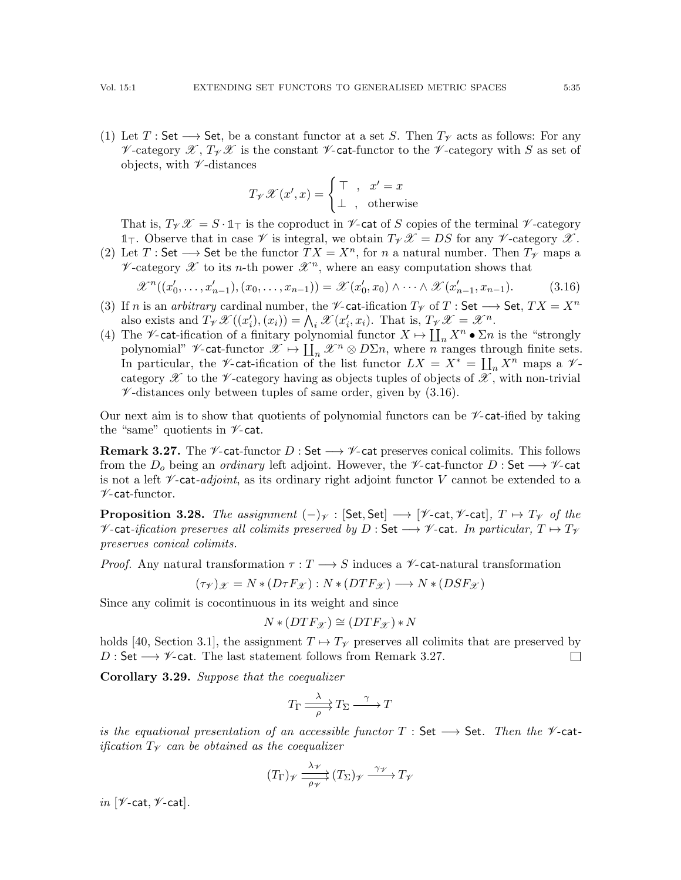(1) Let $T : \mathsf{Set} \longrightarrow \mathsf{Set}$, be a constant functor at a set $S$. Then $T_{\mathscr{V}}$ acts as follows: For any $\mathscr{V}$-category $\mathscr{X}$, $T_{\mathscr{V}}\mathscr{X}$ is the constant $\mathscr{V}$-$\mathsf{cat}$-functor to the $\mathscr{V}$-category with $S$ as set of objects, with $\mathscr{V}$-distances

$$T_{\mathscr{V}}\mathscr{X}(x', x) = \begin{cases} \top \ , \quad x' = x \\ \bot \ , \quad \text{otherwise} \end{cases}$$

That is, $T_{\mathscr{V}}\mathscr{X} = S \cdot \mathbb{1}_{\top}$ is the coproduct in $\mathscr{V}$-$\mathsf{cat}$ of $S$ copies of the terminal $\mathscr{V}$-category $\mathbb{1}_{\top}$. Observe that in case $\mathscr{V}$ is integral, we obtain $T_{\mathscr{V}}\mathscr{X} = DS$ for any $\mathscr{V}$-category $\mathscr{X}$.

(2) Let $T : \mathsf{Set} \longrightarrow \mathsf{Set}$ be the functor $TX = X^n$, for $n$ a natural number. Then $T_{\mathscr{V}}$ maps a $\mathscr{V}$-category $\mathscr{X}$ to its $n$-th power $\mathscr{X}^n$, where an easy computation shows that

$$\mathscr{X}^n((x'_0, \ldots, x'_{n-1}), (x_0, \ldots, x_{n-1})) = \mathscr{X}(x'_0, x_0) \wedge \cdots \wedge \mathscr{X}(x'_{n-1}, x_{n-1}). \tag{3.16}$$

(3) If $n$ is an *arbitrary* cardinal number, the $\mathscr{V}$-$\mathsf{cat}$-ification $T_{\mathscr{V}}$ of $T : \mathsf{Set} \longrightarrow \mathsf{Set}$, $TX = X^n$ also exists and $T_{\mathscr{V}}\mathscr{X}((x'_i), (x_i)) = \bigwedge_i \mathscr{X}(x'_i, x_i)$. That is, $T_{\mathscr{V}}\mathscr{X} = \mathscr{X}^n$.

(4) The $\mathscr{V}$-$\mathsf{cat}$-ification of a finitary polynomial functor $X \mapsto \coprod_n X^n \bullet \Sigma n$ is the "strongly polynomial" $\mathscr{V}$-$\mathsf{cat}$-functor $\mathscr{X} \mapsto \coprod_n \mathscr{X}^n \otimes D\Sigma n$, where $n$ ranges through finite sets. In particular, the $\mathscr{V}$-$\mathsf{cat}$-ification of the list functor $LX = X^* = \coprod_n X^n$ maps a $\mathscr{V}$-category $\mathscr{X}$ to the $\mathscr{V}$-category having as objects tuples of objects of $\mathscr{X}$, with non-trivial $\mathscr{V}$-distances only between tuples of same order, given by (3.16).

Our next aim is to show that quotients of polynomial functors can be $\mathscr{V}$-$\mathsf{cat}$-ified by taking the "same" quotients in $\mathscr{V}$-$\mathsf{cat}$.

**Remark 3.27.** The $\mathscr{V}$-$\mathsf{cat}$-functor $D : \mathsf{Set} \longrightarrow \mathscr{V}$-$\mathsf{cat}$ preserves conical colimits. This follows from the $D_o$ being an *ordinary* left adjoint. However, the $\mathscr{V}$-$\mathsf{cat}$-functor $D : \mathsf{Set} \longrightarrow \mathscr{V}$-$\mathsf{cat}$ is not a left $\mathscr{V}$-$\mathsf{cat}$-*adjoint*, as its ordinary right adjoint functor $V$ cannot be extended to a $\mathscr{V}$-$\mathsf{cat}$-functor.

**Proposition 3.28.** *The assignment* $(-)_{\mathscr{V}} : [\mathsf{Set}, \mathsf{Set}] \longrightarrow [\mathscr{V}\text{-}\mathsf{cat}, \mathscr{V}\text{-}\mathsf{cat}]$, $T \mapsto T_{\mathscr{V}}$ *of the* $\mathscr{V}$-$\mathsf{cat}$*-ification preserves all colimits preserved by* $D : \mathsf{Set} \longrightarrow \mathscr{V}$-$\mathsf{cat}$. *In particular,* $T \mapsto T_{\mathscr{V}}$ *preserves conical colimits.*

*Proof.* Any natural transformation $\tau : T \longrightarrow S$ induces a $\mathscr{V}$-$\mathsf{cat}$-natural transformation

$$(\tau_{\mathscr{V}})_{\mathscr{X}} = N * (D\tau F_{\mathscr{X}}) : N * (DTF_{\mathscr{X}}) \longrightarrow N * (DSF_{\mathscr{X}})$$

Since any colimit is cocontinuous in its weight and since

$$N * (DTF_{\mathscr{X}}) \cong (DTF_{\mathscr{X}}) * N$$

holds [40, Section 3.1], the assignment $T \mapsto T_{\mathscr{V}}$ preserves all colimits that are preserved by $D : \mathsf{Set} \longrightarrow \mathscr{V}$-$\mathsf{cat}$. The last statement follows from Remark 3.27. $\square$

**Corollary 3.29.** *Suppose that the coequalizer*

$$T_\Gamma \underset{\rho}{\overset{\lambda}{\rightrightarrows}} T_\Sigma \xrightarrow{\ \gamma\ } T$$

*is the equational presentation of an accessible functor* $T : \mathsf{Set} \longrightarrow \mathsf{Set}$. *Then the* $\mathscr{V}$-$\mathsf{cat}$*-ification* $T_{\mathscr{V}}$ *can be obtained as the coequalizer*

$$(T_\Gamma)_{\mathscr{V}} \underset{\rho_{\mathscr{V}}}{\overset{\lambda_{\mathscr{V}}}{\rightrightarrows}} (T_\Sigma)_{\mathscr{V}} \xrightarrow{\ \gamma_{\mathscr{V}}\ } T_{\mathscr{V}}$$

*in* $[\mathscr{V}\text{-}\mathsf{cat}, \mathscr{V}\text{-}\mathsf{cat}]$.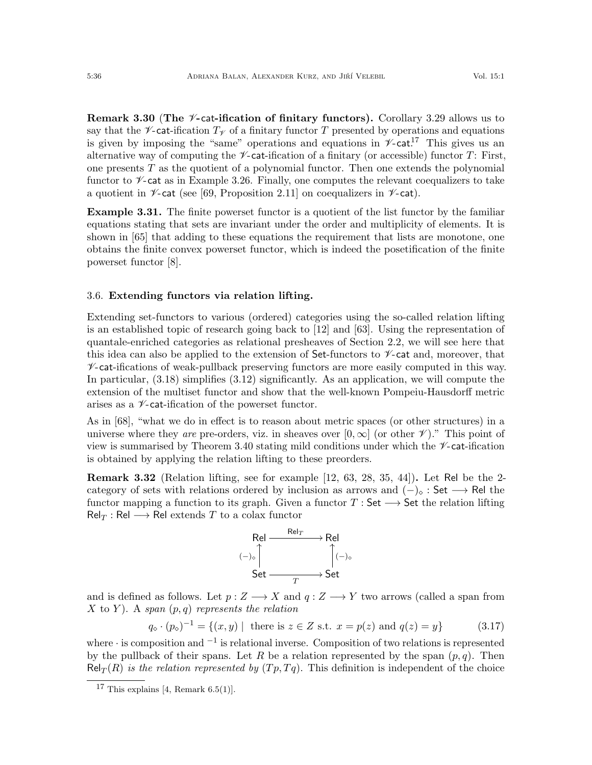**Remark 3.30 (The $\mathscr{V}$-cat-ification of finitary functors).** Corollary 3.29 allows us to say that the $\mathscr{V}$-cat-ification $T_{\mathscr{V}}$ of a finitary functor $T$ presented by operations and equations is given by imposing the "same" operations and equations in $\mathscr{V}$-cat.[17] This gives us an alternative way of computing the $\mathscr{V}$-cat-ification of a finitary (or accessible) functor $T$: First, one presents $T$ as the quotient of a polynomial functor. Then one extends the polynomial functor to $\mathscr{V}$-cat as in Example 3.26. Finally, one computes the relevant coequalizers to take a quotient in $\mathscr{V}$-cat (see [69, Proposition 2.11] on coequalizers in $\mathscr{V}$-cat).

**Example 3.31.** The finite powerset functor is a quotient of the list functor by the familiar equations stating that sets are invariant under the order and multiplicity of elements. It is shown in [65] that adding to these equations the requirement that lists are monotone, one obtains the finite convex powerset functor, which is indeed the posetification of the finite powerset functor [8].

### 3.6. Extending functors via relation lifting.

Extending set-functors to various (ordered) categories using the so-called relation lifting is an established topic of research going back to [12] and [63]. Using the representation of quantale-enriched categories as relational presheaves of Section 2.2, we will see here that this idea can also be applied to the extension of Set-functors to $\mathscr{V}$-cat and, moreover, that $\mathscr{V}$-cat-ifications of weak-pullback preserving functors are more easily computed in this way. In particular, (3.18) simplifies (3.12) significantly. As an application, we will compute the extension of the multiset functor and show that the well-known Pompeiu-Hausdorff metric arises as a $\mathscr{V}$-cat-ification of the powerset functor.

As in [68], "what we do in effect is to reason about metric spaces (or other structures) in a universe where they *are* pre-orders, viz. in sheaves over $[0, \infty]$ (or other $\mathscr{V}$)." This point of view is summarised by Theorem 3.40 stating mild conditions under which the $\mathscr{V}$-cat-ification is obtained by applying the relation lifting to these preorders.

**Remark 3.32** (Relation lifting, see for example [12, 63, 28, 35, 44])**.** Let Rel be the 2-category of sets with relations ordered by inclusion as arrows and $(-)_\diamond : \mathsf{Set} \longrightarrow \mathsf{Rel}$ the functor mapping a function to its graph. Given a functor $T : \mathsf{Set} \longrightarrow \mathsf{Set}$ the relation lifting $\mathsf{Rel}_T : \mathsf{Rel} \longrightarrow \mathsf{Rel}$ extends $T$ to a colax functor

$$
\begin{array}{ccc}
\mathsf{Rel} & \xrightarrow{\mathsf{Rel}_T} & \mathsf{Rel} \\
{\scriptstyle (-)_\diamond} \uparrow & & \uparrow {\scriptstyle (-)_\diamond} \\
\mathsf{Set} & \xrightarrow[T]{} & \mathsf{Set}
\end{array}
$$

and is defined as follows. Let $p : Z \longrightarrow X$ and $q : Z \longrightarrow Y$ two arrows (called a span from $X$ to $Y$). A *span* $(p, q)$ *represents the relation*

$$
q_\diamond \cdot (p_\diamond)^{-1} = \{(x, y) \mid \text{ there is } z \in Z \text{ s.t. } x = p(z) \text{ and } q(z) = y\} \tag{3.17}
$$

where $\cdot$ is composition and $^{-1}$ is relational inverse. Composition of two relations is represented by the pullback of their spans. Let $R$ be a relation represented by the span $(p, q)$. Then $\mathsf{Rel}_T(R)$ *is the relation represented by* $(Tp, Tq)$. This definition is independent of the choice

[17] This explains [4, Remark 6.5(1)].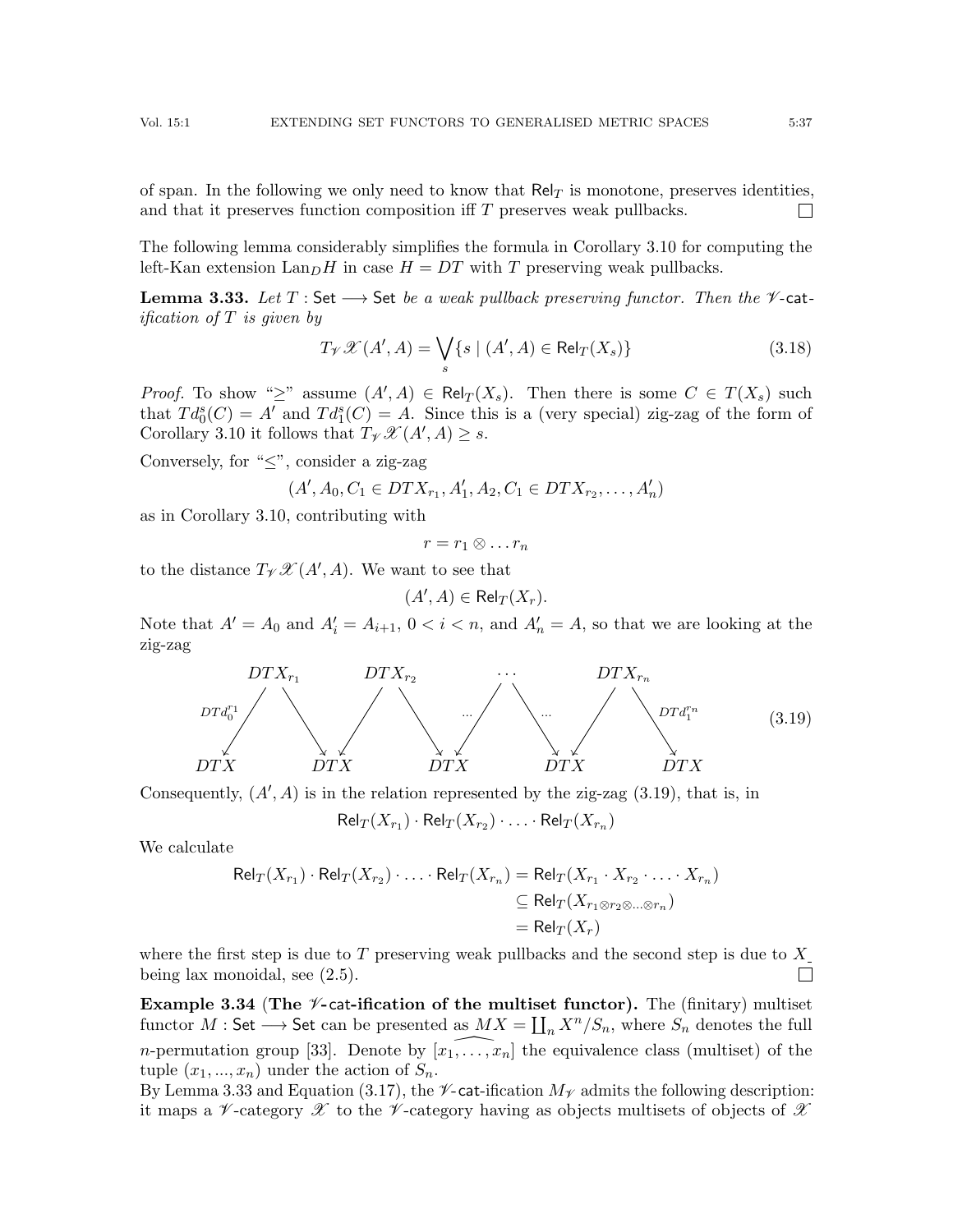of span. In the following we only need to know that $\mathsf{Rel}_T$ is monotone, preserves identities, and that it preserves function composition iff $T$ preserves weak pullbacks. $\square$

The following lemma considerably simplifies the formula in Corollary 3.10 for computing the left-Kan extension $\mathrm{Lan}_D H$ in case $H = DT$ with $T$ preserving weak pullbacks.

**Lemma 3.33.** *Let $T : \mathsf{Set} \longrightarrow \mathsf{Set}$ be a weak pullback preserving functor. Then the $\mathscr{V}$-$\mathsf{cat}$-ification of $T$ is given by*

$$T_{\mathscr{V}}\mathscr{X}(A', A) = \bigvee_s \{s \mid (A', A) \in \mathsf{Rel}_T(X_s)\} \tag{3.18}$$

*Proof.* To show "$\geq$" assume $(A', A) \in \mathsf{Rel}_T(X_s)$. Then there is some $C \in T(X_s)$ such that $Td_0^s(C) = A'$ and $Td_1^s(C) = A$. Since this is a (very special) zig-zag of the form of Corollary 3.10 it follows that $T_{\mathscr{V}}\mathscr{X}(A', A) \geq s$.

Conversely, for "$\leq$", consider a zig-zag

$$(A', A_0, C_1 \in DTX_{r_1}, A'_1, A_2, C_1 \in DTX_{r_2}, \dots, A'_n)$$

as in Corollary 3.10, contributing with

$$r = r_1 \otimes \dots r_n$$

to the distance $T_{\mathscr{V}}\mathscr{X}(A', A)$. We want to see that

$$(A', A) \in \mathsf{Rel}_T(X_r).$$

Note that $A' = A_0$ and $A'_i = A_{i+1}$, $0 < i < n$, and $A'_n = A$, so that we are looking at the zig-zag

$$\begin{array}{ccccccccc} & DTX_{r_1} & & DTX_{r_2} & & \cdots & & DTX_{r_n} & \\ {\scriptstyle DTd_0^{r_1}} \swarrow & & \searrow\ \swarrow & & \searrow\ {\scriptstyle \dots}\swarrow & & {\scriptstyle \dots}\searrow\ \swarrow & & \searrow {\scriptstyle DTd_1^{r_n}} \\ DTX & & DTX & & DTX & & DTX & & DTX \end{array} \tag{3.19}$$

Consequently, $(A', A)$ is in the relation represented by the zig-zag (3.19), that is, in

$$\mathsf{Rel}_T(X_{r_1}) \cdot \mathsf{Rel}_T(X_{r_2}) \cdot \ldots \cdot \mathsf{Rel}_T(X_{r_n})$$

We calculate

$$\begin{aligned} \mathsf{Rel}_T(X_{r_1}) \cdot \mathsf{Rel}_T(X_{r_2}) \cdot \ldots \cdot \mathsf{Rel}_T(X_{r_n}) &= \mathsf{Rel}_T(X_{r_1} \cdot X_{r_2} \cdot \ldots \cdot X_{r_n}) \\ &\subseteq \mathsf{Rel}_T(X_{r_1 \otimes r_2 \otimes \ldots \otimes r_n}) \\ &= \mathsf{Rel}_T(X_r) \end{aligned}$$

where the first step is due to $T$ preserving weak pullbacks and the second step is due to $X_-$ being lax monoidal, see (2.5). $\square$

**Example 3.34** (**The $\mathscr{V}$-$\mathsf{cat}$-ification of the multiset functor**)**.** The (finitary) multiset functor $M : \mathsf{Set} \longrightarrow \mathsf{Set}$ can be presented as $MX = \coprod_n X^n/S_n$, where $S_n$ denotes the full $n$-permutation group [33]. Denote by $[\widehat{x_1, \dots, x_n}]$ the equivalence class (multiset) of the tuple $(x_1, ..., x_n)$ under the action of $S_n$.

By Lemma 3.33 and Equation (3.17), the $\mathscr{V}$-$\mathsf{cat}$-ification $M_{\mathscr{V}}$ admits the following description: it maps a $\mathscr{V}$-category $\mathscr{X}$ to the $\mathscr{V}$-category having as objects multisets of objects of $\mathscr{X}$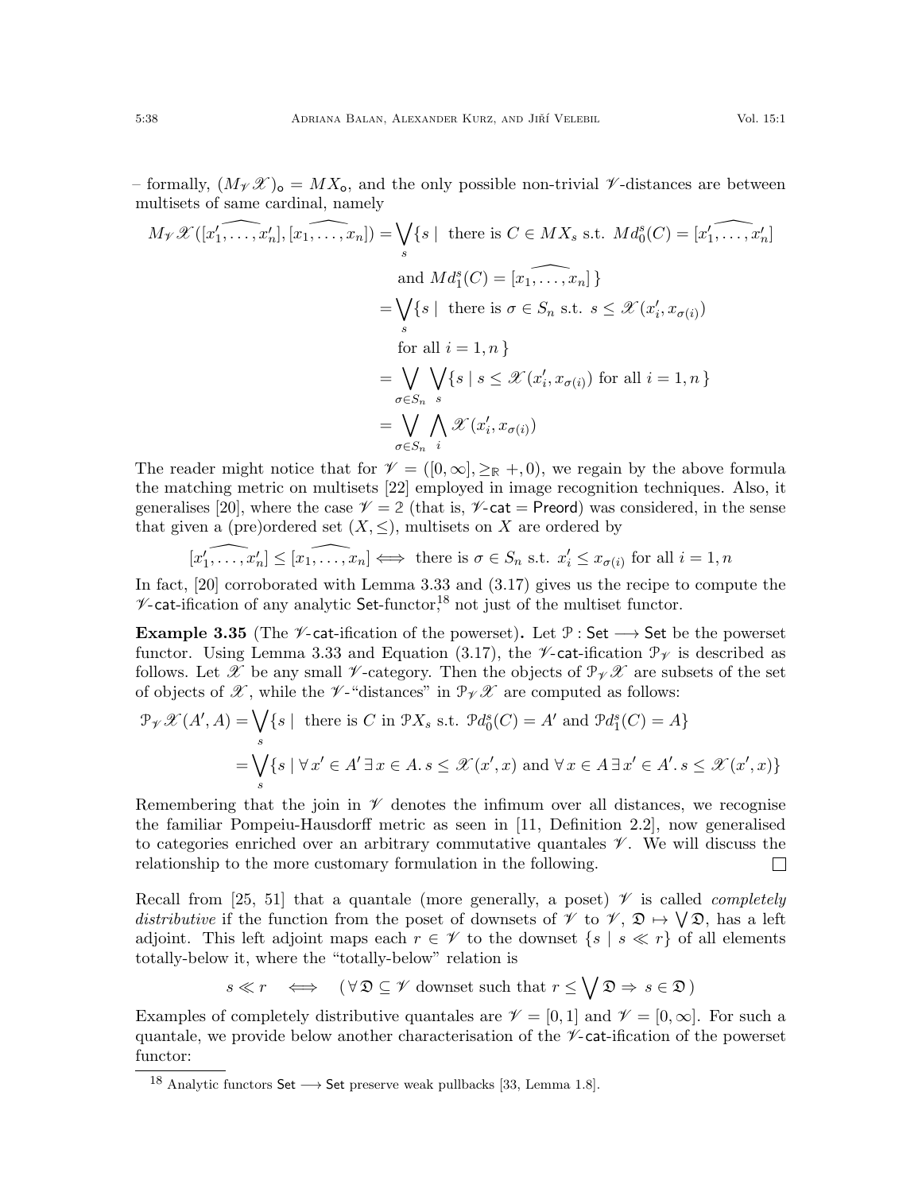– formally, $(M_{\mathscr{V}}\mathscr{X})_{\mathsf{o}} = MX_{\mathsf{o}}$, and the only possible non-trivial $\mathscr{V}$-distances are between multisets of same cardinal, namely

$$
\begin{aligned}
M_{\mathscr{V}}\mathscr{X}([\widehat{x'_1,\dots,x'_n}],[\widehat{x_1,\dots,x_n}]) &= \bigvee_s \{ s \mid \text{ there is } C \in MX_s \text{ s.t. } Md_0^s(C) = [\widehat{x'_1,\dots,x'_n}] \\
&\qquad \text{and } Md_1^s(C) = [\widehat{x_1,\dots,x_n}] \, \} \\
&= \bigvee_s \{ s \mid \text{ there is } \sigma \in S_n \text{ s.t. } s \le \mathscr{X}(x'_i, x_{\sigma(i)}) \\
&\qquad \text{for all } i = 1, n \, \} \\
&= \bigvee_{\sigma \in S_n} \bigvee_s \{ s \mid s \le \mathscr{X}(x'_i, x_{\sigma(i)}) \text{ for all } i = 1, n \, \} \\
&= \bigvee_{\sigma \in S_n} \bigwedge_i \mathscr{X}(x'_i, x_{\sigma(i)})
\end{aligned}
$$

The reader might notice that for $\mathscr{V} = ([0,\infty], \ge_{\mathbb{R}} +, 0)$, we regain by the above formula the matching metric on multisets [22] employed in image recognition techniques. Also, it generalises [20], where the case $\mathscr{V} = 2$ (that is, $\mathscr{V}$-$\mathsf{cat} = \mathsf{Preord}$) was considered, in the sense that given a (pre)ordered set $(X, \le)$, multisets on $X$ are ordered by

$$
[\widehat{x'_1,\dots,x'_n}] \le [\widehat{x_1,\dots,x_n}] \iff \text{ there is } \sigma \in S_n \text{ s.t. } x'_i \le x_{\sigma(i)} \text{ for all } i = 1, n
$$

In fact, [20] corroborated with Lemma 3.33 and (3.17) gives us the recipe to compute the $\mathscr{V}$-$\mathsf{cat}$-ification of any analytic $\mathsf{Set}$-functor,[18] not just of the multiset functor.

**Example 3.35** (The $\mathscr{V}$-$\mathsf{cat}$-ification of the powerset)**.** Let $\mathcal{P} : \mathsf{Set} \longrightarrow \mathsf{Set}$ be the powerset functor. Using Lemma 3.33 and Equation (3.17), the $\mathscr{V}$-$\mathsf{cat}$-ification $\mathcal{P}_{\mathscr{V}}$ is described as follows. Let $\mathscr{X}$ be any small $\mathscr{V}$-category. Then the objects of $\mathcal{P}_{\mathscr{V}}\mathscr{X}$ are subsets of the set of objects of $\mathscr{X}$, while the $\mathscr{V}$-"distances" in $\mathcal{P}_{\mathscr{V}}\mathscr{X}$ are computed as follows:

$$
\begin{aligned}
\mathcal{P}_{\mathscr{V}}\mathscr{X}(A', A) &= \bigvee_s \{ s \mid \text{ there is } C \text{ in } \mathcal{P}X_s \text{ s.t. } \mathcal{P}d_0^s(C) = A' \text{ and } \mathcal{P}d_1^s(C) = A \} \\
&= \bigvee_s \{ s \mid \forall\, x' \in A' \,\exists\, x \in A.\, s \le \mathscr{X}(x', x) \text{ and } \forall\, x \in A \,\exists\, x' \in A'.\, s \le \mathscr{X}(x', x) \}
\end{aligned}
$$

Remembering that the join in $\mathscr{V}$ denotes the infimum over all distances, we recognise the familiar Pompeiu-Hausdorff metric as seen in [11, Definition 2.2], now generalised to categories enriched over an arbitrary commutative quantales $\mathscr{V}$. We will discuss the relationship to the more customary formulation in the following. $\square$

Recall from [25, 51] that a quantale (more generally, a poset) $\mathscr{V}$ is called *completely distributive* if the function from the poset of downsets of $\mathscr{V}$ to $\mathscr{V}$, $\mathfrak{D} \mapsto \bigvee \mathfrak{D}$, has a left adjoint. This left adjoint maps each $r \in \mathscr{V}$ to the downset $\{ s \mid s \ll r \}$ of all elements totally-below it, where the "totally-below" relation is

$$
s \ll r \iff (\, \forall\, \mathfrak{D} \subseteq \mathscr{V} \text{ downset such that } r \le \bigvee \mathfrak{D} \Rightarrow s \in \mathfrak{D} \,)
$$

Examples of completely distributive quantales are $\mathscr{V} = [0,1]$ and $\mathscr{V} = [0,\infty]$. For such a quantale, we provide below another characterisation of the $\mathscr{V}$-$\mathsf{cat}$-ification of the powerset functor:

[18] Analytic functors $\mathsf{Set} \longrightarrow \mathsf{Set}$ preserve weak pullbacks [33, Lemma 1.8].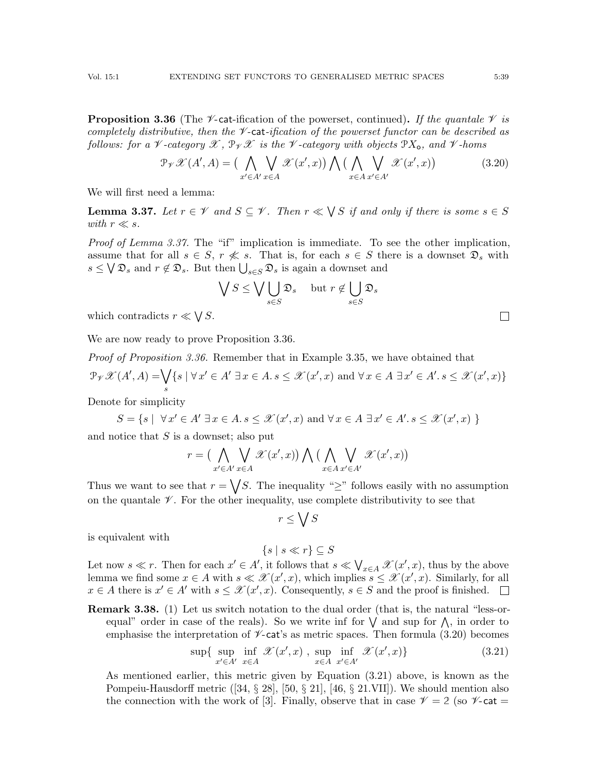**Proposition 3.36** (The $\mathscr{V}$-cat-ification of the powerset, continued)**.** *If the quantale $\mathscr{V}$ is completely distributive, then the $\mathscr{V}$-cat-ification of the powerset functor can be described as follows: for a $\mathscr{V}$-category $\mathscr{X}$, $\mathcal{P}_{\mathscr{V}}\mathscr{X}$ is the $\mathscr{V}$-category with objects $\mathcal{P}X_{\mathsf{o}}$, and $\mathscr{V}$-homs*

$$\mathcal{P}_{\mathscr{V}}\mathscr{X}(A', A) = \big( \bigwedge_{x' \in A'} \bigvee_{x \in A} \mathscr{X}(x', x)\big) \bigwedge \big( \bigwedge_{x \in A} \bigvee_{x' \in A'} \mathscr{X}(x', x)\big) \tag{3.20}$$

We will first need a lemma:

**Lemma 3.37.** *Let $r \in \mathscr{V}$ and $S \subseteq \mathscr{V}$. Then $r \ll \bigvee S$ if and only if there is some $s \in S$ with $r \ll s$.*

*Proof of Lemma 3.37.* The "if" implication is immediate. To see the other implication, assume that for all $s \in S$, $r \not\ll s$. That is, for each $s \in S$ there is a downset $\mathfrak{D}_s$ with $s \leq \bigvee \mathfrak{D}_s$ and $r \notin \mathfrak{D}_s$. But then $\bigcup_{s \in S} \mathfrak{D}_s$ is again a downset and

$$\bigvee S \leq \bigvee \bigcup_{s \in S} \mathfrak{D}_s \quad \text{ but } r \notin \bigcup_{s \in S} \mathfrak{D}_s$$

which contradicts $r \ll \bigvee S$. $\square$

We are now ready to prove Proposition 3.36.

*Proof of Proposition 3.36.* Remember that in Example 3.35, we have obtained that

$$\mathcal{P}_{\mathscr{V}}\mathscr{X}(A', A) = \bigvee_s \{ s \mid \forall\, x' \in A' \; \exists\, x \in A.\, s \leq \mathscr{X}(x', x) \text{ and } \forall\, x \in A \; \exists\, x' \in A'.\, s \leq \mathscr{X}(x', x)\}$$

Denote for simplicity

$$S = \{ s \mid \; \forall\, x' \in A' \; \exists\, x \in A.\, s \leq \mathscr{X}(x', x) \text{ and } \forall\, x \in A \; \exists\, x' \in A'.\, s \leq \mathscr{X}(x', x) \; \}$$

and notice that $S$ is a downset; also put

$$r = \big( \bigwedge_{x' \in A'} \bigvee_{x \in A} \mathscr{X}(x', x)\big) \bigwedge \big( \bigwedge_{x \in A} \bigvee_{x' \in A'} \mathscr{X}(x', x)\big)$$

Thus we want to see that $r = \bigvee S$. The inequality "$\geq$" follows easily with no assumption on the quantale $\mathscr{V}$. For the other inequality, use complete distributivity to see that

$$r \leq \bigvee S$$

is equivalent with

$$\{ s \mid s \ll r\} \subseteq S$$

Let now $s \ll r$. Then for each $x' \in A'$, it follows that $s \ll \bigvee_{x \in A} \mathscr{X}(x', x)$, thus by the above lemma we find some $x \in A$ with $s \ll \mathscr{X}(x', x)$, which implies $s \leq \mathscr{X}(x', x)$. Similarly, for all $x \in A$ there is $x' \in A'$ with $s \leq \mathscr{X}(x', x)$. Consequently, $s \in S$ and the proof is finished. $\square$

**Remark 3.38.** (1) Let us switch notation to the dual order (that is, the natural "less-or-equal" order in case of the reals). So we write inf for $\bigvee$ and sup for $\bigwedge$, in order to emphasise the interpretation of $\mathscr{V}$-cat's as metric spaces. Then formula (3.20) becomes

$$\sup\{ \sup_{x' \in A'} \inf_{x \in A} \mathscr{X}(x', x) \; , \; \sup_{x \in A} \inf_{x' \in A'} \mathscr{X}(x', x)\} \tag{3.21}$$

As mentioned earlier, this metric given by Equation (3.21) above, is known as the Pompeiu-Hausdorff metric ([34, § 28], [50, § 21], [46, § 21.VII]). We should mention also the connection with the work of [3]. Finally, observe that in case $\mathscr{V} = 2$ (so $\mathscr{V}\text{-cat} =$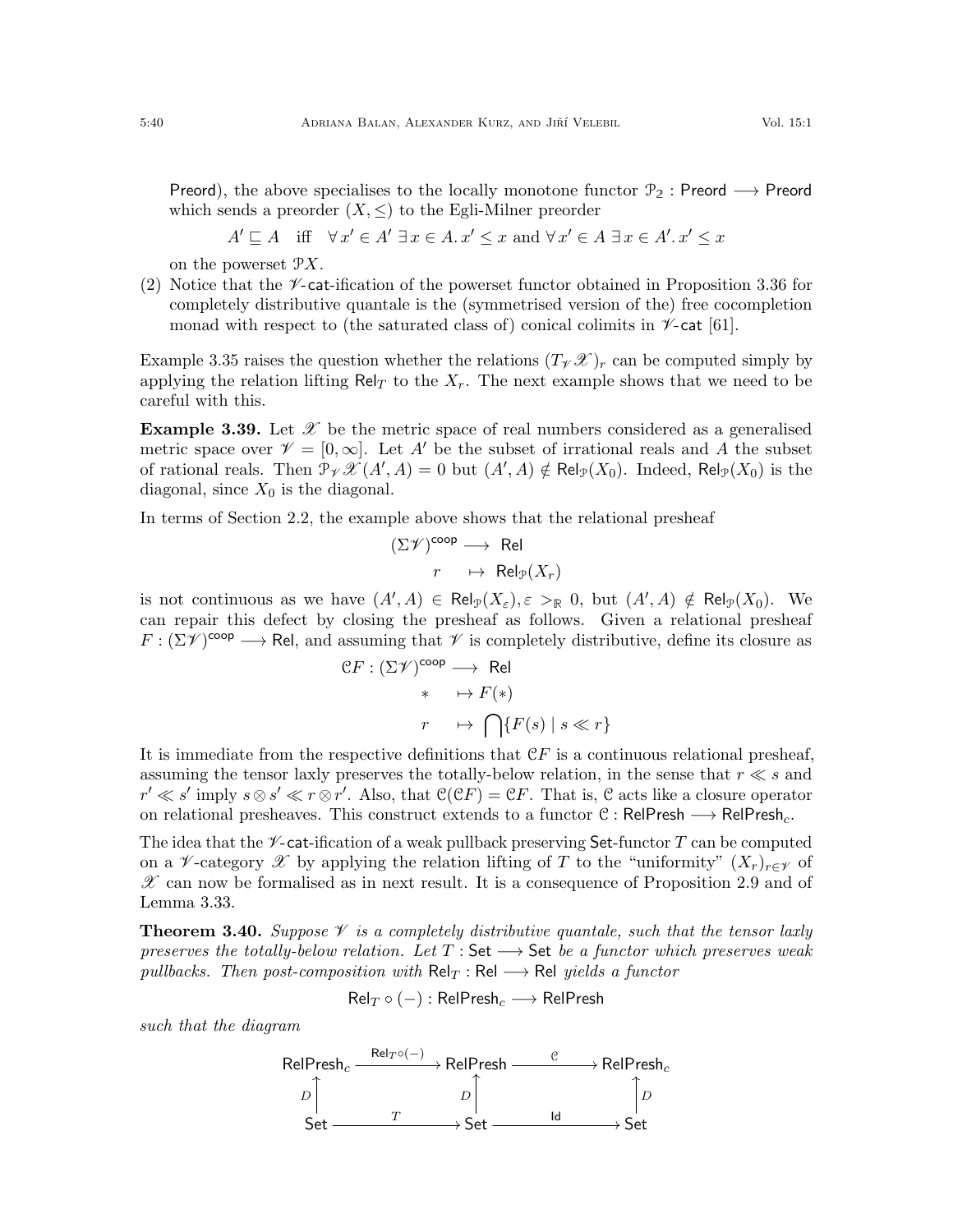Preord), the above specialises to the locally monotone functor $\mathcal{P}_2 : \mathsf{Preord} \longrightarrow \mathsf{Preord}$ which sends a preorder $(X, \leq)$ to the Egli-Milner preorder

$$A' \sqsubseteq A \quad \text{iff} \quad \forall\, x' \in A'\; \exists\, x \in A.\, x' \leq x \text{ and } \forall\, x' \in A\; \exists\, x \in A'.\, x' \leq x$$

on the powerset $\mathcal{P}X$.

(2) Notice that the $\mathscr{V}$-$\mathsf{cat}$-ification of the powerset functor obtained in Proposition 3.36 for completely distributive quantale is the (symmetrised version of the) free cocompletion monad with respect to (the saturated class of) conical colimits in $\mathscr{V}$-$\mathsf{cat}$ [61].

Example 3.35 raises the question whether the relations $(T_{\mathscr{V}}\mathscr{X})_r$ can be computed simply by applying the relation lifting $\mathsf{Rel}_T$ to the $X_r$. The next example shows that we need to be careful with this.

**Example 3.39.** Let $\mathscr{X}$ be the metric space of real numbers considered as a generalised metric space over $\mathscr{V} = [0, \infty]$. Let $A'$ be the subset of irrational reals and $A$ the subset of rational reals. Then $\mathcal{P}_{\mathscr{V}}\mathscr{X}(A', A) = 0$ but $(A', A) \notin \mathsf{Rel}_{\mathcal{P}}(X_0)$. Indeed, $\mathsf{Rel}_{\mathcal{P}}(X_0)$ is the diagonal, since $X_0$ is the diagonal.

In terms of Section 2.2, the example above shows that the relational presheaf

$$\begin{aligned}(\Sigma\mathscr{V})^{\mathsf{coop}} &\longrightarrow \mathsf{Rel}\\ r &\mapsto \mathsf{Rel}_{\mathcal{P}}(X_r)\end{aligned}$$

is not continuous as we have $(A', A) \in \mathsf{Rel}_{\mathcal{P}}(X_\varepsilon), \varepsilon >_{\mathbb{R}} 0$, but $(A', A) \notin \mathsf{Rel}_{\mathcal{P}}(X_0)$. We can repair this defect by closing the presheaf as follows. Given a relational presheaf $F : (\Sigma\mathscr{V})^{\mathsf{coop}} \longrightarrow \mathsf{Rel}$, and assuming that $\mathscr{V}$ is completely distributive, define its closure as

$$\begin{aligned}\mathcal{C}F : (\Sigma\mathscr{V})^{\mathsf{coop}} &\longrightarrow \mathsf{Rel}\\ * &\mapsto F(*)\\ r &\mapsto \bigcap\{F(s) \mid s \ll r\}\end{aligned}$$

It is immediate from the respective definitions that $\mathcal{C}F$ is a continuous relational presheaf, assuming the tensor laxly preserves the totally-below relation, in the sense that $r \ll s$ and $r' \ll s'$ imply $s \otimes s' \ll r \otimes r'$. Also, that $\mathcal{C}(\mathcal{C}F) = \mathcal{C}F$. That is, $\mathcal{C}$ acts like a closure operator on relational presheaves. This construct extends to a functor $\mathcal{C} : \mathsf{RelPresh} \longrightarrow \mathsf{RelPresh}_c$.

The idea that the $\mathscr{V}$-$\mathsf{cat}$-ification of a weak pullback preserving $\mathsf{Set}$-functor $T$ can be computed on a $\mathscr{V}$-category $\mathscr{X}$ by applying the relation lifting of $T$ to the "uniformity" $(X_r)_{r \in \mathscr{V}}$ of $\mathscr{X}$ can now be formalised as in next result. It is a consequence of Proposition 2.9 and of Lemma 3.33.

**Theorem 3.40.** *Suppose $\mathscr{V}$ is a completely distributive quantale, such that the tensor laxly preserves the totally-below relation. Let $T : \mathsf{Set} \longrightarrow \mathsf{Set}$ be a functor which preserves weak pullbacks. Then post-composition with $\mathsf{Rel}_T : \mathsf{Rel} \longrightarrow \mathsf{Rel}$ yields a functor*

$$\mathsf{Rel}_T \circ (-) : \mathsf{RelPresh}_c \longrightarrow \mathsf{RelPresh}$$

*such that the diagram*

$$\begin{array}{ccccc}\mathsf{RelPresh}_c & \xrightarrow{\mathsf{Rel}_T \circ (-)} & \mathsf{RelPresh} & \xrightarrow{\mathcal{C}} & \mathsf{RelPresh}_c\\ {\scriptstyle D}\uparrow & & {\scriptstyle D}\uparrow & & \uparrow{\scriptstyle D}\\ \mathsf{Set} & \xrightarrow{T} & \mathsf{Set} & \xrightarrow{\mathsf{Id}} & \mathsf{Set}\end{array}$$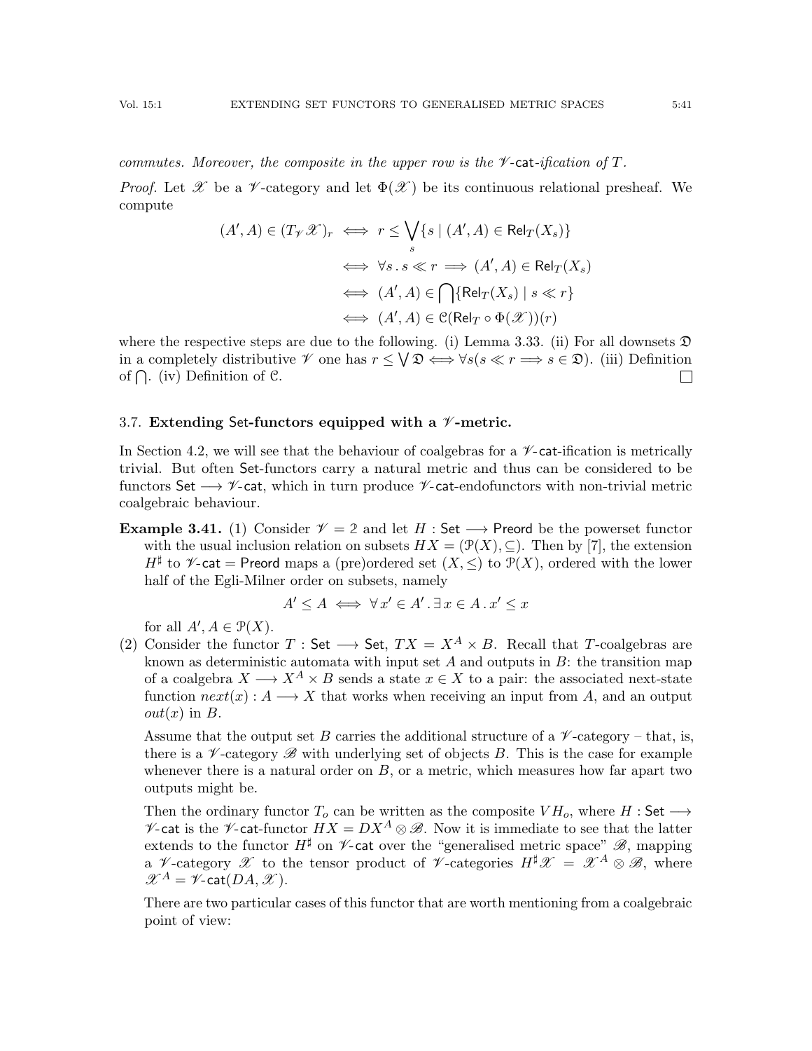*commutes. Moreover, the composite in the upper row is the $\mathscr{V}$-$\mathsf{cat}$-ification of $T$.*

*Proof.* Let $\mathscr{X}$ be a $\mathscr{V}$-category and let $\Phi(\mathscr{X})$ be its continuous relational presheaf. We compute

$$
\begin{aligned}
(A', A) \in (T_{\mathscr{V}}\mathscr{X})_r &\iff r \leq \bigvee_s \{s \mid (A', A) \in \mathsf{Rel}_T(X_s)\} \\
&\iff \forall s \,.\, s \ll r \implies (A', A) \in \mathsf{Rel}_T(X_s) \\
&\iff (A', A) \in \bigcap \{\mathsf{Rel}_T(X_s) \mid s \ll r\} \\
&\iff (A', A) \in \mathcal{C}(\mathsf{Rel}_T \circ \Phi(\mathscr{X}))(r)
\end{aligned}
$$

where the respective steps are due to the following. (i) Lemma 3.33. (ii) For all downsets $\mathfrak{D}$ in a completely distributive $\mathscr{V}$ one has $r \leq \bigvee \mathfrak{D} \iff \forall s (s \ll r \implies s \in \mathfrak{D})$. (iii) Definition of $\bigcap$. (iv) Definition of $\mathcal{C}$. ∎

### 3.7. Extending Set-functors equipped with a $\mathscr{V}$-metric.

In Section 4.2, we will see that the behaviour of coalgebras for a $\mathscr{V}$-$\mathsf{cat}$-ification is metrically trivial. But often $\mathsf{Set}$-functors carry a natural metric and thus can be considered to be functors $\mathsf{Set} \longrightarrow \mathscr{V}$-$\mathsf{cat}$, which in turn produce $\mathscr{V}$-$\mathsf{cat}$-endofunctors with non-trivial metric coalgebraic behaviour.

**Example 3.41.** (1) Consider $\mathscr{V} = \mathbb{2}$ and let $H : \mathsf{Set} \longrightarrow \mathsf{Preord}$ be the powerset functor with the usual inclusion relation on subsets $HX = (\mathcal{P}(X), \subseteq)$. Then by [7], the extension $H^\sharp$ to $\mathscr{V}$-$\mathsf{cat} = \mathsf{Preord}$ maps a (pre)ordered set $(X, \leq)$ to $\mathcal{P}(X)$, ordered with the lower half of the Egli-Milner order on subsets, namely

$$A' \leq A \iff \forall\, x' \in A' \,.\, \exists\, x \in A \,.\, x' \leq x$$

for all $A', A \in \mathcal{P}(X)$.

(2) Consider the functor $T : \mathsf{Set} \longrightarrow \mathsf{Set}$, $TX = X^A \times B$. Recall that $T$-coalgebras are known as deterministic automata with input set $A$ and outputs in $B$: the transition map of a coalgebra $X \longrightarrow X^A \times B$ sends a state $x \in X$ to a pair: the associated next-state function $next(x) : A \longrightarrow X$ that works when receiving an input from $A$, and an output $out(x)$ in $B$.

Assume that the output set $B$ carries the additional structure of a $\mathscr{V}$-category – that, is, there is a $\mathscr{V}$-category $\mathscr{B}$ with underlying set of objects $B$. This is the case for example whenever there is a natural order on $B$, or a metric, which measures how far apart two outputs might be.

Then the ordinary functor $T_o$ can be written as the composite $VH_o$, where $H : \mathsf{Set} \longrightarrow \mathscr{V}$-$\mathsf{cat}$ is the $\mathscr{V}$-$\mathsf{cat}$-functor $HX = DX^A \otimes \mathscr{B}$. Now it is immediate to see that the latter extends to the functor $H^\sharp$ on $\mathscr{V}$-$\mathsf{cat}$ over the "generalised metric space" $\mathscr{B}$, mapping a $\mathscr{V}$-category $\mathscr{X}$ to the tensor product of $\mathscr{V}$-categories $H^\sharp\mathscr{X} = \mathscr{X}^A \otimes \mathscr{B}$, where $\mathscr{X}^A = \mathscr{V}$-$\mathsf{cat}(DA, \mathscr{X})$.

There are two particular cases of this functor that are worth mentioning from a coalgebraic point of view: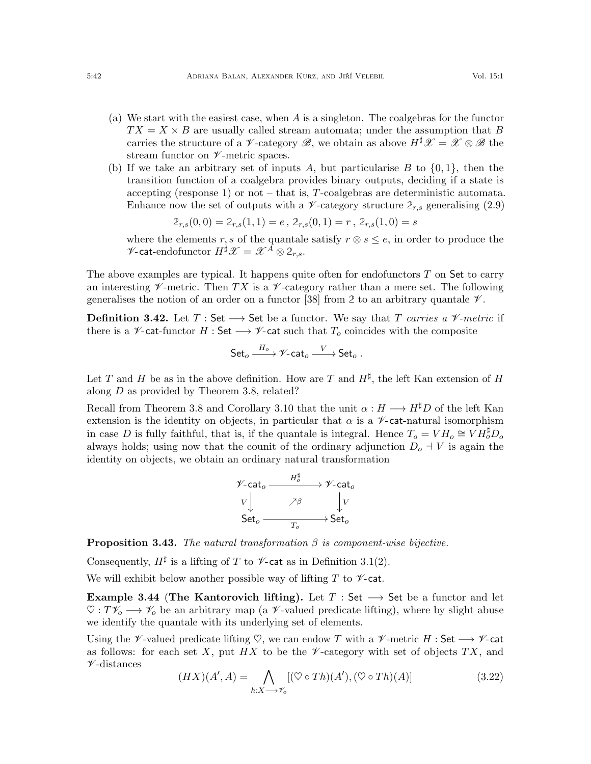(a) We start with the easiest case, when $A$ is a singleton. The coalgebras for the functor $TX = X \times B$ are usually called stream automata; under the assumption that $B$ carries the structure of a $\mathscr{V}$-category $\mathscr{B}$, we obtain as above $H^\sharp \mathscr{X} = \mathscr{X} \otimes \mathscr{B}$ the stream functor on $\mathscr{V}$-metric spaces.

(b) If we take an arbitrary set of inputs $A$, but particularise $B$ to $\{0, 1\}$, then the transition function of a coalgebra provides binary outputs, deciding if a state is accepting (response 1) or not – that is, $T$-coalgebras are deterministic automata. Enhance now the set of outputs with a $\mathscr{V}$-category structure $2_{r,s}$ generalising (2.9)

$$2_{r,s}(0,0) = 2_{r,s}(1,1) = e \,,\; 2_{r,s}(0,1) = r \,,\; 2_{r,s}(1,0) = s$$

where the elements $r, s$ of the quantale satisfy $r \otimes s \leq e$, in order to produce the $\mathscr{V}$-cat-endofunctor $H^\sharp \mathscr{X} = \mathscr{X}^A \otimes 2_{r,s}$.

The above examples are typical. It happens quite often for endofunctors $T$ on Set to carry an interesting $\mathscr{V}$-metric. Then $TX$ is a $\mathscr{V}$-category rather than a mere set. The following generalises the notion of an order on a functor [38] from $2$ to an arbitrary quantale $\mathscr{V}$.

**Definition 3.42.** Let $T : \mathsf{Set} \longrightarrow \mathsf{Set}$ be a functor. We say that $T$ *carries a $\mathscr{V}$-metric* if there is a $\mathscr{V}$-cat-functor $H : \mathsf{Set} \longrightarrow \mathscr{V}\text{-}\mathsf{cat}$ such that $T_o$ coincides with the composite

$$\mathsf{Set}_o \xrightarrow{H_o} \mathscr{V}\text{-}\mathsf{cat}_o \xrightarrow{V} \mathsf{Set}_o \,.$$

Let $T$ and $H$ be as in the above definition. How are $T$ and $H^\sharp$, the left Kan extension of $H$ along $D$ as provided by Theorem 3.8, related?

Recall from Theorem 3.8 and Corollary 3.10 that the unit $\alpha : H \longrightarrow H^\sharp D$ of the left Kan extension is the identity on objects, in particular that $\alpha$ is a $\mathscr{V}$-cat-natural isomorphism in case $D$ is fully faithful, that is, if the quantale is integral. Hence $T_o = VH_o \cong VH_o^\sharp D_o$ always holds; using now that the counit of the ordinary adjunction $D_o \dashv V$ is again the identity on objects, we obtain an ordinary natural transformation

$$\begin{array}{ccc}
\mathscr{V}\text{-}\mathsf{cat}_o & \xrightarrow{H_o^\sharp} & \mathscr{V}\text{-}\mathsf{cat}_o \\
{\scriptstyle V}\downarrow & \nearrow\beta & \downarrow{\scriptstyle V} \\
\mathsf{Set}_o & \xrightarrow[T_o]{} & \mathsf{Set}_o
\end{array}$$

**Proposition 3.43.** *The natural transformation $\beta$ is component-wise bijective.*

Consequently, $H^\sharp$ is a lifting of $T$ to $\mathscr{V}$-cat as in Definition 3.1(2).

We will exhibit below another possible way of lifting $T$ to $\mathscr{V}$-cat.

**Example 3.44 (The Kantorovich lifting).** Let $T : \mathsf{Set} \longrightarrow \mathsf{Set}$ be a functor and let $\heartsuit : T\mathscr{V}_o \longrightarrow \mathscr{V}_o$ be an arbitrary map (a $\mathscr{V}$-valued predicate lifting), where by slight abuse we identify the quantale with its underlying set of elements.

Using the $\mathscr{V}$-valued predicate lifting $\heartsuit$, we can endow $T$ with a $\mathscr{V}$-metric $H : \mathsf{Set} \longrightarrow \mathscr{V}\text{-}\mathsf{cat}$ as follows: for each set $X$, put $HX$ to be the $\mathscr{V}$-category with set of objects $TX$, and $\mathscr{V}$-distances

$$(HX)(A', A) = \bigwedge_{h : X \longrightarrow \mathscr{V}_o} [(\heartsuit \circ Th)(A'), (\heartsuit \circ Th)(A)] \tag{3.22}$$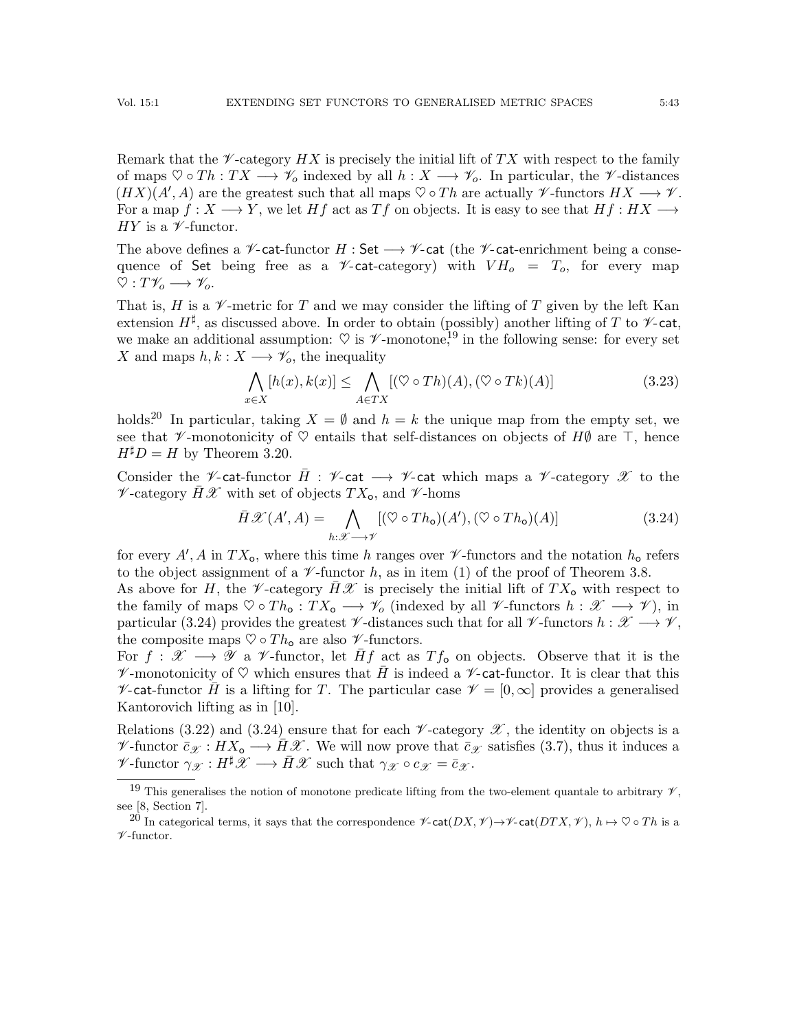Remark that the $\mathscr{V}$-category $HX$ is precisely the initial lift of $TX$ with respect to the family of maps $\heartsuit \circ Th : TX \longrightarrow \mathscr{V}_o$ indexed by all $h : X \longrightarrow \mathscr{V}_o$. In particular, the $\mathscr{V}$-distances $(HX)(A', A)$ are the greatest such that all maps $\heartsuit \circ Th$ are actually $\mathscr{V}$-functors $HX \longrightarrow \mathscr{V}$. For a map $f : X \longrightarrow Y$, we let $Hf$ act as $Tf$ on objects. It is easy to see that $Hf : HX \longrightarrow HY$ is a $\mathscr{V}$-functor.

The above defines a $\mathscr{V}$-$\mathsf{cat}$-functor $H : \mathsf{Set} \longrightarrow \mathscr{V}$-$\mathsf{cat}$ (the $\mathscr{V}$-$\mathsf{cat}$-enrichment being a consequence of $\mathsf{Set}$ being free as a $\mathscr{V}$-$\mathsf{cat}$-category) with $VH_o = T_o$, for every map $\heartsuit : T\mathscr{V}_o \longrightarrow \mathscr{V}_o$.

That is, $H$ is a $\mathscr{V}$-metric for $T$ and we may consider the lifting of $T$ given by the left Kan extension $H^\sharp$, as discussed above. In order to obtain (possibly) another lifting of $T$ to $\mathscr{V}$-$\mathsf{cat}$, we make an additional assumption: $\heartsuit$ is $\mathscr{V}$-monotone,[19] in the following sense: for every set $X$ and maps $h, k : X \longrightarrow \mathscr{V}_o$, the inequality

$$\bigwedge_{x \in X} [h(x), k(x)] \leq \bigwedge_{A \in TX} [(\heartsuit \circ Th)(A), (\heartsuit \circ Tk)(A)] \tag{3.23}$$

holds.[20] In particular, taking $X = \emptyset$ and $h = k$ the unique map from the empty set, we see that $\mathscr{V}$-monotonicity of $\heartsuit$ entails that self-distances on objects of $H\emptyset$ are $\top$, hence $H^\sharp D = H$ by Theorem 3.20.

Consider the $\mathscr{V}$-$\mathsf{cat}$-functor $\bar{H} : \mathscr{V}$-$\mathsf{cat} \longrightarrow \mathscr{V}$-$\mathsf{cat}$ which maps a $\mathscr{V}$-category $\mathscr{X}$ to the $\mathscr{V}$-category $\bar{H}\mathscr{X}$ with set of objects $TX_\mathsf{o}$, and $\mathscr{V}$-homs

$$\bar{H}\mathscr{X}(A', A) = \bigwedge_{h : \mathscr{X} \longrightarrow \mathscr{V}} [(\heartsuit \circ Th_\mathsf{o})(A'), (\heartsuit \circ Th_\mathsf{o})(A)] \tag{3.24}$$

for every $A', A$ in $TX_\mathsf{o}$, where this time $h$ ranges over $\mathscr{V}$-functors and the notation $h_\mathsf{o}$ refers to the object assignment of a $\mathscr{V}$-functor $h$, as in item (1) of the proof of Theorem 3.8.

As above for $H$, the $\mathscr{V}$-category $\bar{H}\mathscr{X}$ is precisely the initial lift of $TX_\mathsf{o}$ with respect to the family of maps $\heartsuit \circ Th_\mathsf{o} : TX_\mathsf{o} \longrightarrow \mathscr{V}_o$ (indexed by all $\mathscr{V}$-functors $h : \mathscr{X} \longrightarrow \mathscr{V}$), in particular (3.24) provides the greatest $\mathscr{V}$-distances such that for all $\mathscr{V}$-functors $h : \mathscr{X} \longrightarrow \mathscr{V}$, the composite maps $\heartsuit \circ Th_\mathsf{o}$ are also $\mathscr{V}$-functors.

For $f : \mathscr{X} \longrightarrow \mathscr{Y}$ a $\mathscr{V}$-functor, let $\bar{H}f$ act as $Tf_\mathsf{o}$ on objects. Observe that it is the $\mathscr{V}$-monotonicity of $\heartsuit$ which ensures that $\bar{H}$ is indeed a $\mathscr{V}$-$\mathsf{cat}$-functor. It is clear that this $\mathscr{V}$-$\mathsf{cat}$-functor $\bar{H}$ is a lifting for $T$. The particular case $\mathscr{V} = [0, \infty]$ provides a generalised Kantorovich lifting as in [10].

Relations (3.22) and (3.24) ensure that for each $\mathscr{V}$-category $\mathscr{X}$, the identity on objects is a $\mathscr{V}$-functor $\bar{c}_\mathscr{X} : HX_\mathsf{o} \longrightarrow \bar{H}\mathscr{X}$. We will now prove that $\bar{c}_\mathscr{X}$ satisfies (3.7), thus it induces a $\mathscr{V}$-functor $\gamma_\mathscr{X} : H^\sharp\mathscr{X} \longrightarrow \bar{H}\mathscr{X}$ such that $\gamma_\mathscr{X} \circ c_\mathscr{X} = \bar{c}_\mathscr{X}$.

---

[19] This generalises the notion of monotone predicate lifting from the two-element quantale to arbitrary $\mathscr{V}$, see [8, Section 7].

[20] In categorical terms, it says that the correspondence $\mathscr{V}$-$\mathsf{cat}(DX, \mathscr{V}) \to \mathscr{V}$-$\mathsf{cat}(DTX, \mathscr{V})$, $h \mapsto \heartsuit \circ Th$ is a $\mathscr{V}$-functor.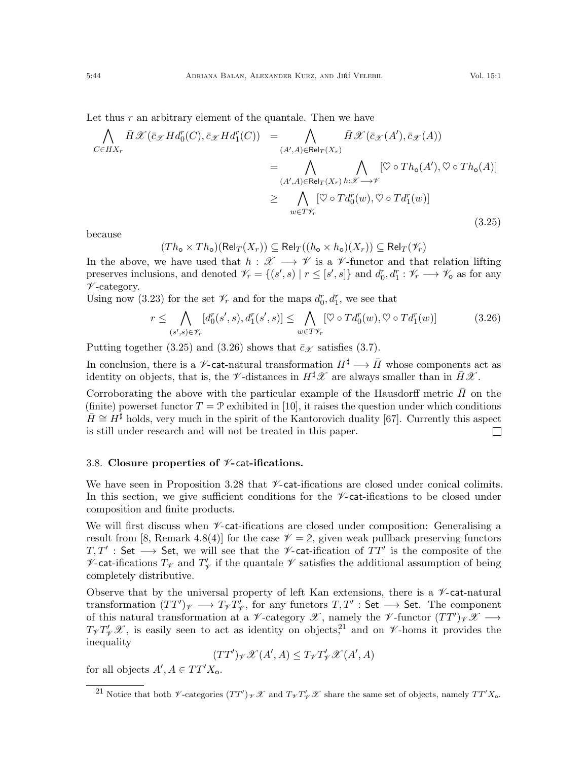Let thus $r$ an arbitrary element of the quantale. Then we have

$$
\begin{aligned}
\bigwedge_{C \in HX_r} \bar{H}\mathscr{X}(\bar{c}_{\mathscr{X}} H d_0^r(C), \bar{c}_{\mathscr{X}} H d_1^r(C)) &= \bigwedge_{(A',A) \in \mathsf{Rel}_T(X_r)} \bar{H}\mathscr{X}(\bar{c}_{\mathscr{X}}(A'), \bar{c}_{\mathscr{X}}(A)) \\
&= \bigwedge_{(A',A) \in \mathsf{Rel}_T(X_r)} \bigwedge_{h : \mathscr{X} \longrightarrow \mathscr{V}} [\heartsuit \circ Th_{\mathsf{o}}(A'), \heartsuit \circ Th_{\mathsf{o}}(A)] \\
&\geq \bigwedge_{w \in T\mathscr{V}_r} [\heartsuit \circ T d_0^r(w), \heartsuit \circ T d_1^r(w)]
\end{aligned}
\tag{3.25}
$$

because

$$
(Th_{\mathsf{o}} \times Th_{\mathsf{o}})(\mathsf{Rel}_T(X_r)) \subseteq \mathsf{Rel}_T((h_{\mathsf{o}} \times h_{\mathsf{o}})(X_r)) \subseteq \mathsf{Rel}_T(\mathscr{V}_r)
$$

In the above, we have used that $h : \mathscr{X} \longrightarrow \mathscr{V}$ is a $\mathscr{V}$-functor and that relation lifting preserves inclusions, and denoted $\mathscr{V}_r = \{(s', s) \mid r \leq [s', s]\}$ and $d_0^r, d_1^r : \mathscr{V}_r \longrightarrow \mathscr{V}_{\mathsf{o}}$ as for any $\mathscr{V}$-category.

Using now (3.23) for the set $\mathscr{V}_r$ and for the maps $d_0^r, d_1^r$, we see that

$$
r \leq \bigwedge_{(s',s) \in \mathscr{V}_r} [d_0^r(s', s), d_1^r(s', s)] \leq \bigwedge_{w \in T\mathscr{V}_r} [\heartsuit \circ T d_0^r(w), \heartsuit \circ T d_1^r(w)] \tag{3.26}
$$

Putting together (3.25) and (3.26) shows that $\bar{c}_{\mathscr{X}}$ satisfies (3.7).

In conclusion, there is a $\mathscr{V}$-$\mathsf{cat}$-natural transformation $H^\sharp \longrightarrow \bar{H}$ whose components act as identity on objects, that is, the $\mathscr{V}$-distances in $H^\sharp \mathscr{X}$ are always smaller than in $\bar{H}\mathscr{X}$.

Corroborating the above with the particular example of the Hausdorff metric $\bar{H}$ on the (finite) powerset functor $T = \mathcal{P}$ exhibited in [10], it raises the question under which conditions $\bar{H} \cong H^\sharp$ holds, very much in the spirit of the Kantorovich duality [67]. Currently this aspect is still under research and will not be treated in this paper. □

### 3.8. Closure properties of $\mathscr{V}$-$\mathsf{cat}$-ifications.

We have seen in Proposition 3.28 that $\mathscr{V}$-$\mathsf{cat}$-ifications are closed under conical colimits. In this section, we give sufficient conditions for the $\mathscr{V}$-$\mathsf{cat}$-ifications to be closed under composition and finite products.

We will first discuss when $\mathscr{V}$-$\mathsf{cat}$-ifications are closed under composition: Generalising a result from [8, Remark 4.8(4)] for the case $\mathscr{V} = 2$, given weak pullback preserving functors $T, T' : \mathsf{Set} \longrightarrow \mathsf{Set}$, we will see that the $\mathscr{V}$-$\mathsf{cat}$-ification of $TT'$ is the composite of the $\mathscr{V}$-$\mathsf{cat}$-ifications $T_{\mathscr{V}}$ and $T'_{\mathscr{V}}$ if the quantale $\mathscr{V}$ satisfies the additional assumption of being completely distributive.

Observe that by the universal property of left Kan extensions, there is a $\mathscr{V}$-$\mathsf{cat}$-natural transformation $(TT')_{\mathscr{V}} \longrightarrow T_{\mathscr{V}} T'_{\mathscr{V}}$, for any functors $T, T' : \mathsf{Set} \longrightarrow \mathsf{Set}$. The component of this natural transformation at a $\mathscr{V}$-category $\mathscr{X}$, namely the $\mathscr{V}$-functor $(TT')_{\mathscr{V}}\mathscr{X} \longrightarrow T_{\mathscr{V}} T'_{\mathscr{V}}\mathscr{X}$, is easily seen to act as identity on objects,[21] and on $\mathscr{V}$-homs it provides the inequality

$$
(TT')_{\mathscr{V}}\mathscr{X}(A', A) \leq T_{\mathscr{V}} T'_{\mathscr{V}}\mathscr{X}(A', A)
$$

for all objects $A', A \in TT'X_{\mathsf{o}}$.

---

[21] Notice that both $\mathscr{V}$-categories $(TT')_{\mathscr{V}}\mathscr{X}$ and $T_{\mathscr{V}} T'_{\mathscr{V}}\mathscr{X}$ share the same set of objects, namely $TT'X_{\mathsf{o}}$.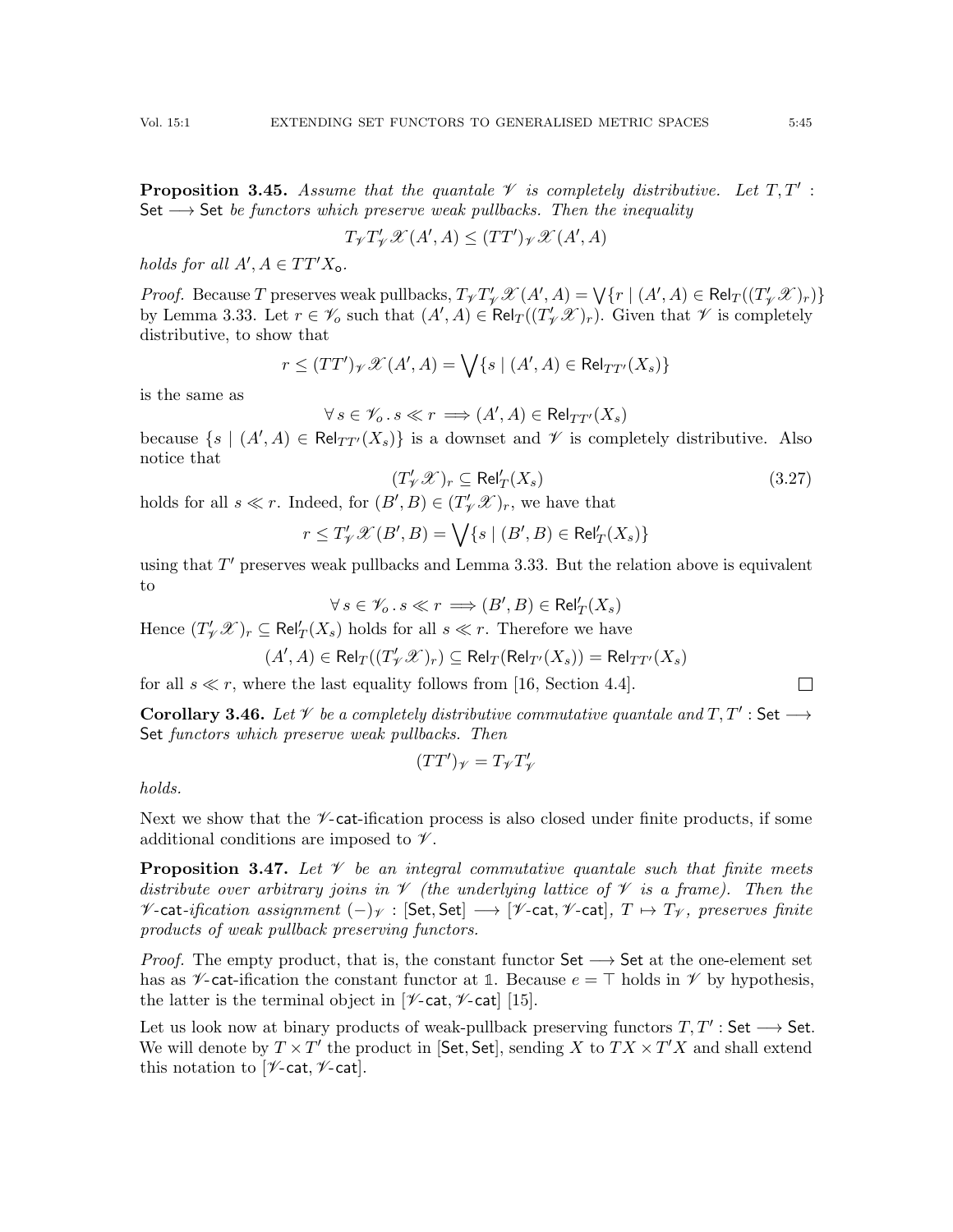**Proposition 3.45.** *Assume that the quantale $\mathscr{V}$ is completely distributive. Let $T, T' : \mathsf{Set} \longrightarrow \mathsf{Set}$ be functors which preserve weak pullbacks. Then the inequality*

$$T_{\mathscr{V}} T'_{\mathscr{V}} \mathscr{X}(A', A) \leq (TT')_{\mathscr{V}} \mathscr{X}(A', A)$$

*holds for all $A', A \in TT'X_{\mathsf{o}}$.*

*Proof.* Because $T$ preserves weak pullbacks, $T_{\mathscr{V}} T'_{\mathscr{V}} \mathscr{X}(A', A) = \bigvee \{r \mid (A', A) \in \mathsf{Rel}_T((T'_{\mathscr{V}} \mathscr{X})_r)\}$ by Lemma 3.33. Let $r \in \mathscr{V}_o$ such that $(A', A) \in \mathsf{Rel}_T((T'_{\mathscr{V}} \mathscr{X})_r)$. Given that $\mathscr{V}$ is completely distributive, to show that

$$r \leq (TT')_{\mathscr{V}} \mathscr{X}(A', A) = \bigvee \{s \mid (A', A) \in \mathsf{Rel}_{TT'}(X_s)\}$$

is the same as

$$\forall\, s \in \mathscr{V}_o \,.\, s \ll r \implies (A', A) \in \mathsf{Rel}_{TT'}(X_s)$$

because $\{s \mid (A', A) \in \mathsf{Rel}_{TT'}(X_s)\}$ is a downset and $\mathscr{V}$ is completely distributive. Also notice that

$$(T'_{\mathscr{V}} \mathscr{X})_r \subseteq \mathsf{Rel}'_T(X_s) \tag{3.27}$$

holds for all $s \ll r$. Indeed, for $(B', B) \in (T'_{\mathscr{V}} \mathscr{X})_r$, we have that

$$r \leq T'_{\mathscr{V}} \mathscr{X}(B', B) = \bigvee \{s \mid (B', B) \in \mathsf{Rel}'_T(X_s)\}$$

using that $T'$ preserves weak pullbacks and Lemma 3.33. But the relation above is equivalent to

$$\forall\, s \in \mathscr{V}_o \,.\, s \ll r \implies (B', B) \in \mathsf{Rel}'_T(X_s)$$

Hence $(T'_{\mathscr{V}} \mathscr{X})_r \subseteq \mathsf{Rel}'_T(X_s)$ holds for all $s \ll r$. Therefore we have

$$(A', A) \in \mathsf{Rel}_T((T'_{\mathscr{V}} \mathscr{X})_r) \subseteq \mathsf{Rel}_T(\mathsf{Rel}_{T'}(X_s)) = \mathsf{Rel}_{TT'}(X_s)$$

for all $s \ll r$, where the last equality follows from [16, Section 4.4]. □

**Corollary 3.46.** *Let $\mathscr{V}$ be a completely distributive commutative quantale and $T, T' : \mathsf{Set} \longrightarrow \mathsf{Set}$ functors which preserve weak pullbacks. Then*

$$(TT')_{\mathscr{V}} = T_{\mathscr{V}} T'_{\mathscr{V}}$$

*holds.*

Next we show that the $\mathscr{V}$-$\mathsf{cat}$-ification process is also closed under finite products, if some additional conditions are imposed to $\mathscr{V}$.

**Proposition 3.47.** *Let $\mathscr{V}$ be an integral commutative quantale such that finite meets distribute over arbitrary joins in $\mathscr{V}$ (the underlying lattice of $\mathscr{V}$ is a frame). Then the $\mathscr{V}$-$\mathsf{cat}$-ification assignment $(-)_{\mathscr{V}} : [\mathsf{Set}, \mathsf{Set}] \longrightarrow [\mathscr{V}\text{-}\mathsf{cat}, \mathscr{V}\text{-}\mathsf{cat}]$, $T \mapsto T_{\mathscr{V}}$, preserves finite products of weak pullback preserving functors.*

*Proof.* The empty product, that is, the constant functor $\mathsf{Set} \longrightarrow \mathsf{Set}$ at the one-element set has as $\mathscr{V}$-$\mathsf{cat}$-ification the constant functor at $\mathbb{1}$. Because $e = \top$ holds in $\mathscr{V}$ by hypothesis, the latter is the terminal object in $[\mathscr{V}\text{-}\mathsf{cat}, \mathscr{V}\text{-}\mathsf{cat}]$ [15].

Let us look now at binary products of weak-pullback preserving functors $T, T' : \mathsf{Set} \longrightarrow \mathsf{Set}$. We will denote by $T \times T'$ the product in $[\mathsf{Set}, \mathsf{Set}]$, sending $X$ to $TX \times T'X$ and shall extend this notation to $[\mathscr{V}\text{-}\mathsf{cat}, \mathscr{V}\text{-}\mathsf{cat}]$.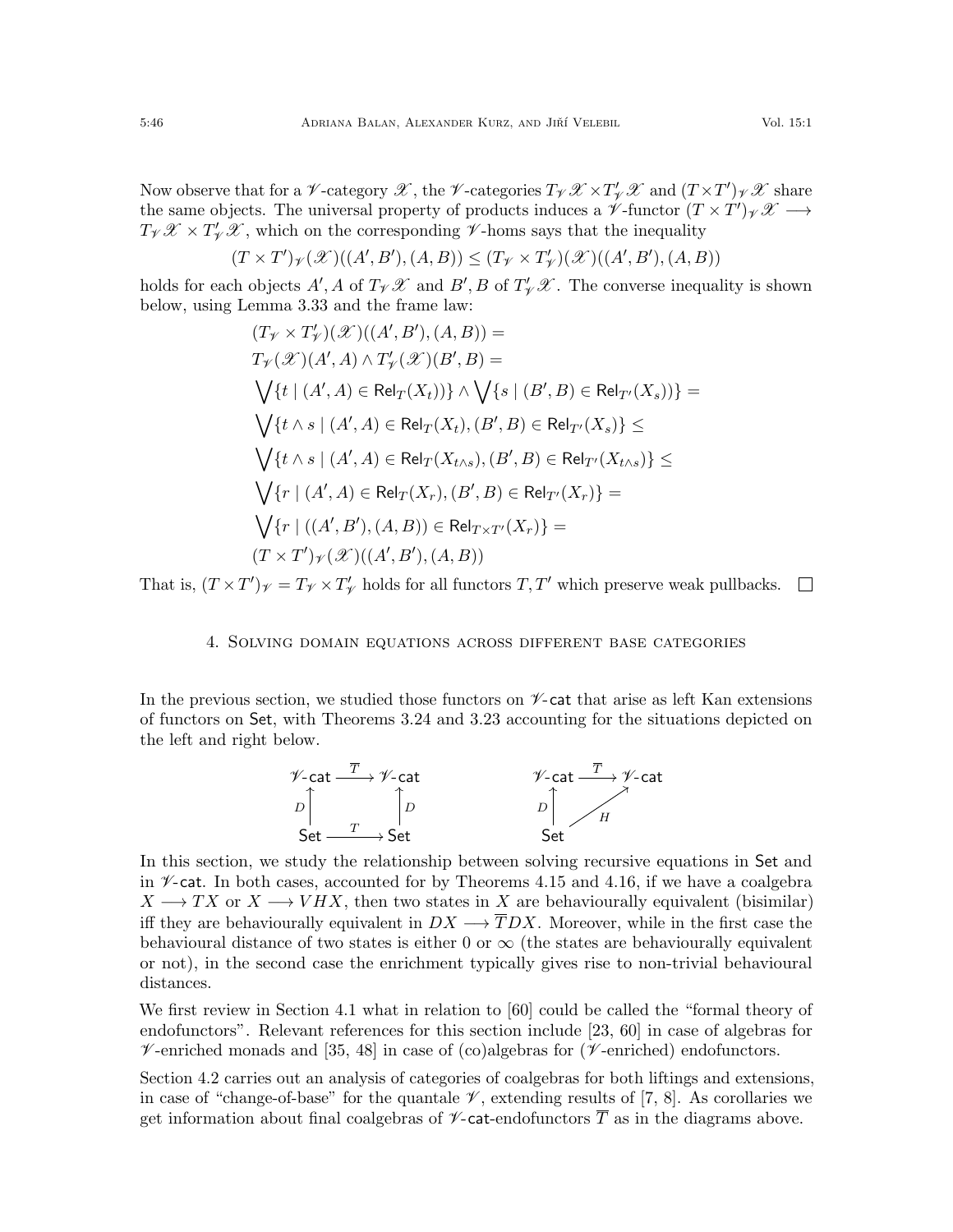Now observe that for a $\mathscr{V}$-category $\mathscr{X}$, the $\mathscr{V}$-categories $T_{\mathscr{V}}\mathscr{X} \times T'_{\mathscr{V}}\mathscr{X}$ and $(T\times T')_{\mathscr{V}}\mathscr{X}$ share the same objects. The universal property of products induces a $\mathscr{V}$-functor $(T \times T')_{\mathscr{V}}\mathscr{X} \longrightarrow T_{\mathscr{V}}\mathscr{X} \times T'_{\mathscr{V}}\mathscr{X}$, which on the corresponding $\mathscr{V}$-homs says that the inequality

$$(T \times T')_{\mathscr{V}}(\mathscr{X})((A', B'), (A, B)) \leq (T_{\mathscr{V}} \times T'_{\mathscr{V}})(\mathscr{X})((A', B'), (A, B))$$

holds for each objects $A', A$ of $T_{\mathscr{V}}\mathscr{X}$ and $B', B$ of $T'_{\mathscr{V}}\mathscr{X}$. The converse inequality is shown below, using Lemma 3.33 and the frame law:

$$
\begin{aligned}
&(T_{\mathscr{V}} \times T'_{\mathscr{V}})(\mathscr{X})((A', B'), (A, B)) = \\
&T_{\mathscr{V}}(\mathscr{X})(A', A) \wedge T'_{\mathscr{V}}(\mathscr{X})(B', B) = \\
&\bigvee\{t \mid (A', A) \in \mathsf{Rel}_T(X_t))\} \wedge \bigvee\{s \mid (B', B) \in \mathsf{Rel}_{T'}(X_s))\} = \\
&\bigvee\{t \wedge s \mid (A', A) \in \mathsf{Rel}_T(X_t), (B', B) \in \mathsf{Rel}_{T'}(X_s)\} \leq \\
&\bigvee\{t \wedge s \mid (A', A) \in \mathsf{Rel}_T(X_{t\wedge s}), (B', B) \in \mathsf{Rel}_{T'}(X_{t\wedge s})\} \leq \\
&\bigvee\{r \mid (A', A) \in \mathsf{Rel}_T(X_r), (B', B) \in \mathsf{Rel}_{T'}(X_r)\} = \\
&\bigvee\{r \mid ((A', B'), (A, B)) \in \mathsf{Rel}_{T\times T'}(X_r)\} = \\
&(T \times T')_{\mathscr{V}}(\mathscr{X})((A', B'), (A, B))
\end{aligned}
$$

That is, $(T\times T')_{\mathscr{V}} = T_{\mathscr{V}} \times T'_{\mathscr{V}}$ holds for all functors $T, T'$ which preserve weak pullbacks. $\square$

## 4. Solving domain equations across different base categories

In the previous section, we studied those functors on $\mathscr{V}$-$\mathsf{cat}$ that arise as left Kan extensions of functors on $\mathsf{Set}$, with Theorems 3.24 and 3.23 accounting for the situations depicted on the left and right below.

$$
\begin{array}{ccc}
\mathscr{V}\text{-}\mathsf{cat} & \xrightarrow{\overline{T}} & \mathscr{V}\text{-}\mathsf{cat} \\
{\scriptstyle D}\uparrow & & \uparrow{\scriptstyle D} \\
\mathsf{Set} & \xrightarrow{T} & \mathsf{Set}
\end{array}
\qquad\qquad
\begin{array}{ccc}
\mathscr{V}\text{-}\mathsf{cat} & \xrightarrow{\overline{T}} & \mathscr{V}\text{-}\mathsf{cat} \\
{\scriptstyle D}\uparrow & \nearrow{\scriptstyle H} & \\
\mathsf{Set} & &
\end{array}
$$

In this section, we study the relationship between solving recursive equations in $\mathsf{Set}$ and in $\mathscr{V}$-$\mathsf{cat}$. In both cases, accounted for by Theorems 4.15 and 4.16, if we have a coalgebra $X \longrightarrow TX$ or $X \longrightarrow VHX$, then two states in $X$ are behaviourally equivalent (bisimilar) iff they are behaviourally equivalent in $DX \longrightarrow \overline{T}DX$. Moreover, while in the first case the behavioural distance of two states is either 0 or $\infty$ (the states are behaviourally equivalent or not), in the second case the enrichment typically gives rise to non-trivial behavioural distances.

We first review in Section 4.1 what in relation to [60] could be called the "formal theory of endofunctors". Relevant references for this section include [23, 60] in case of algebras for $\mathscr{V}$-enriched monads and [35, 48] in case of (co)algebras for ($\mathscr{V}$-enriched) endofunctors.

Section 4.2 carries out an analysis of categories of coalgebras for both liftings and extensions, in case of "change-of-base" for the quantale $\mathscr{V}$, extending results of [7, 8]. As corollaries we get information about final coalgebras of $\mathscr{V}$-$\mathsf{cat}$-endofunctors $\overline{T}$ as in the diagrams above.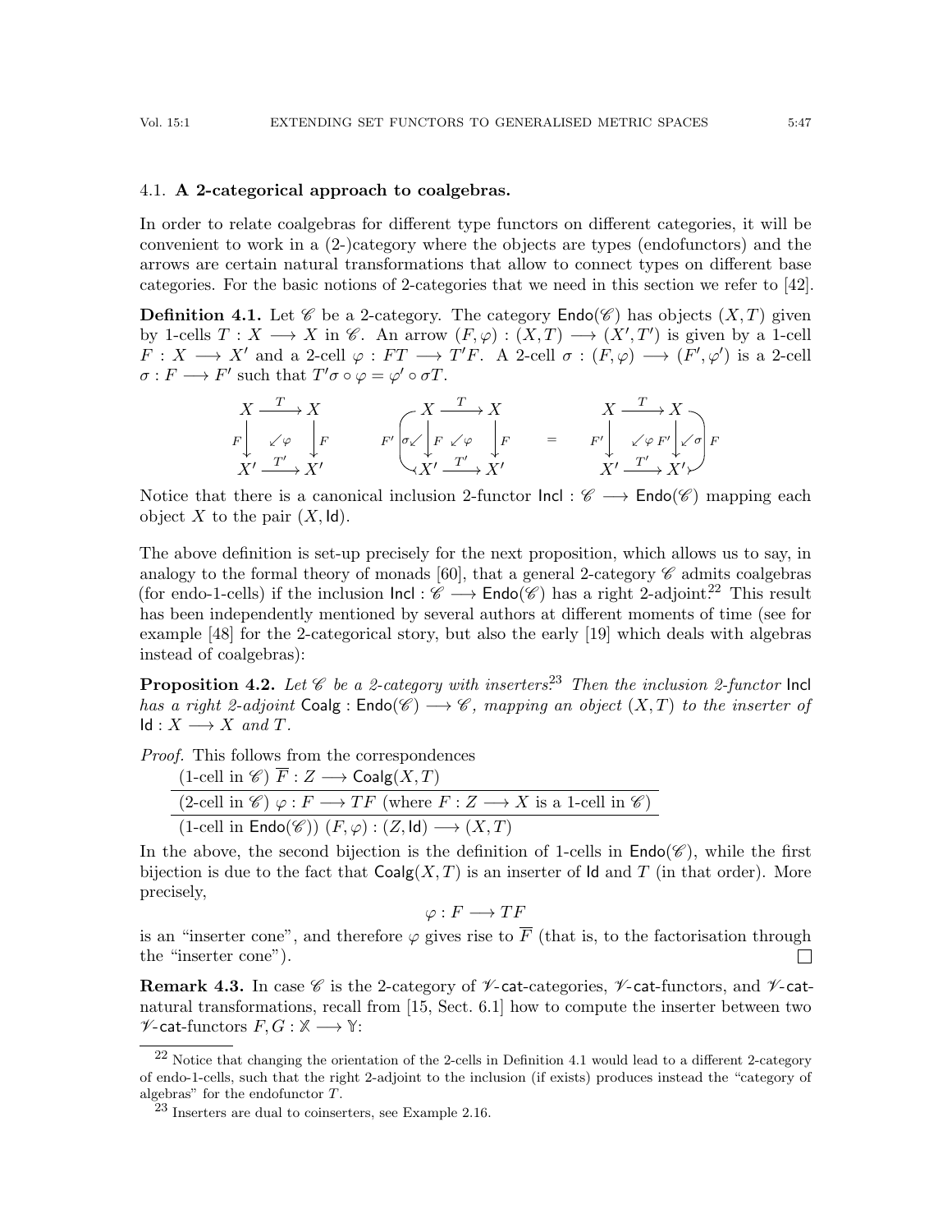### 4.1. **A 2-categorical approach to coalgebras.**

In order to relate coalgebras for different type functors on different categories, it will be convenient to work in a (2-)category where the objects are types (endofunctors) and the arrows are certain natural transformations that allow to connect types on different base categories. For the basic notions of 2-categories that we need in this section we refer to [42].

**Definition 4.1.** Let $\mathscr{C}$ be a 2-category. The category $\mathsf{Endo}(\mathscr{C})$ has objects $(X, T)$ given by 1-cells $T : X \longrightarrow X$ in $\mathscr{C}$. An arrow $(F, \varphi) : (X, T) \longrightarrow (X', T')$ is given by a 1-cell $F : X \longrightarrow X'$ and a 2-cell $\varphi : FT \longrightarrow T'F$. A 2-cell $\sigma : (F, \varphi) \longrightarrow (F', \varphi')$ is a 2-cell $\sigma : F \longrightarrow F'$ such that $T'\sigma \circ \varphi = \varphi' \circ \sigma T$.

$$
\begin{array}{ccc}
X & \xrightarrow{T} & X \\
{\scriptstyle F}\downarrow & \swarrow\varphi & \downarrow{\scriptstyle F} \\
X' & \xrightarrow{T'} & X'
\end{array}
\qquad
\begin{array}{ccc}
X & \xrightarrow{T} & X \\
{\scriptstyle F'}\left(\sigma\swarrow\right){\scriptstyle F}\downarrow & \swarrow\varphi & \downarrow{\scriptstyle F} \\
X' & \xrightarrow{T'} & X'
\end{array}
\quad = \quad
\begin{array}{ccc}
X & \xrightarrow{T} & X \\
{\scriptstyle F'}\downarrow & \swarrow\varphi' & {\scriptstyle F'}\downarrow\left(\swarrow\sigma\right){\scriptstyle F} \\
X' & \xrightarrow{T'} & X'
\end{array}
$$

Notice that there is a canonical inclusion 2-functor $\mathsf{Incl} : \mathscr{C} \longrightarrow \mathsf{Endo}(\mathscr{C})$ mapping each object $X$ to the pair $(X, \mathsf{Id})$.

The above definition is set-up precisely for the next proposition, which allows us to say, in analogy to the formal theory of monads [60], that a general 2-category $\mathscr{C}$ admits coalgebras (for endo-1-cells) if the inclusion $\mathsf{Incl} : \mathscr{C} \longrightarrow \mathsf{Endo}(\mathscr{C})$ has a right 2-adjoint.[22] This result has been independently mentioned by several authors at different moments of time (see for example [48] for the 2-categorical story, but also the early [19] which deals with algebras instead of coalgebras):

**Proposition 4.2.** *Let $\mathscr{C}$ be a 2-category with inserters.*[23] *Then the inclusion 2-functor* $\mathsf{Incl}$ *has a right 2-adjoint* $\mathsf{Coalg} : \mathsf{Endo}(\mathscr{C}) \longrightarrow \mathscr{C}$*, mapping an object $(X, T)$ to the inserter of $\mathsf{Id} : X \longrightarrow X$ and $T$.*

*Proof.* This follows from the correspondences

$$
\begin{array}{c}
\text{(1-cell in } \mathscr{C}\text{) } \overline{F} : Z \longrightarrow \mathsf{Coalg}(X, T) \\
\hline
\text{(2-cell in } \mathscr{C}\text{) } \varphi : F \longrightarrow TF \text{ (where } F : Z \longrightarrow X \text{ is a 1-cell in } \mathscr{C}\text{)} \\
\hline
\text{(1-cell in } \mathsf{Endo}(\mathscr{C})\text{) } (F, \varphi) : (Z, \mathsf{Id}) \longrightarrow (X, T)
\end{array}
$$

In the above, the second bijection is the definition of 1-cells in $\mathsf{Endo}(\mathscr{C})$, while the first bijection is due to the fact that $\mathsf{Coalg}(X, T)$ is an inserter of $\mathsf{Id}$ and $T$ (in that order). More precisely,

$$\varphi : F \longrightarrow TF$$

is an "inserter cone", and therefore $\varphi$ gives rise to $\overline{F}$ (that is, to the factorisation through the "inserter cone"). □

**Remark 4.3.** In case $\mathscr{C}$ is the 2-category of $\mathscr{V}$-$\mathsf{cat}$-categories, $\mathscr{V}$-$\mathsf{cat}$-functors, and $\mathscr{V}$-$\mathsf{cat}$-natural transformations, recall from [15, Sect. 6.1] how to compute the inserter between two $\mathscr{V}$-$\mathsf{cat}$-functors $F, G : \mathbb{X} \longrightarrow \mathbb{Y}$:

---

[22] Notice that changing the orientation of the 2-cells in Definition 4.1 would lead to a different 2-category of endo-1-cells, such that the right 2-adjoint to the inclusion (if exists) produces instead the "category of algebras" for the endofunctor $T$.

[23] Inserters are dual to coinserters, see Example 2.16.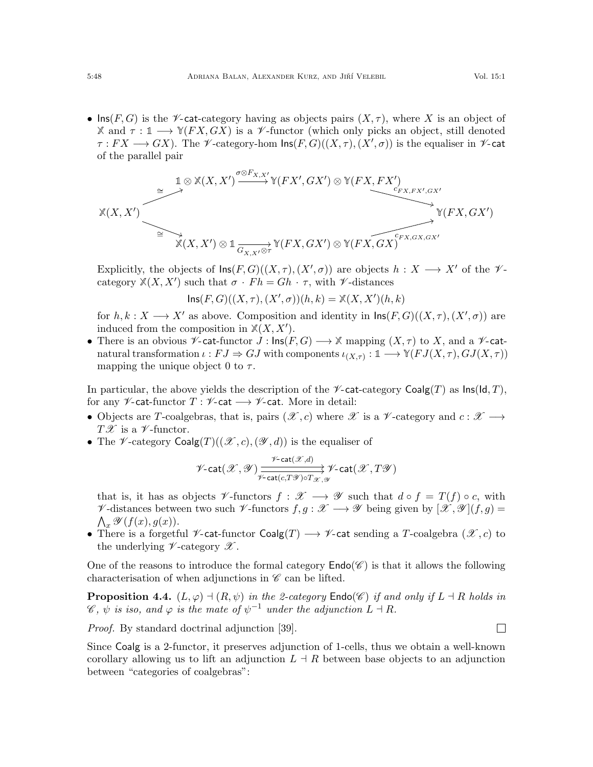- $\mathsf{Ins}(F,G)$ is the $\mathscr{V}$-$\mathsf{cat}$-category having as objects pairs $(X,\tau)$, where $X$ is an object of $\mathbb{X}$ and $\tau : \mathbb{1} \longrightarrow \mathbb{Y}(FX,GX)$ is a $\mathscr{V}$-functor (which only picks an object, still denoted $\tau : FX \longrightarrow GX$). The $\mathscr{V}$-category-hom $\mathsf{Ins}(F,G)((X,\tau),(X',\sigma))$ is the equaliser in $\mathscr{V}$-$\mathsf{cat}$ of the parallel pair

$$\begin{array}{ccc} & \mathbb{1}\otimes\mathbb{X}(X,X') \xrightarrow{\sigma\otimes F_{X,X'}} \mathbb{Y}(FX',GX')\otimes\mathbb{Y}(FX,FX') \xrightarrow{c_{FX,FX',GX'}} & \\ \mathbb{X}(X,X') \overset{\cong}{\nearrow} \overset{\cong}{\searrow} & & \mathbb{Y}(FX,GX') \\ & \mathbb{X}(X,X')\otimes\mathbb{1} \xrightarrow{G_{X,X'}\otimes\tau} \mathbb{Y}(FX,GX')\otimes\mathbb{Y}(FX,GX) \xrightarrow{c_{FX,GX,GX'}} & \end{array}$$

Explicitly, the objects of $\mathsf{Ins}(F,G)((X,\tau),(X',\sigma))$ are objects $h : X \longrightarrow X'$ of the $\mathscr{V}$-category $\mathbb{X}(X,X')$ such that $\sigma \cdot Fh = Gh \cdot \tau$, with $\mathscr{V}$-distances

$$\mathsf{Ins}(F,G)((X,\tau),(X',\sigma))(h,k) = \mathbb{X}(X,X')(h,k)$$

for $h,k : X \longrightarrow X'$ as above. Composition and identity in $\mathsf{Ins}(F,G)((X,\tau),(X',\sigma))$ are induced from the composition in $\mathbb{X}(X,X')$.
- There is an obvious $\mathscr{V}$-$\mathsf{cat}$-functor $J : \mathsf{Ins}(F,G) \longrightarrow \mathbb{X}$ mapping $(X,\tau)$ to $X$, and a $\mathscr{V}$-$\mathsf{cat}$-natural transformation $\iota : FJ \Rightarrow GJ$ with components $\iota_{(X,\tau)} : \mathbb{1} \longrightarrow \mathbb{Y}(FJ(X,\tau),GJ(X,\tau))$ mapping the unique object $0$ to $\tau$.

In particular, the above yields the description of the $\mathscr{V}$-$\mathsf{cat}$-category $\mathsf{Coalg}(T)$ as $\mathsf{Ins}(\mathsf{Id},T)$, for any $\mathscr{V}$-$\mathsf{cat}$-functor $T : \mathscr{V}\text{-}\mathsf{cat} \longrightarrow \mathscr{V}\text{-}\mathsf{cat}$. More in detail:

- Objects are $T$-coalgebras, that is, pairs $(\mathscr{X},c)$ where $\mathscr{X}$ is a $\mathscr{V}$-category and $c : \mathscr{X} \longrightarrow T\mathscr{X}$ is a $\mathscr{V}$-functor.
- The $\mathscr{V}$-category $\mathsf{Coalg}(T)((\mathscr{X},c),(\mathscr{Y},d))$ is the equaliser of

$$\mathscr{V}\text{-}\mathsf{cat}(\mathscr{X},\mathscr{Y}) \underset{\mathscr{V}\text{-}\mathsf{cat}(c,T\mathscr{Y})\circ T_{\mathscr{X},\mathscr{Y}}}{\overset{\mathscr{V}\text{-}\mathsf{cat}(\mathscr{X},d)}{\rightrightarrows}} \mathscr{V}\text{-}\mathsf{cat}(\mathscr{X},T\mathscr{Y})$$

that is, it has as objects $\mathscr{V}$-functors $f : \mathscr{X} \longrightarrow \mathscr{Y}$ such that $d \circ f = T(f) \circ c$, with $\mathscr{V}$-distances between two such $\mathscr{V}$-functors $f,g : \mathscr{X} \longrightarrow \mathscr{Y}$ being given by $[\mathscr{X},\mathscr{Y}](f,g) = \bigwedge_x \mathscr{Y}(f(x),g(x))$.
- There is a forgetful $\mathscr{V}$-$\mathsf{cat}$-functor $\mathsf{Coalg}(T) \longrightarrow \mathscr{V}\text{-}\mathsf{cat}$ sending a $T$-coalgebra $(\mathscr{X},c)$ to the underlying $\mathscr{V}$-category $\mathscr{X}$.

One of the reasons to introduce the formal category $\mathsf{Endo}(\mathscr{C})$ is that it allows the following characterisation of when adjunctions in $\mathscr{C}$ can be lifted.

**Proposition 4.4.** *$(L,\varphi) \dashv (R,\psi)$ in the 2-category $\mathsf{Endo}(\mathscr{C})$ if and only if $L \dashv R$ holds in $\mathscr{C}$, $\psi$ is iso, and $\varphi$ is the mate of $\psi^{-1}$ under the adjunction $L \dashv R$.*

*Proof.* By standard doctrinal adjunction [39]. □

Since $\mathsf{Coalg}$ is a 2-functor, it preserves adjunction of 1-cells, thus we obtain a well-known corollary allowing us to lift an adjunction $L \dashv R$ between base objects to an adjunction between "categories of coalgebras":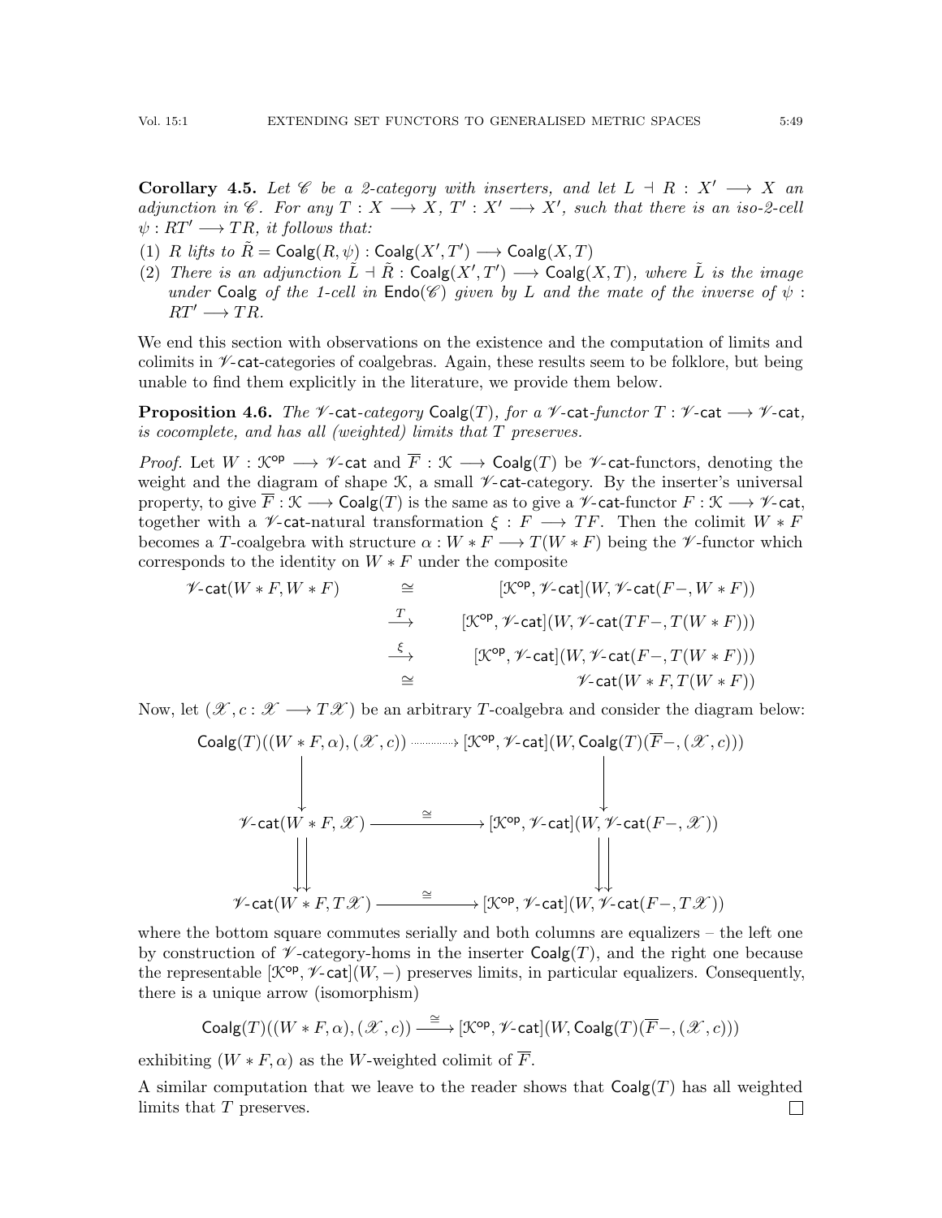**Corollary 4.5.** *Let $\mathscr{C}$ be a 2-category with inserters, and let $L \dashv R : X' \longrightarrow X$ an adjunction in $\mathscr{C}$. For any $T : X \longrightarrow X$, $T' : X' \longrightarrow X'$, such that there is an iso-2-cell $\psi : RT' \longrightarrow TR$, it follows that:*

(1) *$R$ lifts to $\tilde{R} = \mathsf{Coalg}(R, \psi) : \mathsf{Coalg}(X', T') \longrightarrow \mathsf{Coalg}(X, T)$*
(2) *There is an adjunction $\tilde{L} \dashv \tilde{R} : \mathsf{Coalg}(X', T') \longrightarrow \mathsf{Coalg}(X, T)$, where $\tilde{L}$ is the image under $\mathsf{Coalg}$ of the 1-cell in $\mathsf{Endo}(\mathscr{C})$ given by $L$ and the mate of the inverse of $\psi : RT' \longrightarrow TR$.*

We end this section with observations on the existence and the computation of limits and colimits in $\mathscr{V}$-$\mathsf{cat}$-categories of coalgebras. Again, these results seem to be folklore, but being unable to find them explicitly in the literature, we provide them below.

**Proposition 4.6.** *The $\mathscr{V}$-$\mathsf{cat}$-category $\mathsf{Coalg}(T)$, for a $\mathscr{V}$-$\mathsf{cat}$-functor $T : \mathscr{V}\text{-}\mathsf{cat} \longrightarrow \mathscr{V}\text{-}\mathsf{cat}$, is cocomplete, and has all (weighted) limits that $T$ preserves.*

*Proof.* Let $W : \mathcal{K}^{\mathsf{op}} \longrightarrow \mathscr{V}\text{-}\mathsf{cat}$ and $\overline{F} : \mathcal{K} \longrightarrow \mathsf{Coalg}(T)$ be $\mathscr{V}$-$\mathsf{cat}$-functors, denoting the weight and the diagram of shape $\mathcal{K}$, a small $\mathscr{V}$-$\mathsf{cat}$-category. By the inserter's universal property, to give $\overline{F} : \mathcal{K} \longrightarrow \mathsf{Coalg}(T)$ is the same as to give a $\mathscr{V}$-$\mathsf{cat}$-functor $F : \mathcal{K} \longrightarrow \mathscr{V}\text{-}\mathsf{cat}$, together with a $\mathscr{V}$-$\mathsf{cat}$-natural transformation $\xi : F \longrightarrow TF$. Then the colimit $W * F$ becomes a $T$-coalgebra with structure $\alpha : W * F \longrightarrow T(W * F)$ being the $\mathscr{V}$-functor which corresponds to the identity on $W * F$ under the composite

$$
\begin{array}{rcr}
\mathscr{V}\text{-}\mathsf{cat}(W * F, W * F) & \cong & [\mathcal{K}^{\mathsf{op}}, \mathscr{V}\text{-}\mathsf{cat}](W, \mathscr{V}\text{-}\mathsf{cat}(F-, W * F)) \\
& \xrightarrow{T} & [\mathcal{K}^{\mathsf{op}}, \mathscr{V}\text{-}\mathsf{cat}](W, \mathscr{V}\text{-}\mathsf{cat}(TF-, T(W * F))) \\
& \xrightarrow{\xi} & [\mathcal{K}^{\mathsf{op}}, \mathscr{V}\text{-}\mathsf{cat}](W, \mathscr{V}\text{-}\mathsf{cat}(F-, T(W * F))) \\
& \cong & \mathscr{V}\text{-}\mathsf{cat}(W * F, T(W * F))
\end{array}
$$

Now, let $(\mathscr{X}, c : \mathscr{X} \longrightarrow T\mathscr{X})$ be an arbitrary $T$-coalgebra and consider the diagram below:

$$
\begin{array}{ccc}
\mathsf{Coalg}(T)((W * F, \alpha), (\mathscr{X}, c)) & \cdots\cdots\rightarrow & [\mathcal{K}^{\mathsf{op}}, \mathscr{V}\text{-}\mathsf{cat}](W, \mathsf{Coalg}(T)(\overline{F}-, (\mathscr{X}, c))) \\
\downarrow & & \downarrow \\
\mathscr{V}\text{-}\mathsf{cat}(W * F, \mathscr{X}) & \xrightarrow{\cong} & [\mathcal{K}^{\mathsf{op}}, \mathscr{V}\text{-}\mathsf{cat}](W, \mathscr{V}\text{-}\mathsf{cat}(F-, \mathscr{X})) \\
\downarrow\downarrow & & \downarrow\downarrow \\
\mathscr{V}\text{-}\mathsf{cat}(W * F, T\mathscr{X}) & \xrightarrow{\cong} & [\mathcal{K}^{\mathsf{op}}, \mathscr{V}\text{-}\mathsf{cat}](W, \mathscr{V}\text{-}\mathsf{cat}(F-, T\mathscr{X}))
\end{array}
$$

where the bottom square commutes serially and both columns are equalizers – the left one by construction of $\mathscr{V}$-category-homs in the inserter $\mathsf{Coalg}(T)$, and the right one because the representable $[\mathcal{K}^{\mathsf{op}}, \mathscr{V}\text{-}\mathsf{cat}](W, -)$ preserves limits, in particular equalizers. Consequently, there is a unique arrow (isomorphism)

$$
\mathsf{Coalg}(T)((W * F, \alpha), (\mathscr{X}, c)) \xrightarrow{\cong} [\mathcal{K}^{\mathsf{op}}, \mathscr{V}\text{-}\mathsf{cat}](W, \mathsf{Coalg}(T)(\overline{F}-, (\mathscr{X}, c)))
$$

exhibiting $(W * F, \alpha)$ as the $W$-weighted colimit of $\overline{F}$.

A similar computation that we leave to the reader shows that $\mathsf{Coalg}(T)$ has all weighted limits that $T$ preserves. $\square$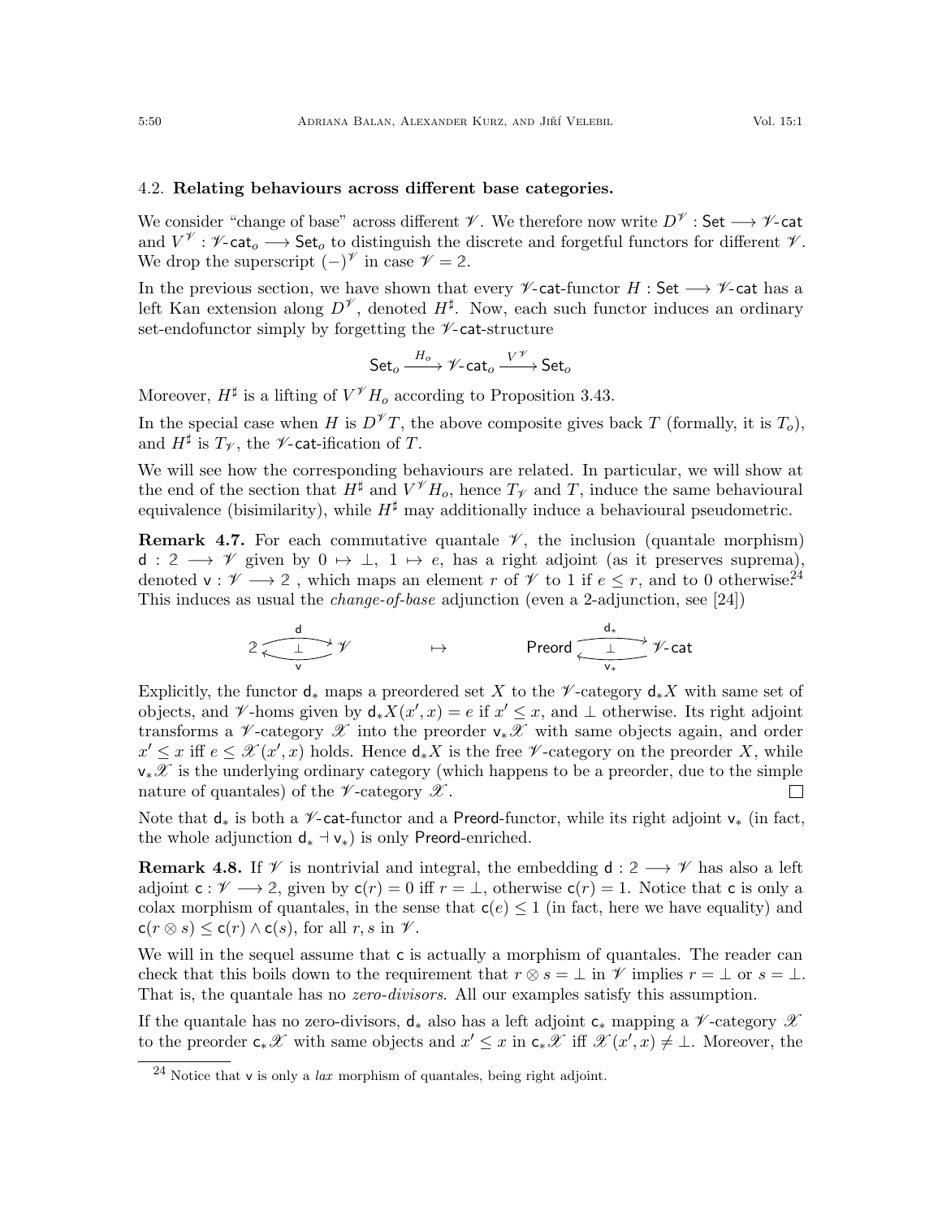### 4.2. Relating behaviours across different base categories.

We consider "change of base" across different $\mathscr{V}$. We therefore now write $D^{\mathscr{V}} : \mathsf{Set} \longrightarrow \mathscr{V}\text{-}\mathsf{cat}$ and $V^{\mathscr{V}} : \mathscr{V}\text{-}\mathsf{cat}_o \longrightarrow \mathsf{Set}_o$ to distinguish the discrete and forgetful functors for different $\mathscr{V}$. We drop the superscript $(-)^{\mathscr{V}}$ in case $\mathscr{V} = 2$.

In the previous section, we have shown that every $\mathscr{V}\text{-}\mathsf{cat}$-functor $H : \mathsf{Set} \longrightarrow \mathscr{V}\text{-}\mathsf{cat}$ has a left Kan extension along $D^{\mathscr{V}}$, denoted $H^\sharp$. Now, each such functor induces an ordinary set-endofunctor simply by forgetting the $\mathscr{V}\text{-}\mathsf{cat}$-structure

$$\mathsf{Set}_o \xrightarrow{H_o} \mathscr{V}\text{-}\mathsf{cat}_o \xrightarrow{V^{\mathscr{V}}} \mathsf{Set}_o$$

Moreover, $H^\sharp$ is a lifting of $V^{\mathscr{V}} H_o$ according to Proposition 3.43.

In the special case when $H$ is $D^{\mathscr{V}} T$, the above composite gives back $T$ (formally, it is $T_o$), and $H^\sharp$ is $T_{\mathscr{V}}$, the $\mathscr{V}\text{-}\mathsf{cat}$-ification of $T$.

We will see how the corresponding behaviours are related. In particular, we will show at the end of the section that $H^\sharp$ and $V^{\mathscr{V}} H_o$, hence $T_{\mathscr{V}}$ and $T$, induce the same behavioural equivalence (bisimilarity), while $H^\sharp$ may additionally induce a behavioural pseudometric.

**Remark 4.7.** For each commutative quantale $\mathscr{V}$, the inclusion (quantale morphism) $\mathsf{d} : 2 \longrightarrow \mathscr{V}$ given by $0 \mapsto \bot$, $1 \mapsto e$, has a right adjoint (as it preserves suprema), denoted $\mathsf{v} : \mathscr{V} \longrightarrow 2$ , which maps an element $r$ of $\mathscr{V}$ to 1 if $e \leq r$, and to 0 otherwise.[24] This induces as usual the *change-of-base* adjunction (even a 2-adjunction, see [24])

$$2 \underset{\mathsf{v}}{\overset{\mathsf{d}}{\underset{\longleftarrow}{\overset{\longrightarrow}{\bot}}}} \mathscr{V} \qquad\qquad \mapsto \qquad\qquad \mathsf{Preord} \underset{\mathsf{v}_*}{\overset{\mathsf{d}_*}{\underset{\longleftarrow}{\overset{\longrightarrow}{\bot}}}} \mathscr{V}\text{-}\mathsf{cat}$$

Explicitly, the functor $\mathsf{d}_*$ maps a preordered set $X$ to the $\mathscr{V}$-category $\mathsf{d}_* X$ with same set of objects, and $\mathscr{V}$-homs given by $\mathsf{d}_* X(x', x) = e$ if $x' \leq x$, and $\bot$ otherwise. Its right adjoint transforms a $\mathscr{V}$-category $\mathscr{X}$ into the preorder $\mathsf{v}_* \mathscr{X}$ with same objects again, and order $x' \leq x$ iff $e \leq \mathscr{X}(x', x)$ holds. Hence $\mathsf{d}_* X$ is the free $\mathscr{V}$-category on the preorder $X$, while $\mathsf{v}_* \mathscr{X}$ is the underlying ordinary category (which happens to be a preorder, due to the simple nature of quantales) of the $\mathscr{V}$-category $\mathscr{X}$. □

Note that $\mathsf{d}_*$ is both a $\mathscr{V}\text{-}\mathsf{cat}$-functor and a $\mathsf{Preord}$-functor, while its right adjoint $\mathsf{v}_*$ (in fact, the whole adjunction $\mathsf{d}_* \dashv \mathsf{v}_*$) is only $\mathsf{Preord}$-enriched.

**Remark 4.8.** If $\mathscr{V}$ is nontrivial and integral, the embedding $\mathsf{d} : 2 \longrightarrow \mathscr{V}$ has also a left adjoint $\mathsf{c} : \mathscr{V} \longrightarrow 2$, given by $\mathsf{c}(r) = 0$ iff $r = \bot$, otherwise $\mathsf{c}(r) = 1$. Notice that $\mathsf{c}$ is only a colax morphism of quantales, in the sense that $\mathsf{c}(e) \leq 1$ (in fact, here we have equality) and $\mathsf{c}(r \otimes s) \leq \mathsf{c}(r) \wedge \mathsf{c}(s)$, for all $r, s$ in $\mathscr{V}$.

We will in the sequel assume that $\mathsf{c}$ is actually a morphism of quantales. The reader can check that this boils down to the requirement that $r \otimes s = \bot$ in $\mathscr{V}$ implies $r = \bot$ or $s = \bot$. That is, the quantale has no *zero-divisors*. All our examples satisfy this assumption.

If the quantale has no zero-divisors, $\mathsf{d}_*$ also has a left adjoint $\mathsf{c}_*$ mapping a $\mathscr{V}$-category $\mathscr{X}$ to the preorder $\mathsf{c}_* \mathscr{X}$ with same objects and $x' \leq x$ in $\mathsf{c}_* \mathscr{X}$ iff $\mathscr{X}(x', x) \neq \bot$. Moreover, the

[24] Notice that $\mathsf{v}$ is only a *lax* morphism of quantales, being right adjoint.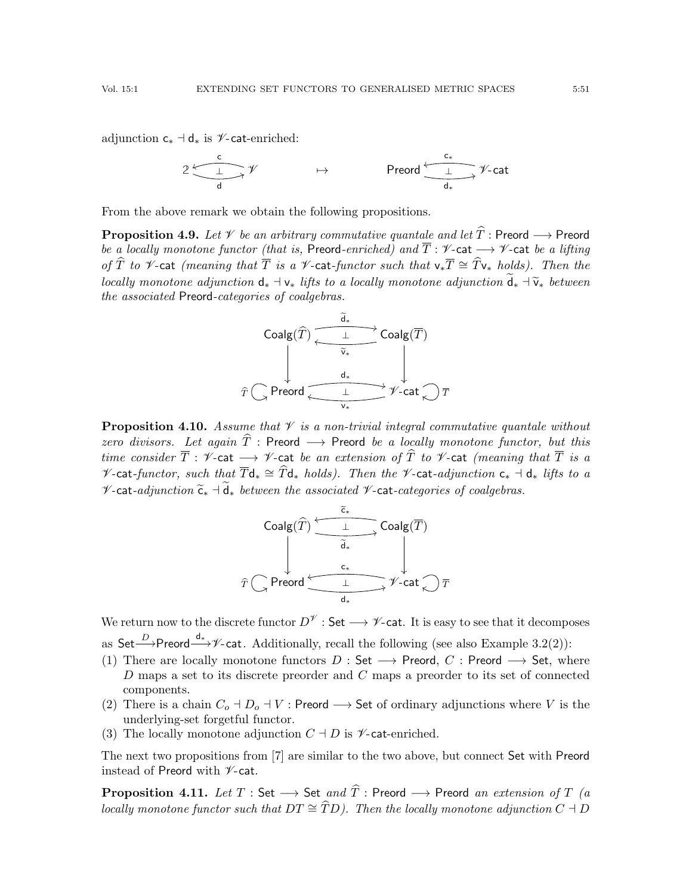adjunction $\mathsf{c}_* \dashv \mathsf{d}_*$ is $\mathscr{V}$-$\mathsf{cat}$-enriched:

$$2 \underset{\mathsf{d}}{\overset{\mathsf{c}}{\rightleftarrows}} \mathscr{V} \qquad \mapsto \qquad \mathsf{Preord} \underset{\mathsf{d}_*}{\overset{\mathsf{c}_*}{\rightleftarrows}} \mathscr{V}\text{-}\mathsf{cat}$$

From the above remark we obtain the following propositions.

**Proposition 4.9.** *Let $\mathscr{V}$ be an arbitrary commutative quantale and let $\widehat{T} : \mathsf{Preord} \longrightarrow \mathsf{Preord}$ be a locally monotone functor (that is, $\mathsf{Preord}$-enriched) and $\overline{T} : \mathscr{V}\text{-}\mathsf{cat} \longrightarrow \mathscr{V}\text{-}\mathsf{cat}$ be a lifting of $\widehat{T}$ to $\mathscr{V}$-$\mathsf{cat}$ (meaning that $\overline{T}$ is a $\mathscr{V}$-$\mathsf{cat}$-functor such that $\mathsf{v}_*\overline{T} \cong \widehat{T}\mathsf{v}_*$ holds). Then the locally monotone adjunction $\mathsf{d}_* \dashv \mathsf{v}_*$ lifts to a locally monotone adjunction $\widetilde{\mathsf{d}}_* \dashv \widetilde{\mathsf{v}}_*$ between the associated $\mathsf{Preord}$-categories of coalgebras.*

$$\begin{array}{ccc} \mathsf{Coalg}(\widehat{T}) & \underset{\widetilde{\mathsf{v}}_*}{\overset{\widetilde{\mathsf{d}}_*}{\rightleftarrows}} & \mathsf{Coalg}(\overline{T}) \\ \downarrow & & \downarrow \\ \widehat{T} \circlearrowright \mathsf{Preord} & \underset{\mathsf{v}_*}{\overset{\mathsf{d}_*}{\rightleftarrows}} & \mathscr{V}\text{-}\mathsf{cat} \circlearrowleft \overline{T} \end{array}$$

**Proposition 4.10.** *Assume that $\mathscr{V}$ is a non-trivial integral commutative quantale without zero divisors. Let again $\widehat{T} : \mathsf{Preord} \longrightarrow \mathsf{Preord}$ be a locally monotone functor, but this time consider $\overline{T} : \mathscr{V}\text{-}\mathsf{cat} \longrightarrow \mathscr{V}\text{-}\mathsf{cat}$ be an extension of $\widehat{T}$ to $\mathscr{V}$-$\mathsf{cat}$ (meaning that $\overline{T}$ is a $\mathscr{V}$-$\mathsf{cat}$-functor, such that $\overline{T}\mathsf{d}_* \cong \widehat{T}\mathsf{d}_*$ holds). Then the $\mathscr{V}$-$\mathsf{cat}$-adjunction $\mathsf{c}_* \dashv \mathsf{d}_*$ lifts to a $\mathscr{V}$-$\mathsf{cat}$-adjunction $\widetilde{\mathsf{c}}_* \dashv \widetilde{\mathsf{d}}_*$ between the associated $\mathscr{V}$-$\mathsf{cat}$-categories of coalgebras.*

$$\begin{array}{ccc} \mathsf{Coalg}(\widehat{T}) & \underset{\widetilde{\mathsf{d}}_*}{\overset{\widetilde{\mathsf{c}}_*}{\leftrightarrows}} & \mathsf{Coalg}(\overline{T}) \\ \downarrow & & \downarrow \\ \widehat{T} \circlearrowright \mathsf{Preord} & \underset{\mathsf{d}_*}{\overset{\mathsf{c}_*}{\leftrightarrows}} & \mathscr{V}\text{-}\mathsf{cat} \circlearrowleft \overline{T} \end{array}$$

We return now to the discrete functor $D^{\mathscr{V}} : \mathsf{Set} \longrightarrow \mathscr{V}\text{-}\mathsf{cat}$. It is easy to see that it decomposes as $\mathsf{Set} \xrightarrow{D} \mathsf{Preord} \xrightarrow{\mathsf{d}_*} \mathscr{V}\text{-}\mathsf{cat}$. Additionally, recall the following (see also Example 3.2(2)):

(1) There are locally monotone functors $D : \mathsf{Set} \longrightarrow \mathsf{Preord}$, $C : \mathsf{Preord} \longrightarrow \mathsf{Set}$, where $D$ maps a set to its discrete preorder and $C$ maps a preorder to its set of connected components.
(2) There is a chain $C_o \dashv D_o \dashv V : \mathsf{Preord} \longrightarrow \mathsf{Set}$ of ordinary adjunctions where $V$ is the underlying-set forgetful functor.
(3) The locally monotone adjunction $C \dashv D$ is $\mathscr{V}$-$\mathsf{cat}$-enriched.

The next two propositions from [7] are similar to the two above, but connect $\mathsf{Set}$ with $\mathsf{Preord}$ instead of $\mathsf{Preord}$ with $\mathscr{V}$-$\mathsf{cat}$.

**Proposition 4.11.** *Let $T : \mathsf{Set} \longrightarrow \mathsf{Set}$ and $\widehat{T} : \mathsf{Preord} \longrightarrow \mathsf{Preord}$ an extension of $T$ (a locally monotone functor such that $DT \cong \widehat{T}D$). Then the locally monotone adjunction $C \dashv D$*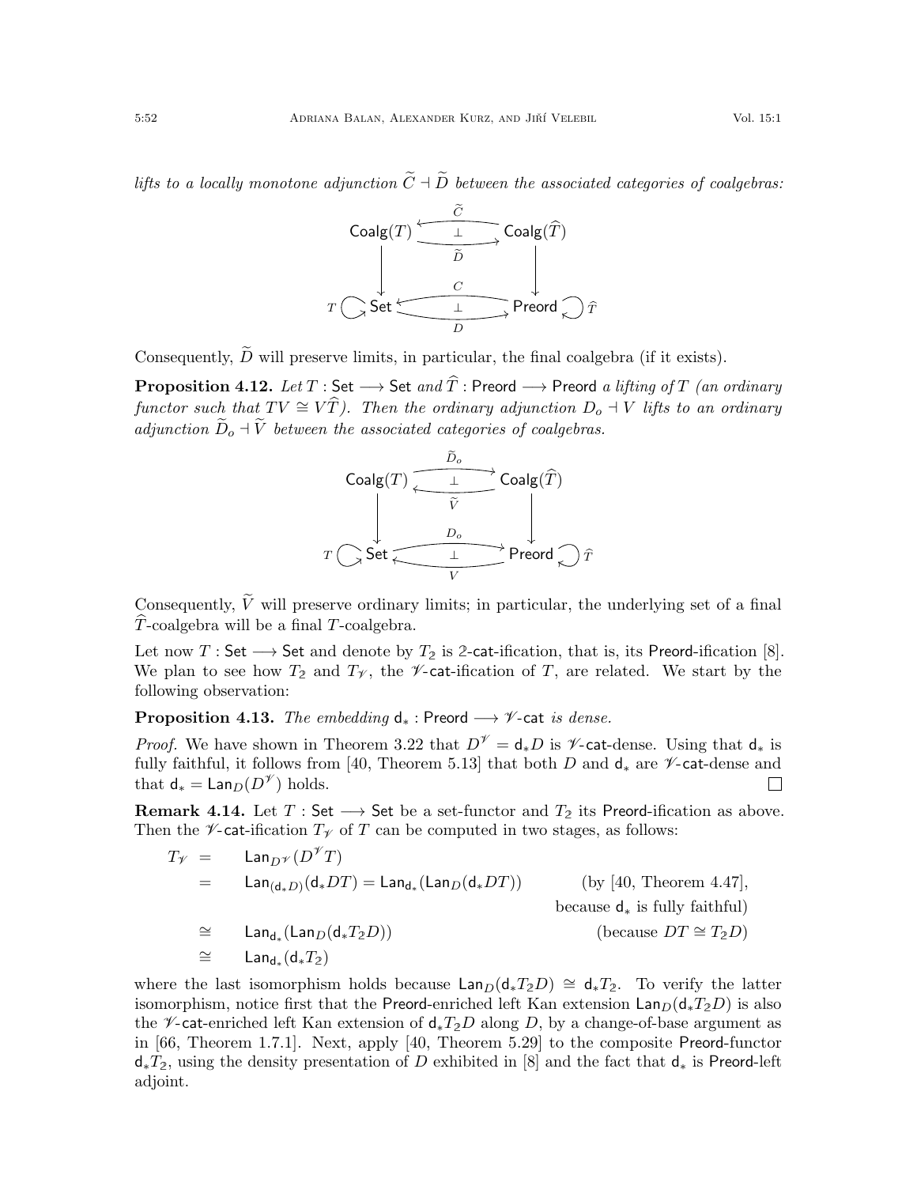*lifts to a locally monotone adjunction $\widetilde{C} \dashv \widetilde{D}$ between the associated categories of coalgebras:*

$$\begin{array}{ccc} \mathsf{Coalg}(T) & \underset{\widetilde{D}}{\overset{\widetilde{C}}{\underset{\perp}{\rightleftarrows}}} & \mathsf{Coalg}(\widehat{T}) \\ \downarrow & & \downarrow \\ T \circlearrowright \mathsf{Set} & \underset{D}{\overset{C}{\underset{\perp}{\rightleftarrows}}} & \mathsf{Preord} \circlearrowleft \widehat{T} \end{array}$$

Consequently, $\widetilde{D}$ will preserve limits, in particular, the final coalgebra (if it exists).

**Proposition 4.12.** *Let $T : \mathsf{Set} \longrightarrow \mathsf{Set}$ and $\widehat{T} : \mathsf{Preord} \longrightarrow \mathsf{Preord}$ a lifting of $T$ (an ordinary functor such that $TV \cong V\widehat{T}$). Then the ordinary adjunction $D_o \dashv V$ lifts to an ordinary adjunction $\widetilde{D}_o \dashv \widetilde{V}$ between the associated categories of coalgebras.*

$$\begin{array}{ccc} \mathsf{Coalg}(T) & \underset{\widetilde{V}}{\overset{\widetilde{D}_o}{\underset{\perp}{\rightleftarrows}}} & \mathsf{Coalg}(\widehat{T}) \\ \downarrow & & \downarrow \\ T \circlearrowright \mathsf{Set} & \underset{V}{\overset{D_o}{\underset{\perp}{\rightleftarrows}}} & \mathsf{Preord} \circlearrowleft \widehat{T} \end{array}$$

Consequently, $\widetilde{V}$ will preserve ordinary limits; in particular, the underlying set of a final $\widehat{T}$-coalgebra will be a final $T$-coalgebra.

Let now $T : \mathsf{Set} \longrightarrow \mathsf{Set}$ and denote by $T_2$ is $2$-$\mathsf{cat}$-ification, that is, its $\mathsf{Preord}$-ification [8]. We plan to see how $T_2$ and $T_{\mathscr{V}}$, the $\mathscr{V}$-$\mathsf{cat}$-ification of $T$, are related. We start by the following observation:

**Proposition 4.13.** *The embedding $\mathsf{d}_* : \mathsf{Preord} \longrightarrow \mathscr{V}\text{-}\mathsf{cat}$ is dense.*

*Proof.* We have shown in Theorem 3.22 that $D^{\mathscr{V}} = \mathsf{d}_* D$ is $\mathscr{V}$-$\mathsf{cat}$-dense. Using that $\mathsf{d}_*$ is fully faithful, it follows from [40, Theorem 5.13] that both $D$ and $\mathsf{d}_*$ are $\mathscr{V}$-$\mathsf{cat}$-dense and that $\mathsf{d}_* = \mathsf{Lan}_D(D^{\mathscr{V}})$ holds. ☐

**Remark 4.14.** Let $T : \mathsf{Set} \longrightarrow \mathsf{Set}$ be a set-functor and $T_2$ its $\mathsf{Preord}$-ification as above. Then the $\mathscr{V}$-$\mathsf{cat}$-ification $T_{\mathscr{V}}$ of $T$ can be computed in two stages, as follows:

$$\begin{aligned} T_{\mathscr{V}} &= \mathsf{Lan}_{D^{\mathscr{V}}}(D^{\mathscr{V}} T) \\ &= \mathsf{Lan}_{(\mathsf{d}_* D)}(\mathsf{d}_* DT) = \mathsf{Lan}_{\mathsf{d}_*}(\mathsf{Lan}_D(\mathsf{d}_* DT)) && \text{(by [40, Theorem 4.47],} \\ & && \text{because } \mathsf{d}_* \text{ is fully faithful)} \\ &\cong \mathsf{Lan}_{\mathsf{d}_*}(\mathsf{Lan}_D(\mathsf{d}_* T_2 D)) && \text{(because } DT \cong T_2 D\text{)} \\ &\cong \mathsf{Lan}_{\mathsf{d}_*}(\mathsf{d}_* T_2) \end{aligned}$$

where the last isomorphism holds because $\mathsf{Lan}_D(\mathsf{d}_* T_2 D) \cong \mathsf{d}_* T_2$. To verify the latter isomorphism, notice first that the $\mathsf{Preord}$-enriched left Kan extension $\mathsf{Lan}_D(\mathsf{d}_* T_2 D)$ is also the $\mathscr{V}$-$\mathsf{cat}$-enriched left Kan extension of $\mathsf{d}_* T_2 D$ along $D$, by a change-of-base argument as in [66, Theorem 1.7.1]. Next, apply [40, Theorem 5.29] to the composite $\mathsf{Preord}$-functor $\mathsf{d}_* T_2$, using the density presentation of $D$ exhibited in [8] and the fact that $\mathsf{d}_*$ is $\mathsf{Preord}$-left adjoint.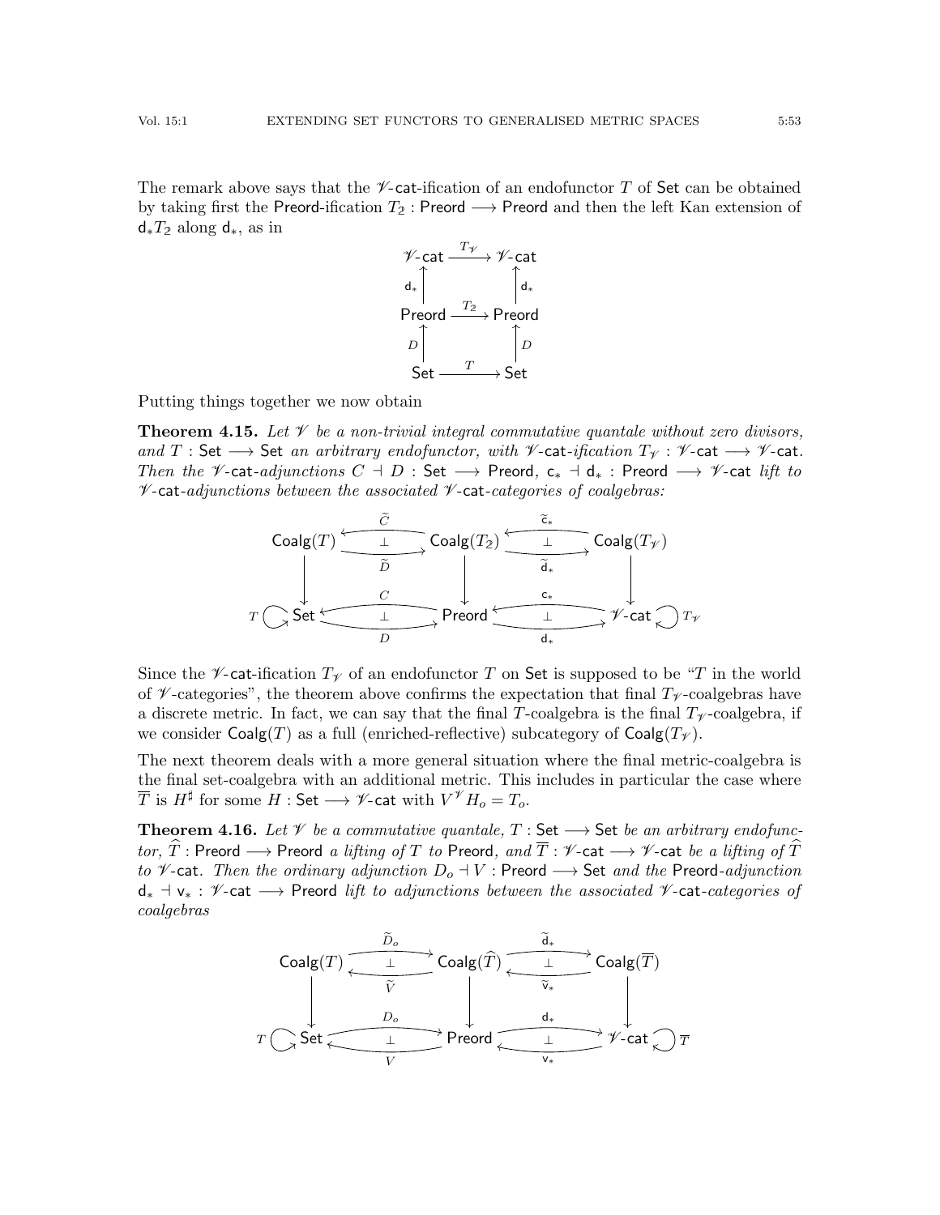The remark above says that the $\mathscr{V}$-cat-ification of an endofunctor $T$ of Set can be obtained by taking first the Preord-ification $T_2 : \mathsf{Preord} \longrightarrow \mathsf{Preord}$ and then the left Kan extension of $\mathsf{d}_* T_2$ along $\mathsf{d}_*$, as in

$$\begin{array}{ccc}
\mathscr{V}\text{-cat} & \xrightarrow{T_{\mathscr{V}}} & \mathscr{V}\text{-cat} \\
\uparrow \mathsf{d}_* & & \uparrow \mathsf{d}_* \\
\mathsf{Preord} & \xrightarrow{T_2} & \mathsf{Preord} \\
\uparrow D & & \uparrow D \\
\mathsf{Set} & \xrightarrow{T} & \mathsf{Set}
\end{array}$$

Putting things together we now obtain

**Theorem 4.15.** *Let $\mathscr{V}$ be a non-trivial integral commutative quantale without zero divisors, and $T : \mathsf{Set} \longrightarrow \mathsf{Set}$ an arbitrary endofunctor, with $\mathscr{V}$-cat-ification $T_{\mathscr{V}} : \mathscr{V}\text{-cat} \longrightarrow \mathscr{V}\text{-cat}$. Then the $\mathscr{V}$-cat-adjunctions $C \dashv D : \mathsf{Set} \longrightarrow \mathsf{Preord}$, $\mathsf{c}_* \dashv \mathsf{d}_* : \mathsf{Preord} \longrightarrow \mathscr{V}\text{-cat}$ lift to $\mathscr{V}$-cat-adjunctions between the associated $\mathscr{V}$-cat-categories of coalgebras:*

$$\begin{array}{ccccc}
\mathsf{Coalg}(T) & \underset{\widetilde{D}}{\overset{\widetilde{C}}{\rightleftarrows}} & \mathsf{Coalg}(T_2) & \underset{\widetilde{\mathsf{d}}_*}{\overset{\widetilde{\mathsf{c}}_*}{\rightleftarrows}} & \mathsf{Coalg}(T_{\mathscr{V}}) \\
\downarrow & & \downarrow & & \downarrow \\
T \circlearrowright \mathsf{Set} & \underset{D}{\overset{C}{\rightleftarrows}} & \mathsf{Preord} & \underset{\mathsf{d}_*}{\overset{\mathsf{c}_*}{\rightleftarrows}} & \mathscr{V}\text{-cat} \circlearrowleft T_{\mathscr{V}}
\end{array}$$

Since the $\mathscr{V}$-cat-ification $T_{\mathscr{V}}$ of an endofunctor $T$ on Set is supposed to be "$T$ in the world of $\mathscr{V}$-categories", the theorem above confirms the expectation that final $T_{\mathscr{V}}$-coalgebras have a discrete metric. In fact, we can say that the final $T$-coalgebra is the final $T_{\mathscr{V}}$-coalgebra, if we consider $\mathsf{Coalg}(T)$ as a full (enriched-reflective) subcategory of $\mathsf{Coalg}(T_{\mathscr{V}})$.

The next theorem deals with a more general situation where the final metric-coalgebra is the final set-coalgebra with an additional metric. This includes in particular the case where $\overline{T}$ is $H^\sharp$ for some $H : \mathsf{Set} \longrightarrow \mathscr{V}\text{-cat}$ with $V^{\mathscr{V}} H_o = T_o$.

**Theorem 4.16.** *Let $\mathscr{V}$ be a commutative quantale, $T : \mathsf{Set} \longrightarrow \mathsf{Set}$ be an arbitrary endofunctor, $\widehat{T} : \mathsf{Preord} \longrightarrow \mathsf{Preord}$ a lifting of $T$ to Preord, and $\overline{T} : \mathscr{V}\text{-cat} \longrightarrow \mathscr{V}\text{-cat}$ be a lifting of $\widehat{T}$ to $\mathscr{V}$-cat. Then the ordinary adjunction $D_o \dashv V : \mathsf{Preord} \longrightarrow \mathsf{Set}$ and the Preord-adjunction $\mathsf{d}_* \dashv \mathsf{v}_* : \mathscr{V}\text{-cat} \longrightarrow \mathsf{Preord}$ lift to adjunctions between the associated $\mathscr{V}$-cat-categories of coalgebras*

$$\begin{array}{ccccc}
\mathsf{Coalg}(T) & \underset{\widetilde{V}}{\overset{\widetilde{D}_o}{\rightleftarrows}} & \mathsf{Coalg}(\widehat{T}) & \underset{\widetilde{\mathsf{v}}_*}{\overset{\widetilde{\mathsf{d}}_*}{\rightleftarrows}} & \mathsf{Coalg}(\overline{T}) \\
\downarrow & & \downarrow & & \downarrow \\
T \circlearrowright \mathsf{Set} & \underset{V}{\overset{D_o}{\rightleftarrows}} & \mathsf{Preord} & \underset{\mathsf{v}_*}{\overset{\mathsf{d}_*}{\rightleftarrows}} & \mathscr{V}\text{-cat} \circlearrowleft \overline{T}
\end{array}$$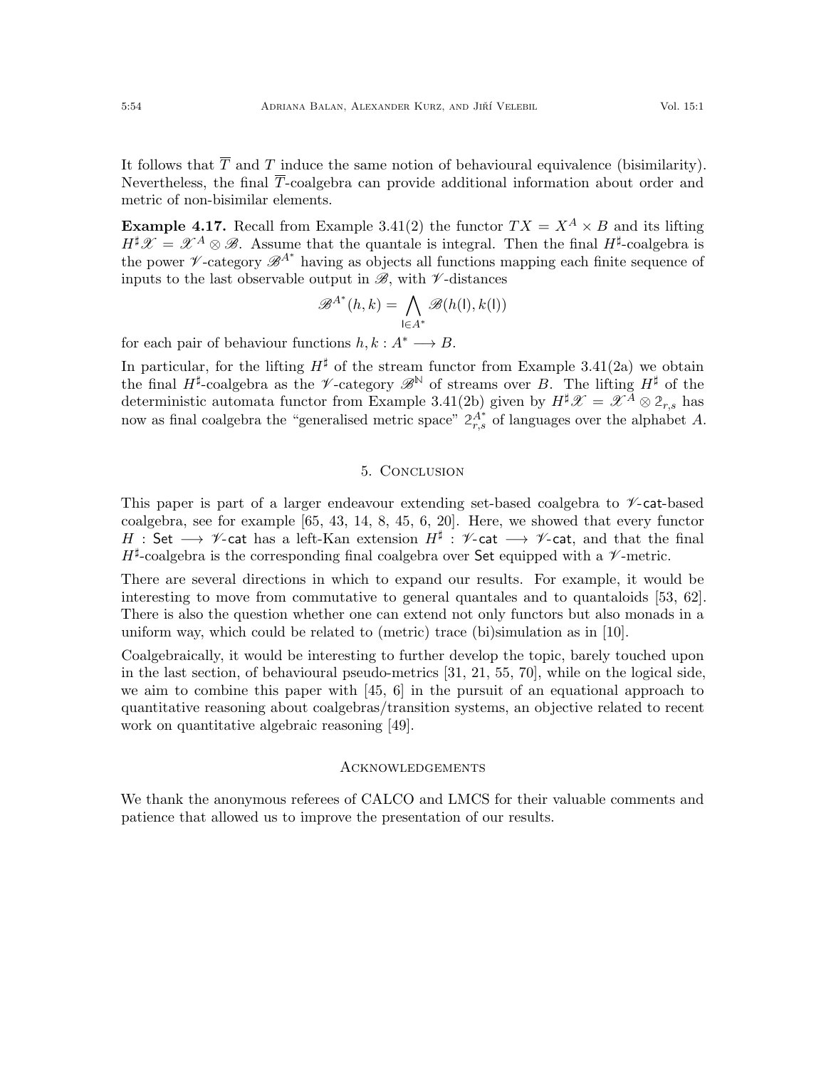It follows that $\overline{T}$ and $T$ induce the same notion of behavioural equivalence (bisimilarity). Nevertheless, the final $\overline{T}$-coalgebra can provide additional information about order and metric of non-bisimilar elements.

**Example 4.17.** Recall from Example 3.41(2) the functor $TX = X^A \times B$ and its lifting $H^\sharp \mathscr{X} = \mathscr{X}^A \otimes \mathscr{B}$. Assume that the quantale is integral. Then the final $H^\sharp$-coalgebra is the power $\mathscr{V}$-category $\mathscr{B}^{A^*}$ having as objects all functions mapping each finite sequence of inputs to the last observable output in $\mathscr{B}$, with $\mathscr{V}$-distances

$$\mathscr{B}^{A^*}(h,k) = \bigwedge_{\mathsf{l} \in A^*} \mathscr{B}(h(\mathsf{l}), k(\mathsf{l}))$$

for each pair of behaviour functions $h, k : A^* \longrightarrow B$.

In particular, for the lifting $H^\sharp$ of the stream functor from Example 3.41(2a) we obtain the final $H^\sharp$-coalgebra as the $\mathscr{V}$-category $\mathscr{B}^{\mathbb{N}}$ of streams over $B$. The lifting $H^\sharp$ of the deterministic automata functor from Example 3.41(2b) given by $H^\sharp \mathscr{X} = \mathscr{X}^A \otimes 2_{r,s}$ has now as final coalgebra the "generalised metric space" $2_{r,s}^{A^*}$ of languages over the alphabet $A$.

## 5. Conclusion

This paper is part of a larger endeavour extending set-based coalgebra to $\mathscr{V}$-$\mathsf{cat}$-based coalgebra, see for example [65, 43, 14, 8, 45, 6, 20]. Here, we showed that every functor $H : \mathsf{Set} \longrightarrow \mathscr{V}\text{-}\mathsf{cat}$ has a left-Kan extension $H^\sharp : \mathscr{V}\text{-}\mathsf{cat} \longrightarrow \mathscr{V}\text{-}\mathsf{cat}$, and that the final $H^\sharp$-coalgebra is the corresponding final coalgebra over $\mathsf{Set}$ equipped with a $\mathscr{V}$-metric.

There are several directions in which to expand our results. For example, it would be interesting to move from commutative to general quantales and to quantaloids [53, 62]. There is also the question whether one can extend not only functors but also monads in a uniform way, which could be related to (metric) trace (bi)simulation as in [10].

Coalgebraically, it would be interesting to further develop the topic, barely touched upon in the last section, of behavioural pseudo-metrics [31, 21, 55, 70], while on the logical side, we aim to combine this paper with [45, 6] in the pursuit of an equational approach to quantitative reasoning about coalgebras/transition systems, an objective related to recent work on quantitative algebraic reasoning [49].

## Acknowledgements

We thank the anonymous referees of CALCO and LMCS for their valuable comments and patience that allowed us to improve the presentation of our results.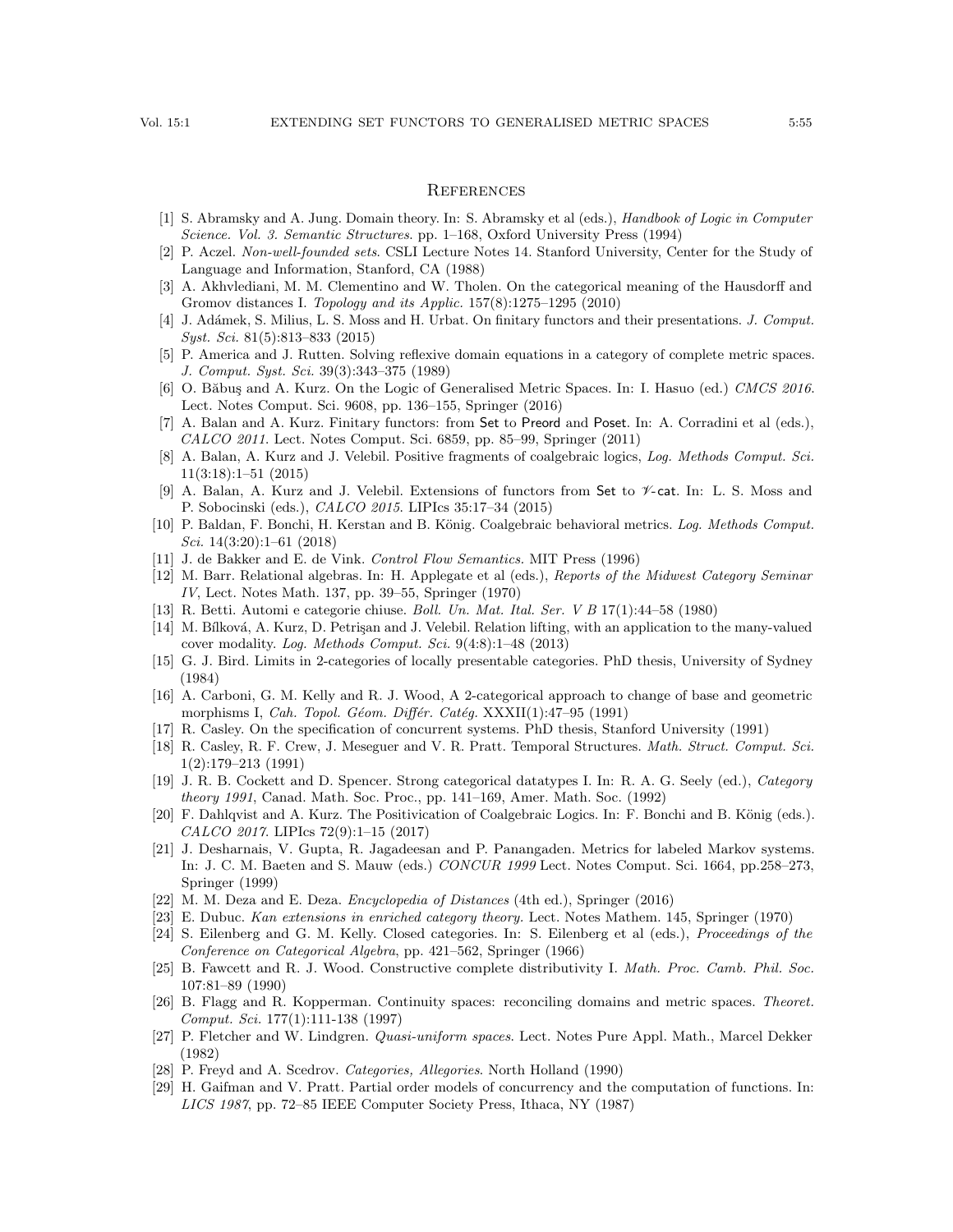## References

[1] S. Abramsky and A. Jung. Domain theory. In: S. Abramsky et al (eds.), *Handbook of Logic in Computer Science. Vol. 3. Semantic Structures*. pp. 1–168, Oxford University Press (1994)

[2] P. Aczel. *Non-well-founded sets*. CSLI Lecture Notes 14. Stanford University, Center for the Study of Language and Information, Stanford, CA (1988)

[3] A. Akhvlediani, M. M. Clementino and W. Tholen. On the categorical meaning of the Hausdorff and Gromov distances I. *Topology and its Applic.* 157(8):1275–1295 (2010)

[4] J. Adámek, S. Milius, L. S. Moss and H. Urbat. On finitary functors and their presentations. *J. Comput. Syst. Sci.* 81(5):813–833 (2015)

[5] P. America and J. Rutten. Solving reflexive domain equations in a category of complete metric spaces. *J. Comput. Syst. Sci.* 39(3):343–375 (1989)

[6] O. Băbuş and A. Kurz. On the Logic of Generalised Metric Spaces. In: I. Hasuo (ed.) *CMCS 2016*. Lect. Notes Comput. Sci. 9608, pp. 136–155, Springer (2016)

[7] A. Balan and A. Kurz. Finitary functors: from Set to Preord and Poset. In: A. Corradini et al (eds.), *CALCO 2011*. Lect. Notes Comput. Sci. 6859, pp. 85–99, Springer (2011)

[8] A. Balan, A. Kurz and J. Velebil. Positive fragments of coalgebraic logics, *Log. Methods Comput. Sci.* 11(3:18):1–51 (2015)

[9] A. Balan, A. Kurz and J. Velebil. Extensions of functors from Set to $\mathscr{V}$-cat. In: L. S. Moss and P. Sobocinski (eds.), *CALCO 2015*. LIPIcs 35:17–34 (2015)

[10] P. Baldan, F. Bonchi, H. Kerstan and B. König. Coalgebraic behavioral metrics. *Log. Methods Comput. Sci.* 14(3:20):1–61 (2018)

[11] J. de Bakker and E. de Vink. *Control Flow Semantics*. MIT Press (1996)

[12] M. Barr. Relational algebras. In: H. Applegate et al (eds.), *Reports of the Midwest Category Seminar IV*, Lect. Notes Math. 137, pp. 39–55, Springer (1970)

[13] R. Betti. Automi e categorie chiuse. *Boll. Un. Mat. Ital. Ser. V B* 17(1):44–58 (1980)

[14] M. Bílková, A. Kurz, D. Petrişan and J. Velebil. Relation lifting, with an application to the many-valued cover modality. *Log. Methods Comput. Sci.* 9(4:8):1–48 (2013)

[15] G. J. Bird. Limits in 2-categories of locally presentable categories. PhD thesis, University of Sydney (1984)

[16] A. Carboni, G. M. Kelly and R. J. Wood, A 2-categorical approach to change of base and geometric morphisms I, *Cah. Topol. Géom. Différ. Catég.* XXXII(1):47–95 (1991)

[17] R. Casley. On the specification of concurrent systems. PhD thesis, Stanford University (1991)

[18] R. Casley, R. F. Crew, J. Meseguer and V. R. Pratt. Temporal Structures. *Math. Struct. Comput. Sci.* 1(2):179–213 (1991)

[19] J. R. B. Cockett and D. Spencer. Strong categorical datatypes I. In: R. A. G. Seely (ed.), *Category theory 1991*, Canad. Math. Soc. Proc., pp. 141–169, Amer. Math. Soc. (1992)

[20] F. Dahlqvist and A. Kurz. The Positivication of Coalgebraic Logics. In: F. Bonchi and B. König (eds.). *CALCO 2017*. LIPIcs 72(9):1–15 (2017)

[21] J. Desharnais, V. Gupta, R. Jagadeesan and P. Panangaden. Metrics for labeled Markov systems. In: J. C. M. Baeten and S. Mauw (eds.) *CONCUR 1999* Lect. Notes Comput. Sci. 1664, pp.258–273, Springer (1999)

[22] M. M. Deza and E. Deza. *Encyclopedia of Distances* (4th ed.), Springer (2016)

[23] E. Dubuc. *Kan extensions in enriched category theory*. Lect. Notes Mathem. 145, Springer (1970)

[24] S. Eilenberg and G. M. Kelly. Closed categories. In: S. Eilenberg et al (eds.), *Proceedings of the Conference on Categorical Algebra*, pp. 421–562, Springer (1966)

[25] B. Fawcett and R. J. Wood. Constructive complete distributivity I. *Math. Proc. Camb. Phil. Soc.* 107:81–89 (1990)

[26] B. Flagg and R. Kopperman. Continuity spaces: reconciling domains and metric spaces. *Theoret. Comput. Sci.* 177(1):111-138 (1997)

[27] P. Fletcher and W. Lindgren. *Quasi-uniform spaces*. Lect. Notes Pure Appl. Math., Marcel Dekker (1982)

[28] P. Freyd and A. Scedrov. *Categories, Allegories*. North Holland (1990)

[29] H. Gaifman and V. Pratt. Partial order models of concurrency and the computation of functions. In: *LICS 1987*, pp. 72–85 IEEE Computer Society Press, Ithaca, NY (1987)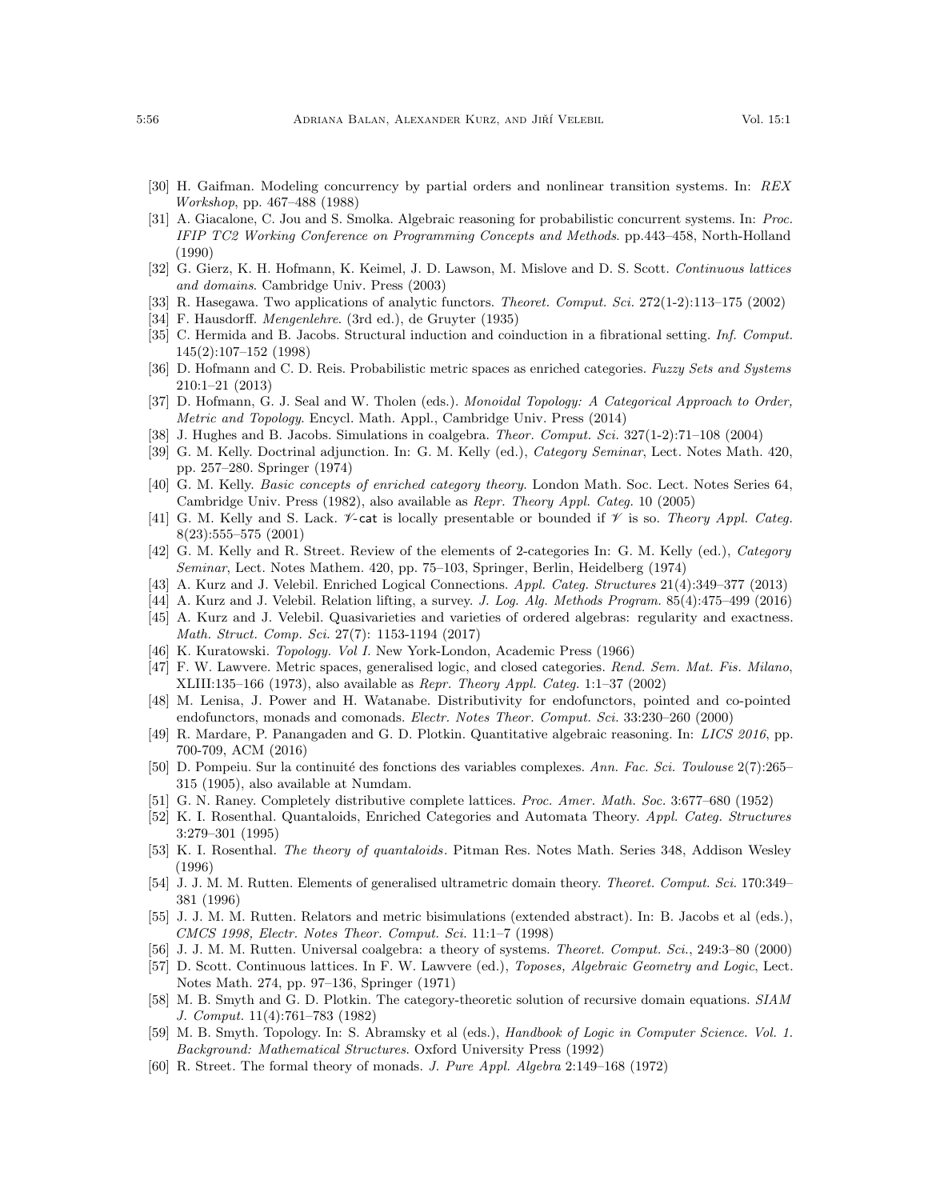- [30] H. Gaifman. Modeling concurrency by partial orders and nonlinear transition systems. In: *REX Workshop*, pp. 467–488 (1988)
- [31] A. Giacalone, C. Jou and S. Smolka. Algebraic reasoning for probabilistic concurrent systems. In: *Proc. IFIP TC2 Working Conference on Programming Concepts and Methods*. pp.443–458, North-Holland (1990)
- [32] G. Gierz, K. H. Hofmann, K. Keimel, J. D. Lawson, M. Mislove and D. S. Scott. *Continuous lattices and domains*. Cambridge Univ. Press (2003)
- [33] R. Hasegawa. Two applications of analytic functors. *Theoret. Comput. Sci.* 272(1-2):113–175 (2002)
- [34] F. Hausdorff. *Mengenlehre*. (3rd ed.), de Gruyter (1935)
- [35] C. Hermida and B. Jacobs. Structural induction and coinduction in a fibrational setting. *Inf. Comput.* 145(2):107–152 (1998)
- [36] D. Hofmann and C. D. Reis. Probabilistic metric spaces as enriched categories. *Fuzzy Sets and Systems* 210:1–21 (2013)
- [37] D. Hofmann, G. J. Seal and W. Tholen (eds.). *Monoidal Topology: A Categorical Approach to Order, Metric and Topology*. Encycl. Math. Appl., Cambridge Univ. Press (2014)
- [38] J. Hughes and B. Jacobs. Simulations in coalgebra. *Theor. Comput. Sci.* 327(1-2):71–108 (2004)
- [39] G. M. Kelly. Doctrinal adjunction. In: G. M. Kelly (ed.), *Category Seminar*, Lect. Notes Math. 420, pp. 257–280. Springer (1974)
- [40] G. M. Kelly. *Basic concepts of enriched category theory*. London Math. Soc. Lect. Notes Series 64, Cambridge Univ. Press (1982), also available as *Repr. Theory Appl. Categ.* 10 (2005)
- [41] G. M. Kelly and S. Lack. $\mathscr{V}$-$\mathsf{cat}$ is locally presentable or bounded if $\mathscr{V}$ is so. *Theory Appl. Categ.* 8(23):555–575 (2001)
- [42] G. M. Kelly and R. Street. Review of the elements of 2-categories In: G. M. Kelly (ed.), *Category Seminar*, Lect. Notes Mathem. 420, pp. 75–103, Springer, Berlin, Heidelberg (1974)
- [43] A. Kurz and J. Velebil. Enriched Logical Connections. *Appl. Categ. Structures* 21(4):349–377 (2013)
- [44] A. Kurz and J. Velebil. Relation lifting, a survey. *J. Log. Alg. Methods Program.* 85(4):475–499 (2016)
- [45] A. Kurz and J. Velebil. Quasivarieties and varieties of ordered algebras: regularity and exactness. *Math. Struct. Comp. Sci.* 27(7): 1153-1194 (2017)
- [46] K. Kuratowski. *Topology. Vol I.* New York-London, Academic Press (1966)
- [47] F. W. Lawvere. Metric spaces, generalised logic, and closed categories. *Rend. Sem. Mat. Fis. Milano*, XLIII:135–166 (1973), also available as *Repr. Theory Appl. Categ.* 1:1–37 (2002)
- [48] M. Lenisa, J. Power and H. Watanabe. Distributivity for endofunctors, pointed and co-pointed endofunctors, monads and comonads. *Electr. Notes Theor. Comput. Sci.* 33:230–260 (2000)
- [49] R. Mardare, P. Panangaden and G. D. Plotkin. Quantitative algebraic reasoning. In: *LICS 2016*, pp. 700-709, ACM (2016)
- [50] D. Pompeiu. Sur la continuité des fonctions des variables complexes. *Ann. Fac. Sci. Toulouse* 2(7):265–315 (1905), also available at Numdam.
- [51] G. N. Raney. Completely distributive complete lattices. *Proc. Amer. Math. Soc.* 3:677–680 (1952)
- [52] K. I. Rosenthal. Quantaloids, Enriched Categories and Automata Theory. *Appl. Categ. Structures* 3:279–301 (1995)
- [53] K. I. Rosenthal. *The theory of quantaloids*. Pitman Res. Notes Math. Series 348, Addison Wesley (1996)
- [54] J. J. M. M. Rutten. Elements of generalised ultrametric domain theory. *Theoret. Comput. Sci*. 170:349–381 (1996)
- [55] J. J. M. M. Rutten. Relators and metric bisimulations (extended abstract). In: B. Jacobs et al (eds.), *CMCS 1998, Electr. Notes Theor. Comput. Sci.* 11:1–7 (1998)
- [56] J. J. M. M. Rutten. Universal coalgebra: a theory of systems. *Theoret. Comput. Sci.*, 249:3–80 (2000)
- [57] D. Scott. Continuous lattices. In F. W. Lawvere (ed.), *Toposes, Algebraic Geometry and Logic*, Lect. Notes Math. 274, pp. 97–136, Springer (1971)
- [58] M. B. Smyth and G. D. Plotkin. The category-theoretic solution of recursive domain equations. *SIAM J. Comput.* 11(4):761–783 (1982)
- [59] M. B. Smyth. Topology. In: S. Abramsky et al (eds.), *Handbook of Logic in Computer Science. Vol. 1. Background: Mathematical Structures*. Oxford University Press (1992)
- [60] R. Street. The formal theory of monads. *J. Pure Appl. Algebra* 2:149–168 (1972)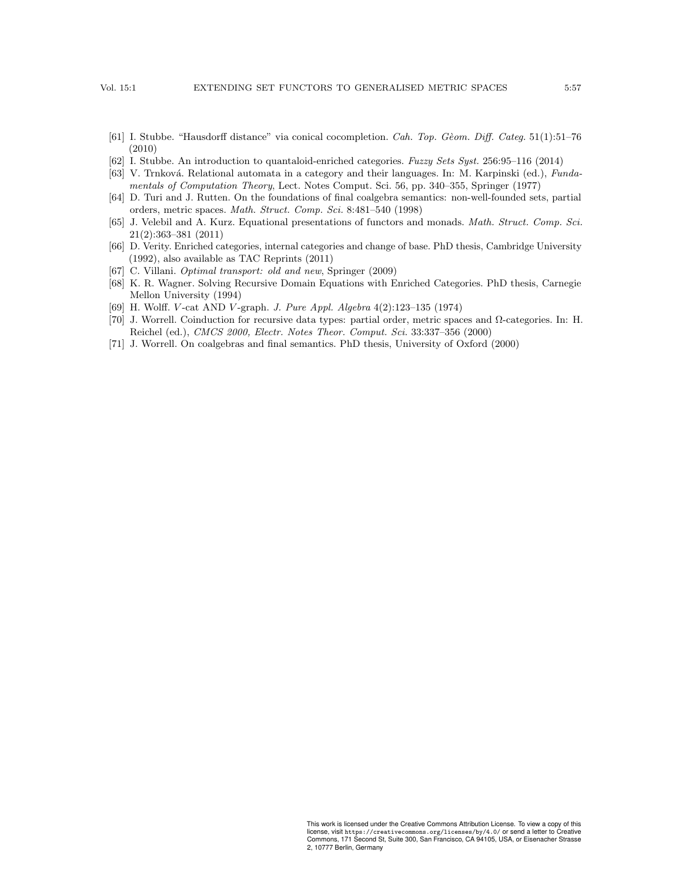[61] I. Stubbe. "Hausdorff distance" via conical cocompletion. *Cah. Top. Gèom. Diff. Categ.* 51(1):51–76 (2010)

[62] I. Stubbe. An introduction to quantaloid-enriched categories. *Fuzzy Sets Syst.* 256:95–116 (2014)

[63] V. Trnková. Relational automata in a category and their languages. In: M. Karpinski (ed.), *Fundamentals of Computation Theory*, Lect. Notes Comput. Sci. 56, pp. 340–355, Springer (1977)

[64] D. Turi and J. Rutten. On the foundations of final coalgebra semantics: non-well-founded sets, partial orders, metric spaces. *Math. Struct. Comp. Sci.* 8:481–540 (1998)

[65] J. Velebil and A. Kurz. Equational presentations of functors and monads. *Math. Struct. Comp. Sci.* 21(2):363–381 (2011)

[66] D. Verity. Enriched categories, internal categories and change of base. PhD thesis, Cambridge University (1992), also available as TAC Reprints (2011)

[67] C. Villani. *Optimal transport: old and new*, Springer (2009)

[68] K. R. Wagner. Solving Recursive Domain Equations with Enriched Categories. PhD thesis, Carnegie Mellon University (1994)

[69] H. Wolff. $V$-cat AND $V$-graph. *J. Pure Appl. Algebra* 4(2):123–135 (1974)

[70] J. Worrell. Coinduction for recursive data types: partial order, metric spaces and $\Omega$-categories. In: H. Reichel (ed.), *CMCS 2000, Electr. Notes Theor. Comput. Sci.* 33:337–356 (2000)

[71] J. Worrell. On coalgebras and final semantics. PhD thesis, University of Oxford (2000)

This work is licensed under the Creative Commons Attribution License. To view a copy of this license, visit https://creativecommons.org/licenses/by/4.0/ or send a letter to Creative Commons, 171 Second St, Suite 300, San Francisco, CA 94105, USA, or Eisenacher Strasse 2, 10777 Berlin, Germany